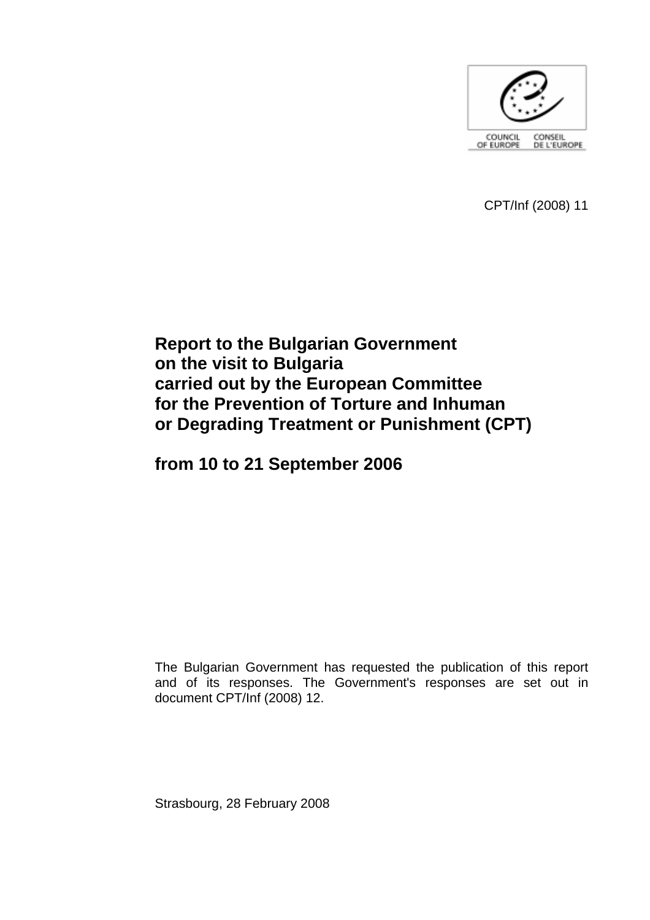COUNCIL OF EUROPE CONSEIL DE L'EUROPE

CPT/Inf (2008) 11

# Report to the Bulgarian Government on the visit to Bulgaria carried out by the European Committee for the Prevention of Torture and Inhuman or Degrading Treatment or Punishment (CPT)

## from 10 to 21 September 2006

The Bulgarian Government has requested the publication of this report and of its responses. The Government's responses are set out in document CPT/Inf (2008) 12.

Strasbourg, 28 February 2008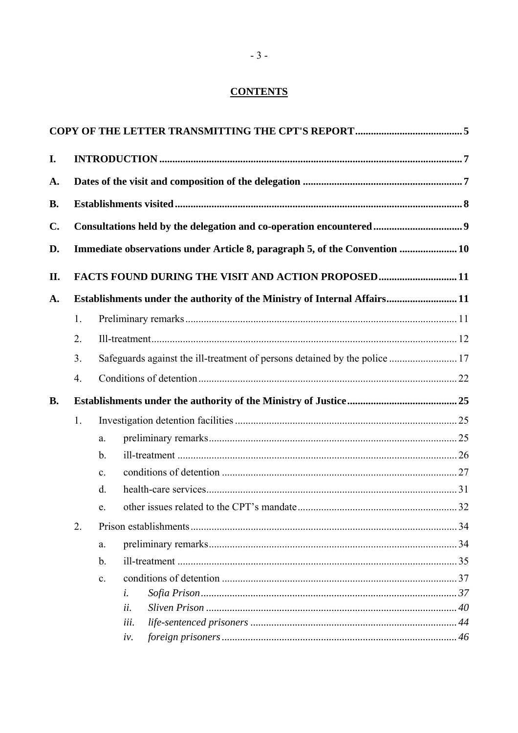# CONTENTS

**COPY OF THE LETTER TRANSMITTING THE CPT'S REPORT** ........................................ 5

**I. INTRODUCTION** ........................................ 7

**A. Dates of the visit and composition of the delegation** ........................................ 7

**B. Establishments visited** ........................................ 8

**C. Consultations held by the delegation and co-operation encountered** ........................................ 9

**D. Immediate observations under Article 8, paragraph 5, of the Convention** ........................................ 10

**II. FACTS FOUND DURING THE VISIT AND ACTION PROPOSED** ........................................ 11

**A. Establishments under the authority of the Ministry of Internal Affairs** ........................................ 11

1. Preliminary remarks ........................................ 11
2. Ill-treatment ........................................ 12
3. Safeguards against the ill-treatment of persons detained by the police ........................................ 17
4. Conditions of detention ........................................ 22

**B. Establishments under the authority of the Ministry of Justice** ........................................ 25

1. Investigation detention facilities ........................................ 25
   - a. preliminary remarks ........................................ 25
   - b. ill-treatment ........................................ 26
   - c. conditions of detention ........................................ 27
   - d. health-care services ........................................ 31
   - e. other issues related to the CPT's mandate ........................................ 32
2. Prison establishments ........................................ 34
   - a. preliminary remarks ........................................ 34
   - b. ill-treatment ........................................ 35
   - c. conditions of detention ........................................ 37
     - *i. Sofia Prison* ........................................ *37*
     - *ii. Sliven Prison* ........................................ *40*
     - *iii. life-sentenced prisoners* ........................................ *44*
     - *iv. foreign prisoners* ........................................ *46*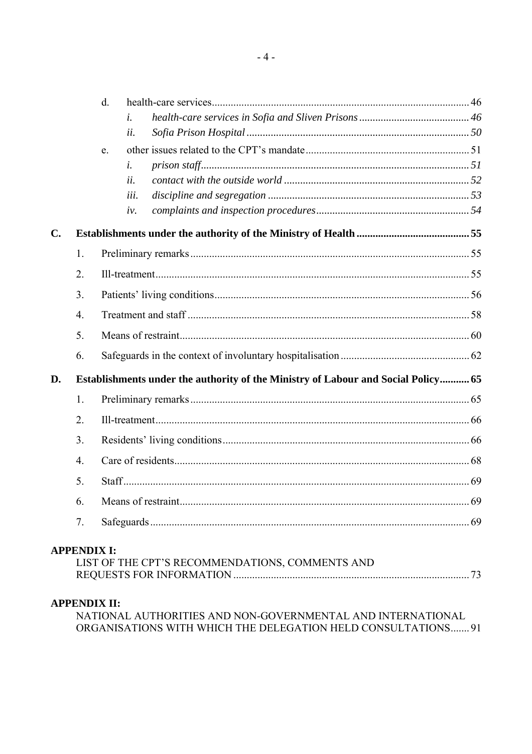- d. health-care services ........ 46
  - *i. health-care services in Sofia and Sliven Prisons* ........ *46*
  - *ii. Sofia Prison Hospital* ........ *50*
- e. other issues related to the CPT's mandate ........ 51
  - *i. prison staff* ........ *51*
  - *ii. contact with the outside world* ........ *52*
  - *iii. discipline and segregation* ........ *53*
  - *iv. complaints and inspection procedures* ........ *54*

**C. Establishments under the authority of the Ministry of Health ........ 55**

1. Preliminary remarks ........ 55
2. Ill-treatment ........ 55
3. Patients' living conditions ........ 56
4. Treatment and staff ........ 58
5. Means of restraint ........ 60
6. Safeguards in the context of involuntary hospitalisation ........ 62

**D. Establishments under the authority of the Ministry of Labour and Social Policy ........ 65**

1. Preliminary remarks ........ 65
2. Ill-treatment ........ 66
3. Residents' living conditions ........ 66
4. Care of residents ........ 68
5. Staff ........ 69
6. Means of restraint ........ 69
7. Safeguards ........ 69

**APPENDIX I:**
LIST OF THE CPT'S RECOMMENDATIONS, COMMENTS AND REQUESTS FOR INFORMATION ........ 73

**APPENDIX II:**
NATIONAL AUTHORITIES AND NON-GOVERNMENTAL AND INTERNATIONAL ORGANISATIONS WITH WHICH THE DELEGATION HELD CONSULTATIONS ........ 91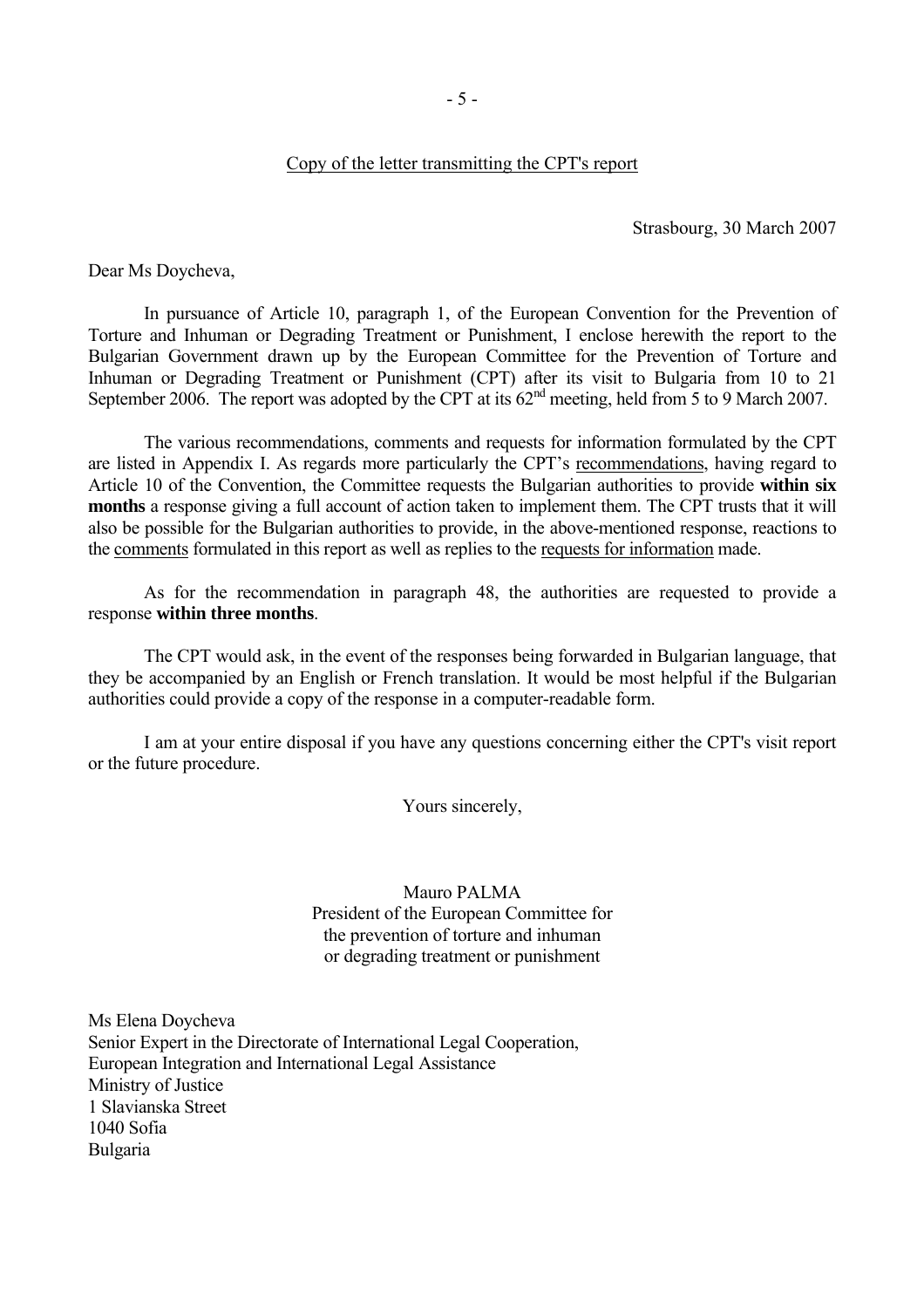Copy of the letter transmitting the CPT's report

Strasbourg, 30 March 2007

Dear Ms Doycheva,

In pursuance of Article 10, paragraph 1, of the European Convention for the Prevention of Torture and Inhuman or Degrading Treatment or Punishment, I enclose herewith the report to the Bulgarian Government drawn up by the European Committee for the Prevention of Torture and Inhuman or Degrading Treatment or Punishment (CPT) after its visit to Bulgaria from 10 to 21 September 2006. The report was adopted by the CPT at its 62nd meeting, held from 5 to 9 March 2007.

The various recommendations, comments and requests for information formulated by the CPT are listed in Appendix I. As regards more particularly the CPT's recommendations, having regard to Article 10 of the Convention, the Committee requests the Bulgarian authorities to provide **within six months** a response giving a full account of action taken to implement them. The CPT trusts that it will also be possible for the Bulgarian authorities to provide, in the above-mentioned response, reactions to the comments formulated in this report as well as replies to the requests for information made.

As for the recommendation in paragraph 48, the authorities are requested to provide a response **within three months**.

The CPT would ask, in the event of the responses being forwarded in Bulgarian language, that they be accompanied by an English or French translation. It would be most helpful if the Bulgarian authorities could provide a copy of the response in a computer-readable form.

I am at your entire disposal if you have any questions concerning either the CPT's visit report or the future procedure.

Yours sincerely,

Mauro PALMA
President of the European Committee for
the prevention of torture and inhuman
or degrading treatment or punishment

Ms Elena Doycheva
Senior Expert in the Directorate of International Legal Cooperation,
European Integration and International Legal Assistance
Ministry of Justice
1 Slavianska Street
1040 Sofia
Bulgaria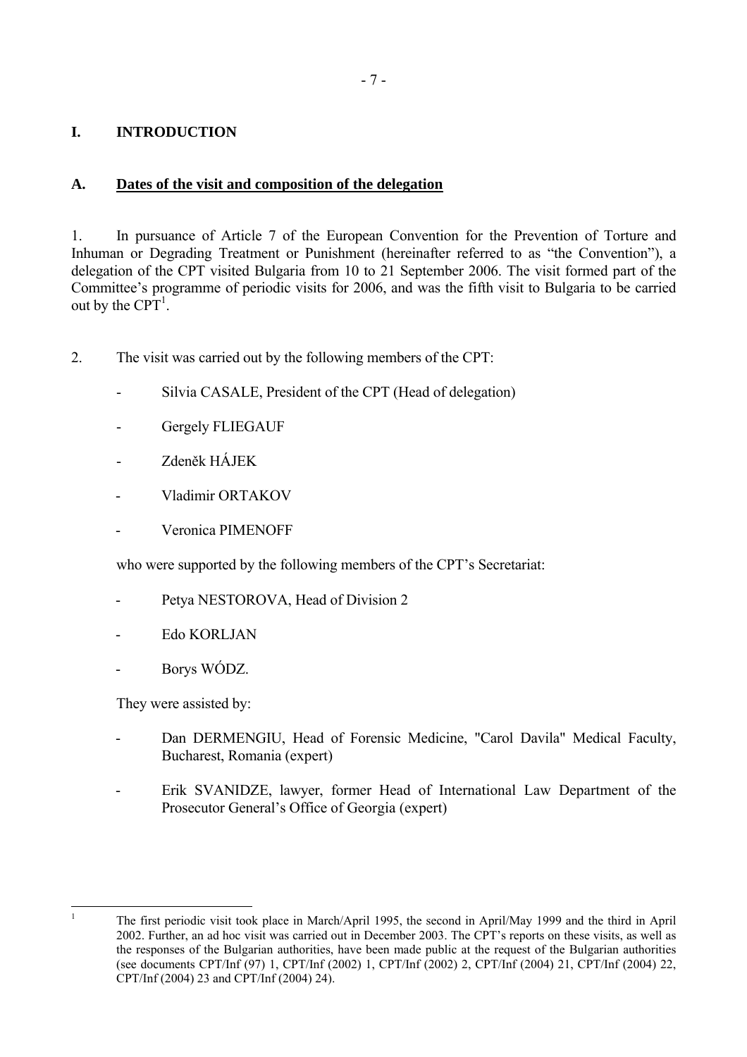# I. INTRODUCTION

## A. Dates of the visit and composition of the delegation

1. In pursuance of Article 7 of the European Convention for the Prevention of Torture and Inhuman or Degrading Treatment or Punishment (hereinafter referred to as "the Convention"), a delegation of the CPT visited Bulgaria from 10 to 21 September 2006. The visit formed part of the Committee's programme of periodic visits for 2006, and was the fifth visit to Bulgaria to be carried out by the CPT[1].

2. The visit was carried out by the following members of the CPT:

- Silvia CASALE, President of the CPT (Head of delegation)
- Gergely FLIEGAUF
- Zdeněk HÁJEK
- Vladimir ORTAKOV
- Veronica PIMENOFF

who were supported by the following members of the CPT's Secretariat:

- Petya NESTOROVA, Head of Division 2
- Edo KORLJAN
- Borys WÓDZ.

They were assisted by:

- Dan DERMENGIU, Head of Forensic Medicine, "Carol Davila" Medical Faculty, Bucharest, Romania (expert)
- Erik SVANIDZE, lawyer, former Head of International Law Department of the Prosecutor General's Office of Georgia (expert)

---

[1] The first periodic visit took place in March/April 1995, the second in April/May 1999 and the third in April 2002. Further, an ad hoc visit was carried out in December 2003. The CPT's reports on these visits, as well as the responses of the Bulgarian authorities, have been made public at the request of the Bulgarian authorities (see documents CPT/Inf (97) 1, CPT/Inf (2002) 1, CPT/Inf (2002) 2, CPT/Inf (2004) 21, CPT/Inf (2004) 22, CPT/Inf (2004) 23 and CPT/Inf (2004) 24).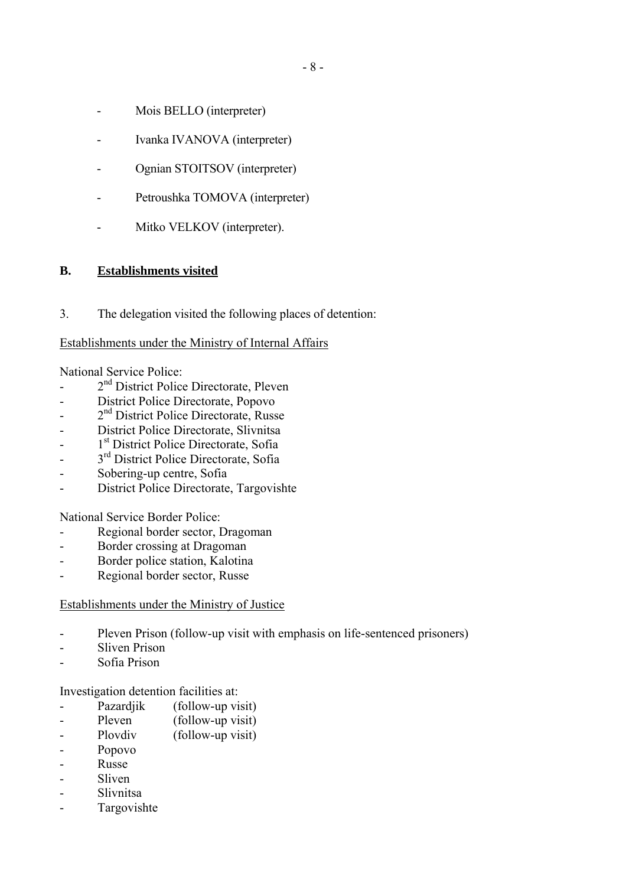- Mois BELLO (interpreter)

- Ivanka IVANOVA (interpreter)

- Ognian STOITSOV (interpreter)

- Petroushka TOMOVA (interpreter)

- Mitko VELKOV (interpreter).

## B. Establishments visited

3. The delegation visited the following places of detention:

Establishments under the Ministry of Internal Affairs

National Service Police:

- 2nd District Police Directorate, Pleven
- District Police Directorate, Popovo
- 2nd District Police Directorate, Russe
- District Police Directorate, Slivnitsa
- 1st District Police Directorate, Sofia
- 3rd District Police Directorate, Sofia
- Sobering-up centre, Sofia
- District Police Directorate, Targovishte

National Service Border Police:

- Regional border sector, Dragoman
- Border crossing at Dragoman
- Border police station, Kalotina
- Regional border sector, Russe

Establishments under the Ministry of Justice

- Pleven Prison (follow-up visit with emphasis on life-sentenced prisoners)
- Sliven Prison
- Sofia Prison

Investigation detention facilities at:

- Pazardjik (follow-up visit)
- Pleven (follow-up visit)
- Plovdiv (follow-up visit)
- Popovo
- Russe
- Sliven
- Slivnitsa
- Targovishte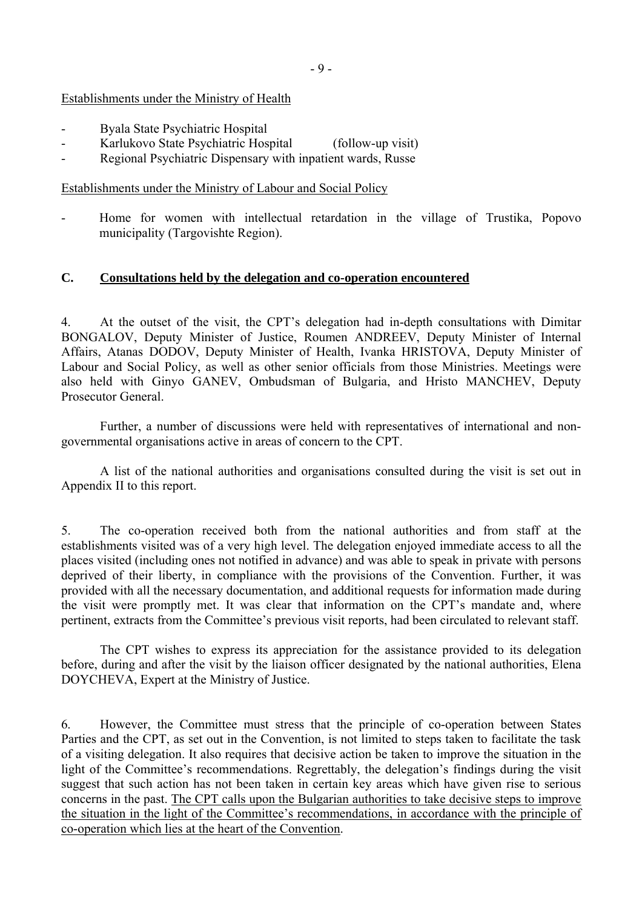Establishments under the Ministry of Health

- Byala State Psychiatric Hospital
- Karlukovo State Psychiatric Hospital (follow-up visit)
- Regional Psychiatric Dispensary with inpatient wards, Russe

Establishments under the Ministry of Labour and Social Policy

- Home for women with intellectual retardation in the village of Trustika, Popovo municipality (Targovishte Region).

## C. Consultations held by the delegation and co-operation encountered

4. At the outset of the visit, the CPT's delegation had in-depth consultations with Dimitar BONGALOV, Deputy Minister of Justice, Roumen ANDREEV, Deputy Minister of Internal Affairs, Atanas DODOV, Deputy Minister of Health, Ivanka HRISTOVA, Deputy Minister of Labour and Social Policy, as well as other senior officials from those Ministries. Meetings were also held with Ginyo GANEV, Ombudsman of Bulgaria, and Hristo MANCHEV, Deputy Prosecutor General.

Further, a number of discussions were held with representatives of international and non-governmental organisations active in areas of concern to the CPT.

A list of the national authorities and organisations consulted during the visit is set out in Appendix II to this report.

5. The co-operation received both from the national authorities and from staff at the establishments visited was of a very high level. The delegation enjoyed immediate access to all the places visited (including ones not notified in advance) and was able to speak in private with persons deprived of their liberty, in compliance with the provisions of the Convention. Further, it was provided with all the necessary documentation, and additional requests for information made during the visit were promptly met. It was clear that information on the CPT's mandate and, where pertinent, extracts from the Committee's previous visit reports, had been circulated to relevant staff.

The CPT wishes to express its appreciation for the assistance provided to its delegation before, during and after the visit by the liaison officer designated by the national authorities, Elena DOYCHEVA, Expert at the Ministry of Justice.

6. However, the Committee must stress that the principle of co-operation between States Parties and the CPT, as set out in the Convention, is not limited to steps taken to facilitate the task of a visiting delegation. It also requires that decisive action be taken to improve the situation in the light of the Committee's recommendations. Regrettably, the delegation's findings during the visit suggest that such action has not been taken in certain key areas which have given rise to serious concerns in the past. The CPT calls upon the Bulgarian authorities to take decisive steps to improve the situation in the light of the Committee's recommendations, in accordance with the principle of co-operation which lies at the heart of the Convention.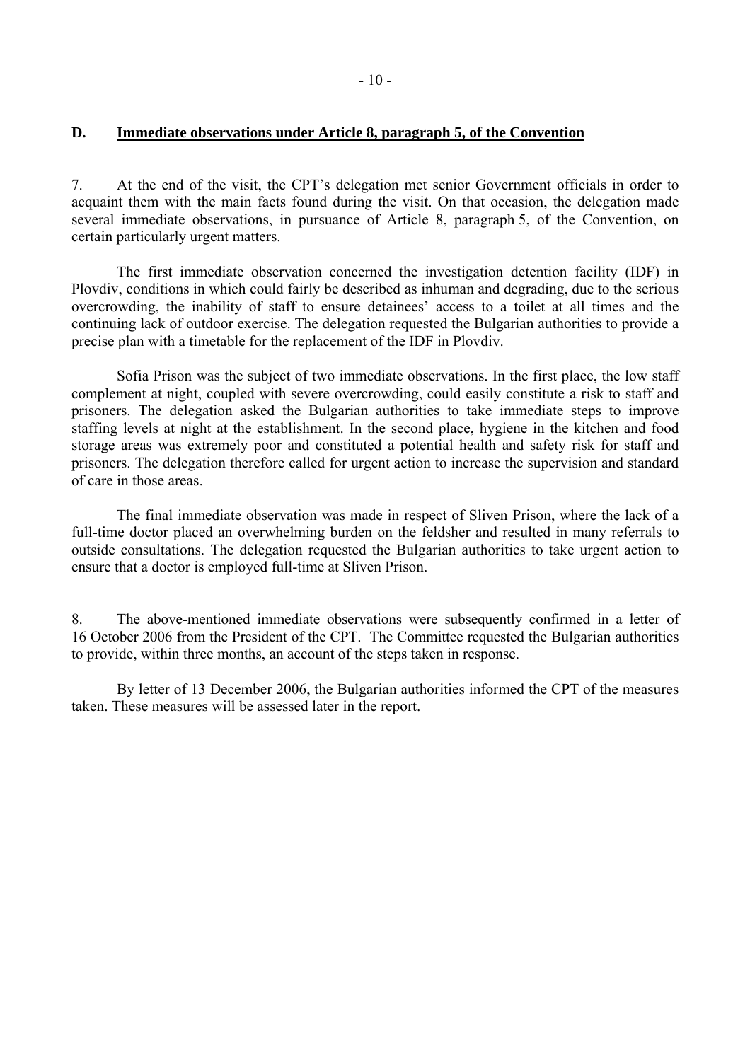## D. Immediate observations under Article 8, paragraph 5, of the Convention

7. At the end of the visit, the CPT's delegation met senior Government officials in order to acquaint them with the main facts found during the visit. On that occasion, the delegation made several immediate observations, in pursuance of Article 8, paragraph 5, of the Convention, on certain particularly urgent matters.

The first immediate observation concerned the investigation detention facility (IDF) in Plovdiv, conditions in which could fairly be described as inhuman and degrading, due to the serious overcrowding, the inability of staff to ensure detainees' access to a toilet at all times and the continuing lack of outdoor exercise. The delegation requested the Bulgarian authorities to provide a precise plan with a timetable for the replacement of the IDF in Plovdiv.

Sofia Prison was the subject of two immediate observations. In the first place, the low staff complement at night, coupled with severe overcrowding, could easily constitute a risk to staff and prisoners. The delegation asked the Bulgarian authorities to take immediate steps to improve staffing levels at night at the establishment. In the second place, hygiene in the kitchen and food storage areas was extremely poor and constituted a potential health and safety risk for staff and prisoners. The delegation therefore called for urgent action to increase the supervision and standard of care in those areas.

The final immediate observation was made in respect of Sliven Prison, where the lack of a full-time doctor placed an overwhelming burden on the feldsher and resulted in many referrals to outside consultations. The delegation requested the Bulgarian authorities to take urgent action to ensure that a doctor is employed full-time at Sliven Prison.

8. The above-mentioned immediate observations were subsequently confirmed in a letter of 16 October 2006 from the President of the CPT. The Committee requested the Bulgarian authorities to provide, within three months, an account of the steps taken in response.

By letter of 13 December 2006, the Bulgarian authorities informed the CPT of the measures taken. These measures will be assessed later in the report.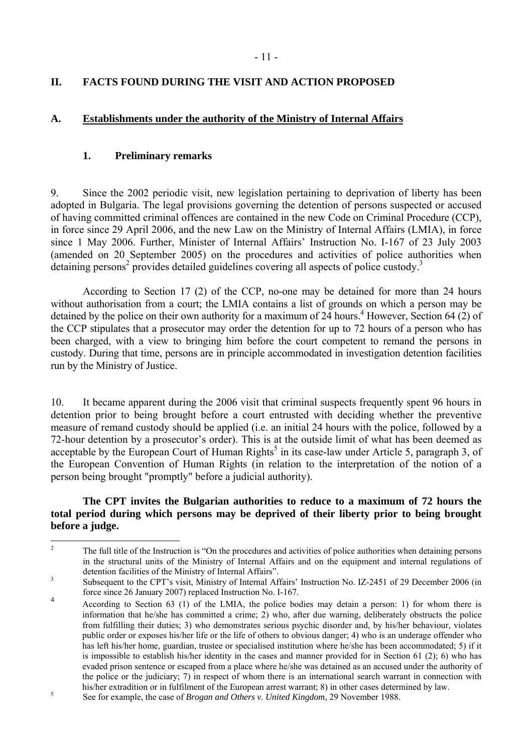## II. FACTS FOUND DURING THE VISIT AND ACTION PROPOSED

### A. Establishments under the authority of the Ministry of Internal Affairs

#### 1. Preliminary remarks

9. Since the 2002 periodic visit, new legislation pertaining to deprivation of liberty has been adopted in Bulgaria. The legal provisions governing the detention of persons suspected or accused of having committed criminal offences are contained in the new Code on Criminal Procedure (CCP), in force since 29 April 2006, and the new Law on the Ministry of Internal Affairs (LMIA), in force since 1 May 2006. Further, Minister of Internal Affairs' Instruction No. I-167 of 23 July 2003 (amended on 20 September 2005) on the procedures and activities of police authorities when detaining persons[2] provides detailed guidelines covering all aspects of police custody.[3]

According to Section 17 (2) of the CCP, no-one may be detained for more than 24 hours without authorisation from a court; the LMIA contains a list of grounds on which a person may be detained by the police on their own authority for a maximum of 24 hours.[4] However, Section 64 (2) of the CCP stipulates that a prosecutor may order the detention for up to 72 hours of a person who has been charged, with a view to bringing him before the court competent to remand the persons in custody. During that time, persons are in principle accommodated in investigation detention facilities run by the Ministry of Justice.

10. It became apparent during the 2006 visit that criminal suspects frequently spent 96 hours in detention prior to being brought before a court entrusted with deciding whether the preventive measure of remand custody should be applied (i.e. an initial 24 hours with the police, followed by a 72-hour detention by a prosecutor's order). This is at the outside limit of what has been deemed as acceptable by the European Court of Human Rights[5] in its case-law under Article 5, paragraph 3, of the European Convention of Human Rights (in relation to the interpretation of the notion of a person being brought "promptly" before a judicial authority).

**The CPT invites the Bulgarian authorities to reduce to a maximum of 72 hours the total period during which persons may be deprived of their liberty prior to being brought before a judge.**

---

[2] The full title of the Instruction is "On the procedures and activities of police authorities when detaining persons in the structural units of the Ministry of Internal Affairs and on the equipment and internal regulations of detention facilities of the Ministry of Internal Affairs".

[3] Subsequent to the CPT's visit, Ministry of Internal Affairs' Instruction No. IZ-2451 of 29 December 2006 (in force since 26 January 2007) replaced Instruction No. I-167.

[4] According to Section 63 (1) of the LMIA, the police bodies may detain a person: 1) for whom there is information that he/she has committed a crime; 2) who, after due warning, deliberately obstructs the police from fulfilling their duties; 3) who demonstrates serious psychic disorder and, by his/her behaviour, violates public order or exposes his/her life or the life of others to obvious danger; 4) who is an underage offender who has left his/her home, guardian, trustee or specialised institution where he/she has been accommodated; 5) if it is impossible to establish his/her identity in the cases and manner provided for in Section 61 (2); 6) who has evaded prison sentence or escaped from a place where he/she was detained as an accused under the authority of the police or the judiciary; 7) in respect of whom there is an international search warrant in connection with his/her extradition or in fulfilment of the European arrest warrant; 8) in other cases determined by law.

[5] See for example, the case of *Brogan and Others v. United Kingdom*, 29 November 1988.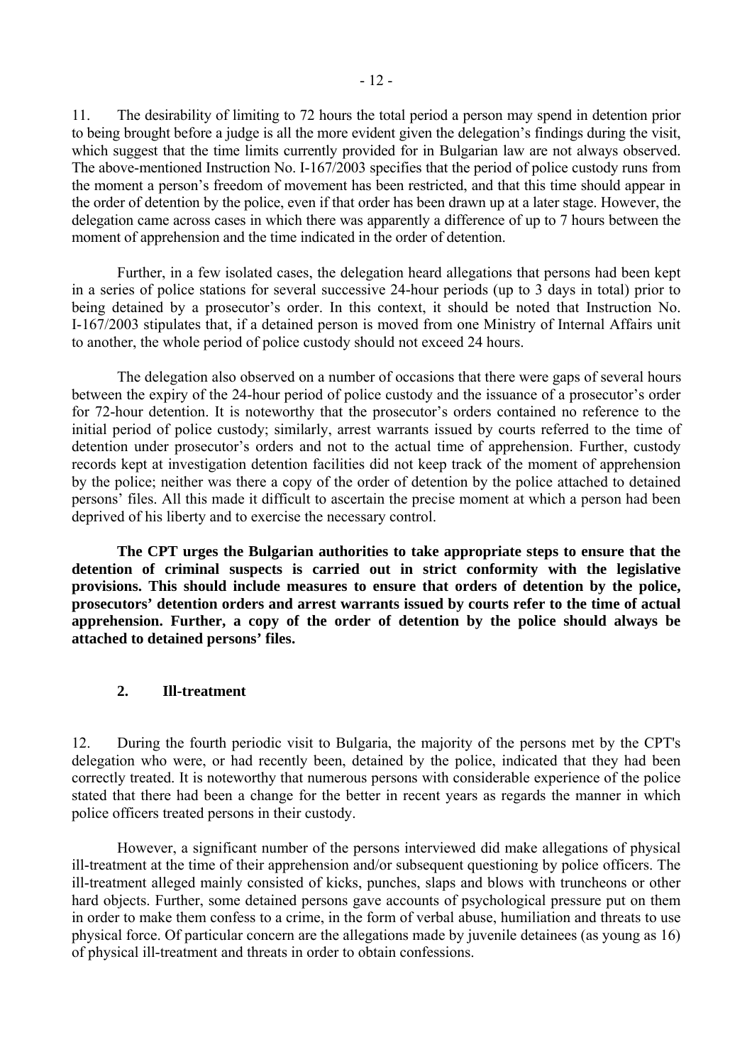11. The desirability of limiting to 72 hours the total period a person may spend in detention prior to being brought before a judge is all the more evident given the delegation's findings during the visit, which suggest that the time limits currently provided for in Bulgarian law are not always observed. The above-mentioned Instruction No. I-167/2003 specifies that the period of police custody runs from the moment a person's freedom of movement has been restricted, and that this time should appear in the order of detention by the police, even if that order has been drawn up at a later stage. However, the delegation came across cases in which there was apparently a difference of up to 7 hours between the moment of apprehension and the time indicated in the order of detention.

Further, in a few isolated cases, the delegation heard allegations that persons had been kept in a series of police stations for several successive 24-hour periods (up to 3 days in total) prior to being detained by a prosecutor's order. In this context, it should be noted that Instruction No. I-167/2003 stipulates that, if a detained person is moved from one Ministry of Internal Affairs unit to another, the whole period of police custody should not exceed 24 hours.

The delegation also observed on a number of occasions that there were gaps of several hours between the expiry of the 24-hour period of police custody and the issuance of a prosecutor's order for 72-hour detention. It is noteworthy that the prosecutor's orders contained no reference to the initial period of police custody; similarly, arrest warrants issued by courts referred to the time of detention under prosecutor's orders and not to the actual time of apprehension. Further, custody records kept at investigation detention facilities did not keep track of the moment of apprehension by the police; neither was there a copy of the order of detention by the police attached to detained persons' files. All this made it difficult to ascertain the precise moment at which a person had been deprived of his liberty and to exercise the necessary control.

**The CPT urges the Bulgarian authorities to take appropriate steps to ensure that the detention of criminal suspects is carried out in strict conformity with the legislative provisions. This should include measures to ensure that orders of detention by the police, prosecutors' detention orders and arrest warrants issued by courts refer to the time of actual apprehension. Further, a copy of the order of detention by the police should always be attached to detained persons' files.**

### 2. Ill-treatment

12. During the fourth periodic visit to Bulgaria, the majority of the persons met by the CPT's delegation who were, or had recently been, detained by the police, indicated that they had been correctly treated. It is noteworthy that numerous persons with considerable experience of the police stated that there had been a change for the better in recent years as regards the manner in which police officers treated persons in their custody.

However, a significant number of the persons interviewed did make allegations of physical ill-treatment at the time of their apprehension and/or subsequent questioning by police officers. The ill-treatment alleged mainly consisted of kicks, punches, slaps and blows with truncheons or other hard objects. Further, some detained persons gave accounts of psychological pressure put on them in order to make them confess to a crime, in the form of verbal abuse, humiliation and threats to use physical force. Of particular concern are the allegations made by juvenile detainees (as young as 16) of physical ill-treatment and threats in order to obtain confessions.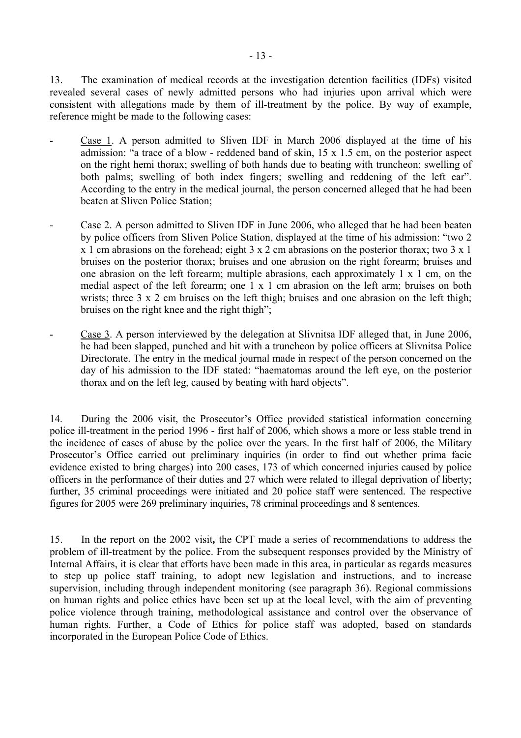13. The examination of medical records at the investigation detention facilities (IDFs) visited revealed several cases of newly admitted persons who had injuries upon arrival which were consistent with allegations made by them of ill-treatment by the police. By way of example, reference might be made to the following cases:

- Case 1. A person admitted to Sliven IDF in March 2006 displayed at the time of his admission: "a trace of a blow - reddened band of skin, 15 x 1.5 cm, on the posterior aspect on the right hemi thorax; swelling of both hands due to beating with truncheon; swelling of both palms; swelling of both index fingers; swelling and reddening of the left ear". According to the entry in the medical journal, the person concerned alleged that he had been beaten at Sliven Police Station;

- Case 2. A person admitted to Sliven IDF in June 2006, who alleged that he had been beaten by police officers from Sliven Police Station, displayed at the time of his admission: "two 2 x 1 cm abrasions on the forehead; eight 3 x 2 cm abrasions on the posterior thorax; two 3 x 1 bruises on the posterior thorax; bruises and one abrasion on the right forearm; bruises and one abrasion on the left forearm; multiple abrasions, each approximately 1 x 1 cm, on the medial aspect of the left forearm; one 1 x 1 cm abrasion on the left arm; bruises on both wrists; three 3 x 2 cm bruises on the left thigh; bruises and one abrasion on the left thigh; bruises on the right knee and the right thigh";

- Case 3. A person interviewed by the delegation at Slivnitsa IDF alleged that, in June 2006, he had been slapped, punched and hit with a truncheon by police officers at Slivnitsa Police Directorate. The entry in the medical journal made in respect of the person concerned on the day of his admission to the IDF stated: "haematomas around the left eye, on the posterior thorax and on the left leg, caused by beating with hard objects".

14. During the 2006 visit, the Prosecutor's Office provided statistical information concerning police ill-treatment in the period 1996 - first half of 2006, which shows a more or less stable trend in the incidence of cases of abuse by the police over the years. In the first half of 2006, the Military Prosecutor's Office carried out preliminary inquiries (in order to find out whether prima facie evidence existed to bring charges) into 200 cases, 173 of which concerned injuries caused by police officers in the performance of their duties and 27 which were related to illegal deprivation of liberty; further, 35 criminal proceedings were initiated and 20 police staff were sentenced. The respective figures for 2005 were 269 preliminary inquiries, 78 criminal proceedings and 8 sentences.

15. In the report on the 2002 visit**,** the CPT made a series of recommendations to address the problem of ill-treatment by the police. From the subsequent responses provided by the Ministry of Internal Affairs, it is clear that efforts have been made in this area, in particular as regards measures to step up police staff training, to adopt new legislation and instructions, and to increase supervision, including through independent monitoring (see paragraph 36). Regional commissions on human rights and police ethics have been set up at the local level, with the aim of preventing police violence through training, methodological assistance and control over the observance of human rights. Further, a Code of Ethics for police staff was adopted, based on standards incorporated in the European Police Code of Ethics.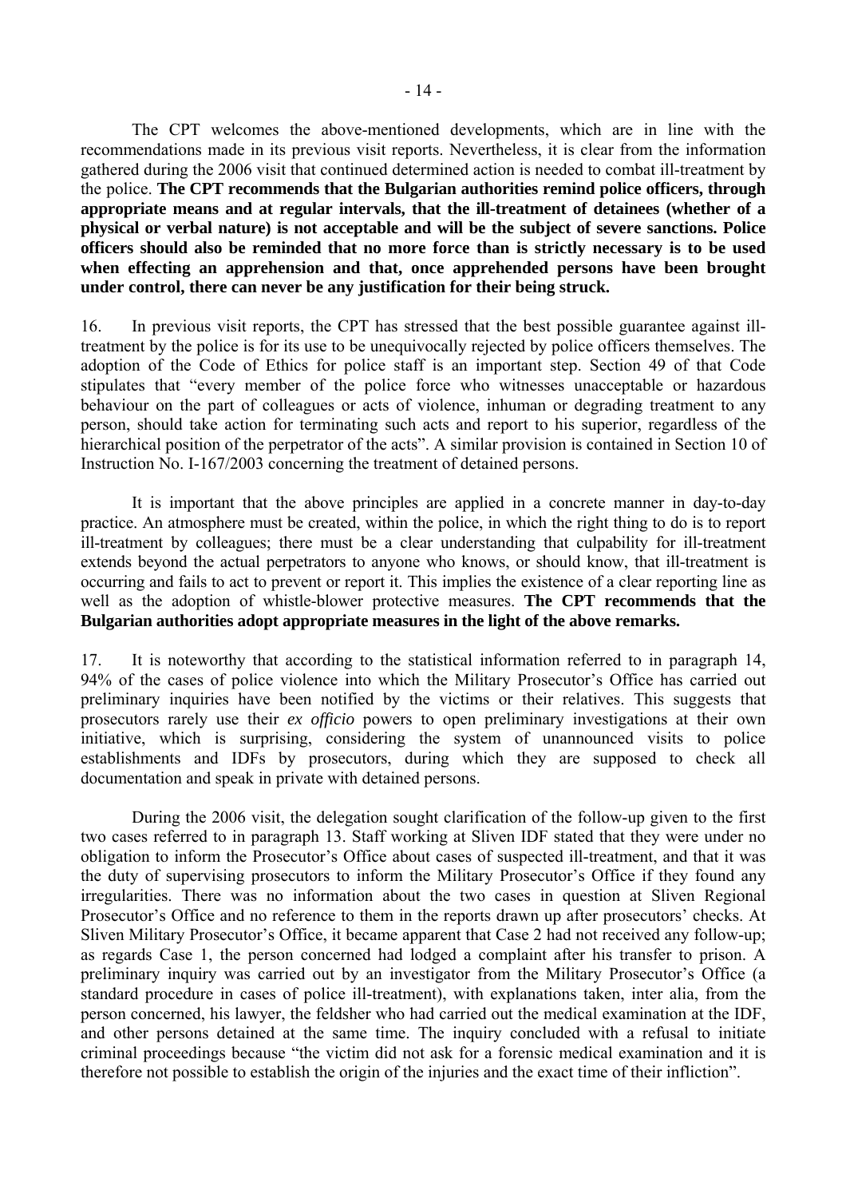The CPT welcomes the above-mentioned developments, which are in line with the recommendations made in its previous visit reports. Nevertheless, it is clear from the information gathered during the 2006 visit that continued determined action is needed to combat ill-treatment by the police. **The CPT recommends that the Bulgarian authorities remind police officers, through appropriate means and at regular intervals, that the ill-treatment of detainees (whether of a physical or verbal nature) is not acceptable and will be the subject of severe sanctions. Police officers should also be reminded that no more force than is strictly necessary is to be used when effecting an apprehension and that, once apprehended persons have been brought under control, there can never be any justification for their being struck.**

16. In previous visit reports, the CPT has stressed that the best possible guarantee against ill-treatment by the police is for its use to be unequivocally rejected by police officers themselves. The adoption of the Code of Ethics for police staff is an important step. Section 49 of that Code stipulates that "every member of the police force who witnesses unacceptable or hazardous behaviour on the part of colleagues or acts of violence, inhuman or degrading treatment to any person, should take action for terminating such acts and report to his superior, regardless of the hierarchical position of the perpetrator of the acts". A similar provision is contained in Section 10 of Instruction No. I-167/2003 concerning the treatment of detained persons.

It is important that the above principles are applied in a concrete manner in day-to-day practice. An atmosphere must be created, within the police, in which the right thing to do is to report ill-treatment by colleagues; there must be a clear understanding that culpability for ill-treatment extends beyond the actual perpetrators to anyone who knows, or should know, that ill-treatment is occurring and fails to act to prevent or report it. This implies the existence of a clear reporting line as well as the adoption of whistle-blower protective measures. **The CPT recommends that the Bulgarian authorities adopt appropriate measures in the light of the above remarks.**

17. It is noteworthy that according to the statistical information referred to in paragraph 14, 94% of the cases of police violence into which the Military Prosecutor's Office has carried out preliminary inquiries have been notified by the victims or their relatives. This suggests that prosecutors rarely use their *ex officio* powers to open preliminary investigations at their own initiative, which is surprising, considering the system of unannounced visits to police establishments and IDFs by prosecutors, during which they are supposed to check all documentation and speak in private with detained persons.

During the 2006 visit, the delegation sought clarification of the follow-up given to the first two cases referred to in paragraph 13. Staff working at Sliven IDF stated that they were under no obligation to inform the Prosecutor's Office about cases of suspected ill-treatment, and that it was the duty of supervising prosecutors to inform the Military Prosecutor's Office if they found any irregularities. There was no information about the two cases in question at Sliven Regional Prosecutor's Office and no reference to them in the reports drawn up after prosecutors' checks. At Sliven Military Prosecutor's Office, it became apparent that Case 2 had not received any follow-up; as regards Case 1, the person concerned had lodged a complaint after his transfer to prison. A preliminary inquiry was carried out by an investigator from the Military Prosecutor's Office (a standard procedure in cases of police ill-treatment), with explanations taken, inter alia, from the person concerned, his lawyer, the feldsher who had carried out the medical examination at the IDF, and other persons detained at the same time. The inquiry concluded with a refusal to initiate criminal proceedings because "the victim did not ask for a forensic medical examination and it is therefore not possible to establish the origin of the injuries and the exact time of their infliction".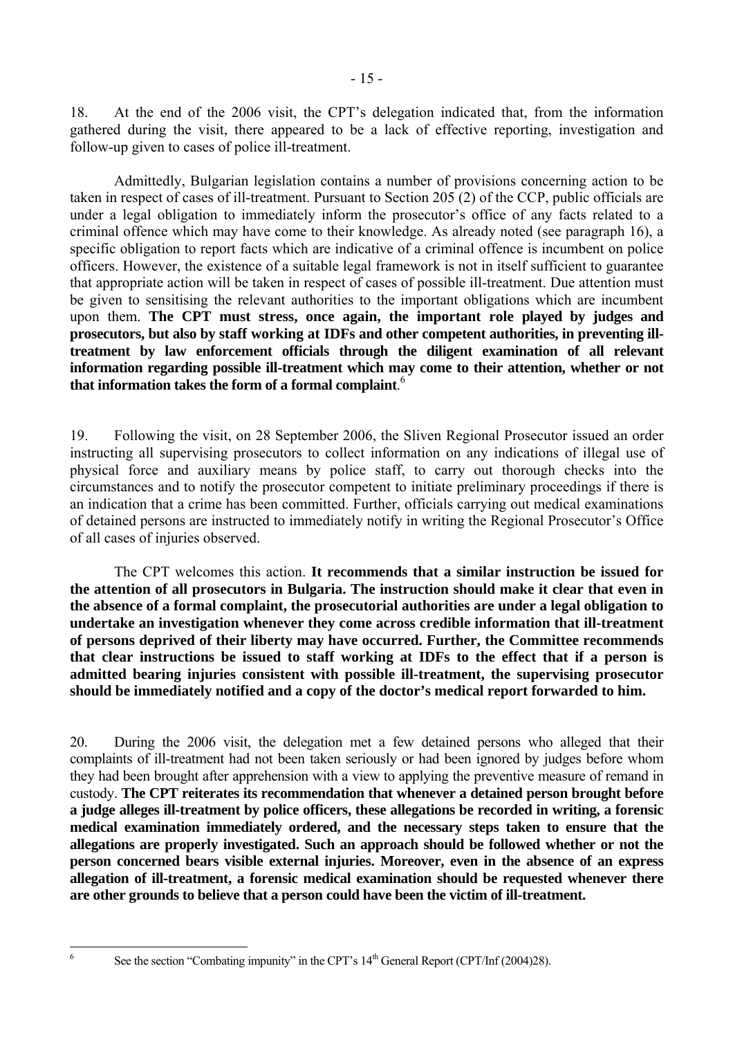18. At the end of the 2006 visit, the CPT's delegation indicated that, from the information gathered during the visit, there appeared to be a lack of effective reporting, investigation and follow-up given to cases of police ill-treatment.

Admittedly, Bulgarian legislation contains a number of provisions concerning action to be taken in respect of cases of ill-treatment. Pursuant to Section 205 (2) of the CCP, public officials are under a legal obligation to immediately inform the prosecutor's office of any facts related to a criminal offence which may have come to their knowledge. As already noted (see paragraph 16), a specific obligation to report facts which are indicative of a criminal offence is incumbent on police officers. However, the existence of a suitable legal framework is not in itself sufficient to guarantee that appropriate action will be taken in respect of cases of possible ill-treatment. Due attention must be given to sensitising the relevant authorities to the important obligations which are incumbent upon them. **The CPT must stress, once again, the important role played by judges and prosecutors, but also by staff working at IDFs and other competent authorities, in preventing ill-treatment by law enforcement officials through the diligent examination of all relevant information regarding possible ill-treatment which may come to their attention, whether or not that information takes the form of a formal complaint**.[6]

19. Following the visit, on 28 September 2006, the Sliven Regional Prosecutor issued an order instructing all supervising prosecutors to collect information on any indications of illegal use of physical force and auxiliary means by police staff, to carry out thorough checks into the circumstances and to notify the prosecutor competent to initiate preliminary proceedings if there is an indication that a crime has been committed. Further, officials carrying out medical examinations of detained persons are instructed to immediately notify in writing the Regional Prosecutor's Office of all cases of injuries observed.

The CPT welcomes this action. **It recommends that a similar instruction be issued for the attention of all prosecutors in Bulgaria. The instruction should make it clear that even in the absence of a formal complaint, the prosecutorial authorities are under a legal obligation to undertake an investigation whenever they come across credible information that ill-treatment of persons deprived of their liberty may have occurred. Further, the Committee recommends that clear instructions be issued to staff working at IDFs to the effect that if a person is admitted bearing injuries consistent with possible ill-treatment, the supervising prosecutor should be immediately notified and a copy of the doctor's medical report forwarded to him.**

20. During the 2006 visit, the delegation met a few detained persons who alleged that their complaints of ill-treatment had not been taken seriously or had been ignored by judges before whom they had been brought after apprehension with a view to applying the preventive measure of remand in custody. **The CPT reiterates its recommendation that whenever a detained person brought before a judge alleges ill-treatment by police officers, these allegations be recorded in writing, a forensic medical examination immediately ordered, and the necessary steps taken to ensure that the allegations are properly investigated. Such an approach should be followed whether or not the person concerned bears visible external injuries. Moreover, even in the absence of an express allegation of ill-treatment, a forensic medical examination should be requested whenever there are other grounds to believe that a person could have been the victim of ill-treatment.**

---

[6] See the section "Combating impunity" in the CPT's 14th General Report (CPT/Inf (2004)28).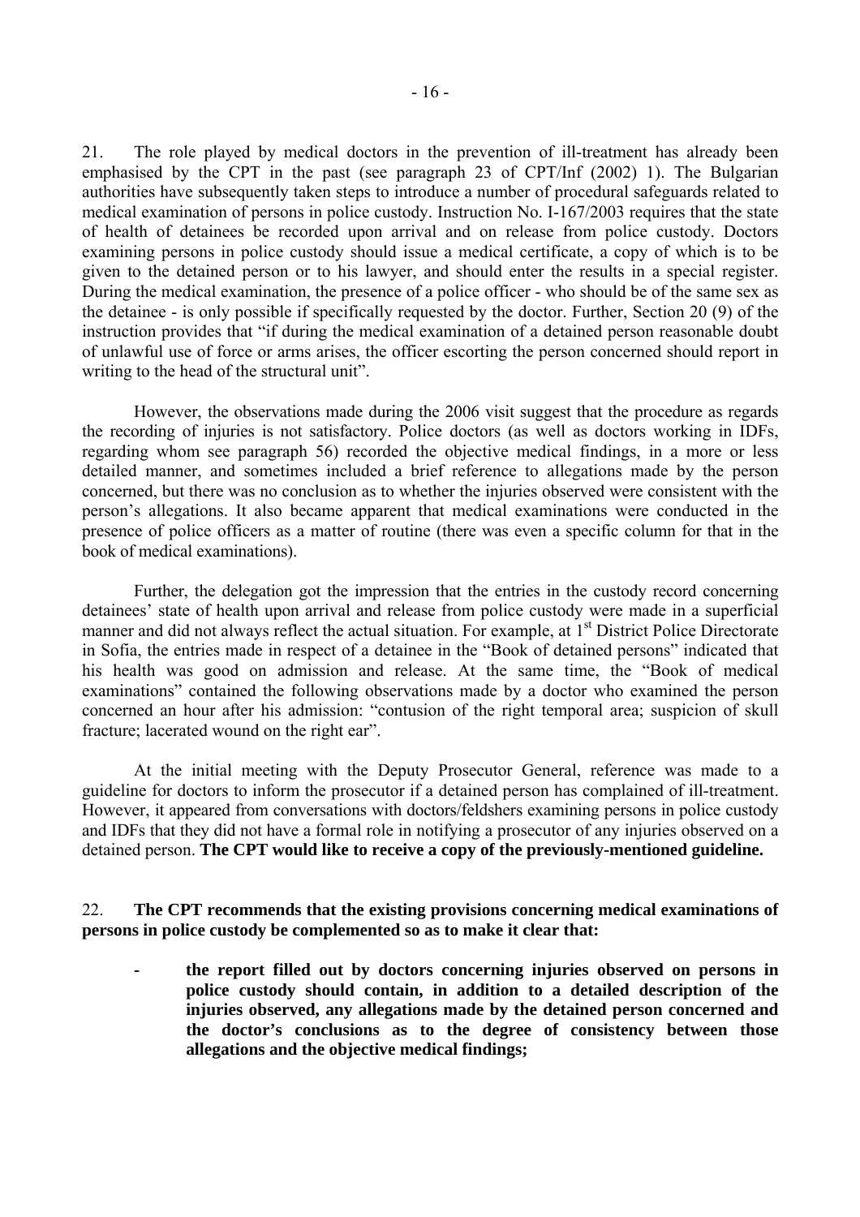21. The role played by medical doctors in the prevention of ill-treatment has already been emphasised by the CPT in the past (see paragraph 23 of CPT/Inf (2002) 1). The Bulgarian authorities have subsequently taken steps to introduce a number of procedural safeguards related to medical examination of persons in police custody. Instruction No. I-167/2003 requires that the state of health of detainees be recorded upon arrival and on release from police custody. Doctors examining persons in police custody should issue a medical certificate, a copy of which is to be given to the detained person or to his lawyer, and should enter the results in a special register. During the medical examination, the presence of a police officer - who should be of the same sex as the detainee - is only possible if specifically requested by the doctor. Further, Section 20 (9) of the instruction provides that "if during the medical examination of a detained person reasonable doubt of unlawful use of force or arms arises, the officer escorting the person concerned should report in writing to the head of the structural unit".

However, the observations made during the 2006 visit suggest that the procedure as regards the recording of injuries is not satisfactory. Police doctors (as well as doctors working in IDFs, regarding whom see paragraph 56) recorded the objective medical findings, in a more or less detailed manner, and sometimes included a brief reference to allegations made by the person concerned, but there was no conclusion as to whether the injuries observed were consistent with the person's allegations. It also became apparent that medical examinations were conducted in the presence of police officers as a matter of routine (there was even a specific column for that in the book of medical examinations).

Further, the delegation got the impression that the entries in the custody record concerning detainees' state of health upon arrival and release from police custody were made in a superficial manner and did not always reflect the actual situation. For example, at 1st District Police Directorate in Sofia, the entries made in respect of a detainee in the "Book of detained persons" indicated that his health was good on admission and release. At the same time, the "Book of medical examinations" contained the following observations made by a doctor who examined the person concerned an hour after his admission: "contusion of the right temporal area; suspicion of skull fracture; lacerated wound on the right ear".

At the initial meeting with the Deputy Prosecutor General, reference was made to a guideline for doctors to inform the prosecutor if a detained person has complained of ill-treatment. However, it appeared from conversations with doctors/feldshers examining persons in police custody and IDFs that they did not have a formal role in notifying a prosecutor of any injuries observed on a detained person. **The CPT would like to receive a copy of the previously-mentioned guideline.**

22. **The CPT recommends that the existing provisions concerning medical examinations of persons in police custody be complemented so as to make it clear that:**

- **the report filled out by doctors concerning injuries observed on persons in police custody should contain, in addition to a detailed description of the injuries observed, any allegations made by the detained person concerned and the doctor's conclusions as to the degree of consistency between those allegations and the objective medical findings;**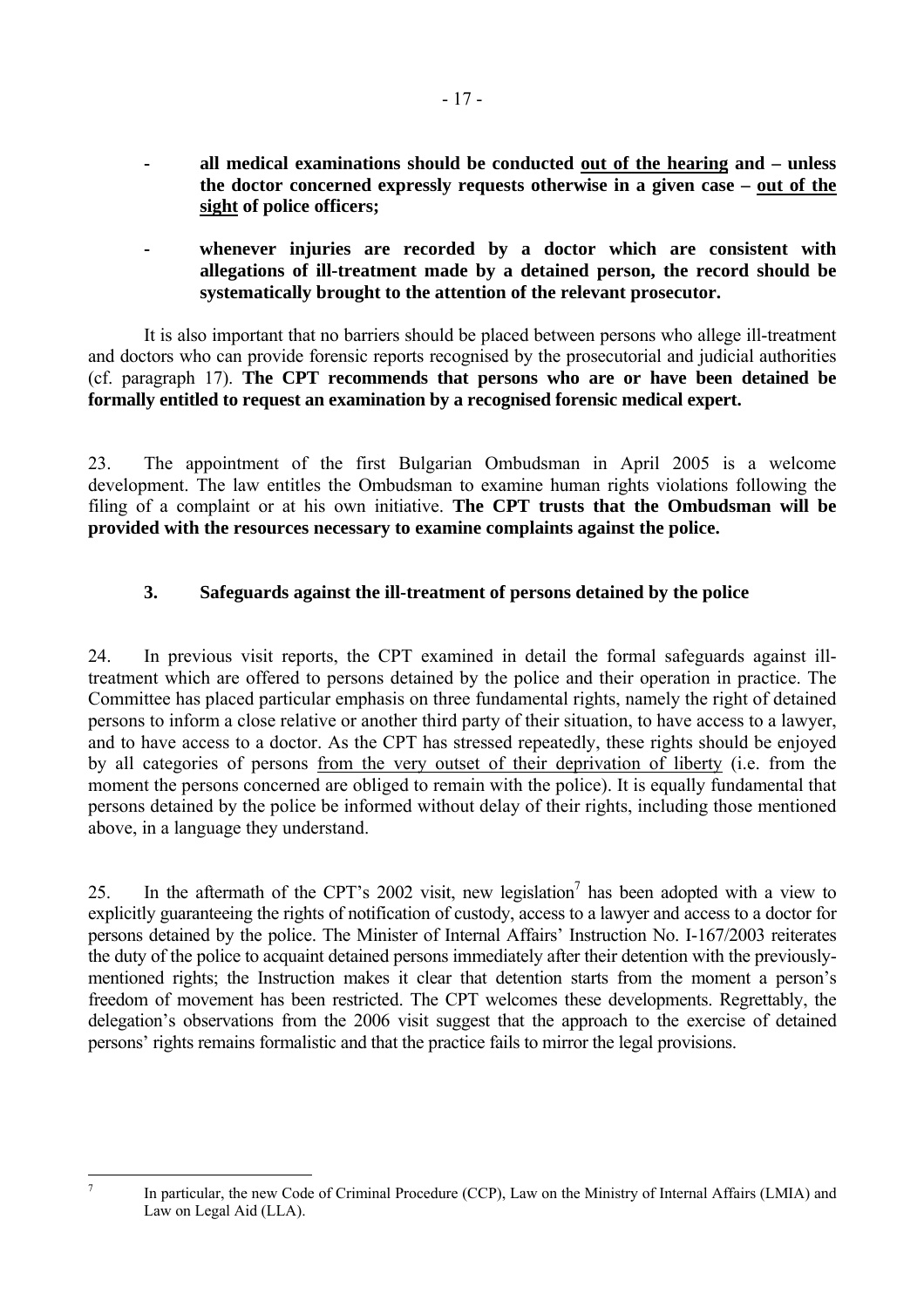- **all medical examinations should be conducted <u>out of the hearing</u> and – unless the doctor concerned expressly requests otherwise in a given case – <u>out of the sight</u> of police officers;**

- **whenever injuries are recorded by a doctor which are consistent with allegations of ill-treatment made by a detained person, the record should be systematically brought to the attention of the relevant prosecutor.**

It is also important that no barriers should be placed between persons who allege ill-treatment and doctors who can provide forensic reports recognised by the prosecutorial and judicial authorities (cf. paragraph 17). **The CPT recommends that persons who are or have been detained be formally entitled to request an examination by a recognised forensic medical expert.**

23. The appointment of the first Bulgarian Ombudsman in April 2005 is a welcome development. The law entitles the Ombudsman to examine human rights violations following the filing of a complaint or at his own initiative. **The CPT trusts that the Ombudsman will be provided with the resources necessary to examine complaints against the police.**

### 3. Safeguards against the ill-treatment of persons detained by the police

24. In previous visit reports, the CPT examined in detail the formal safeguards against ill-treatment which are offered to persons detained by the police and their operation in practice. The Committee has placed particular emphasis on three fundamental rights, namely the right of detained persons to inform a close relative or another third party of their situation, to have access to a lawyer, and to have access to a doctor. As the CPT has stressed repeatedly, these rights should be enjoyed by all categories of persons <u>from the very outset of their deprivation of liberty</u> (i.e. from the moment the persons concerned are obliged to remain with the police). It is equally fundamental that persons detained by the police be informed without delay of their rights, including those mentioned above, in a language they understand.

25. In the aftermath of the CPT's 2002 visit, new legislation[7] has been adopted with a view to explicitly guaranteeing the rights of notification of custody, access to a lawyer and access to a doctor for persons detained by the police. The Minister of Internal Affairs' Instruction No. I-167/2003 reiterates the duty of the police to acquaint detained persons immediately after their detention with the previously-mentioned rights; the Instruction makes it clear that detention starts from the moment a person's freedom of movement has been restricted. The CPT welcomes these developments. Regrettably, the delegation's observations from the 2006 visit suggest that the approach to the exercise of detained persons' rights remains formalistic and that the practice fails to mirror the legal provisions.

---

[7] In particular, the new Code of Criminal Procedure (CCP), Law on the Ministry of Internal Affairs (LMIA) and Law on Legal Aid (LLA).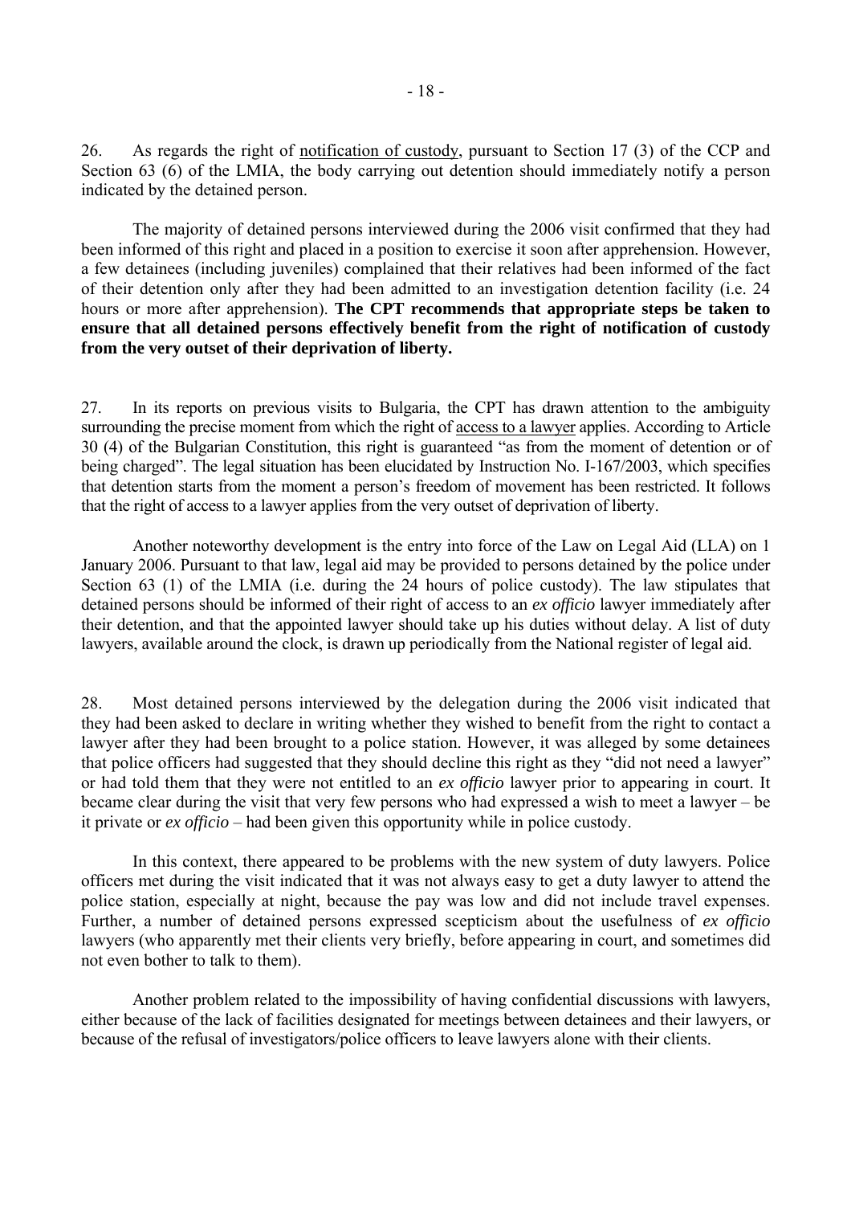26. As regards the right of notification of custody, pursuant to Section 17 (3) of the CCP and Section 63 (6) of the LMIA, the body carrying out detention should immediately notify a person indicated by the detained person.

The majority of detained persons interviewed during the 2006 visit confirmed that they had been informed of this right and placed in a position to exercise it soon after apprehension. However, a few detainees (including juveniles) complained that their relatives had been informed of the fact of their detention only after they had been admitted to an investigation detention facility (i.e. 24 hours or more after apprehension). **The CPT recommends that appropriate steps be taken to ensure that all detained persons effectively benefit from the right of notification of custody from the very outset of their deprivation of liberty.**

27. In its reports on previous visits to Bulgaria, the CPT has drawn attention to the ambiguity surrounding the precise moment from which the right of access to a lawyer applies. According to Article 30 (4) of the Bulgarian Constitution, this right is guaranteed "as from the moment of detention or of being charged". The legal situation has been elucidated by Instruction No. I-167/2003, which specifies that detention starts from the moment a person's freedom of movement has been restricted. It follows that the right of access to a lawyer applies from the very outset of deprivation of liberty.

Another noteworthy development is the entry into force of the Law on Legal Aid (LLA) on 1 January 2006. Pursuant to that law, legal aid may be provided to persons detained by the police under Section 63 (1) of the LMIA (i.e. during the 24 hours of police custody). The law stipulates that detained persons should be informed of their right of access to an *ex officio* lawyer immediately after their detention, and that the appointed lawyer should take up his duties without delay. A list of duty lawyers, available around the clock, is drawn up periodically from the National register of legal aid.

28. Most detained persons interviewed by the delegation during the 2006 visit indicated that they had been asked to declare in writing whether they wished to benefit from the right to contact a lawyer after they had been brought to a police station. However, it was alleged by some detainees that police officers had suggested that they should decline this right as they "did not need a lawyer" or had told them that they were not entitled to an *ex officio* lawyer prior to appearing in court. It became clear during the visit that very few persons who had expressed a wish to meet a lawyer – be it private or *ex officio* – had been given this opportunity while in police custody.

In this context, there appeared to be problems with the new system of duty lawyers. Police officers met during the visit indicated that it was not always easy to get a duty lawyer to attend the police station, especially at night, because the pay was low and did not include travel expenses. Further, a number of detained persons expressed scepticism about the usefulness of *ex officio* lawyers (who apparently met their clients very briefly, before appearing in court, and sometimes did not even bother to talk to them).

Another problem related to the impossibility of having confidential discussions with lawyers, either because of the lack of facilities designated for meetings between detainees and their lawyers, or because of the refusal of investigators/police officers to leave lawyers alone with their clients.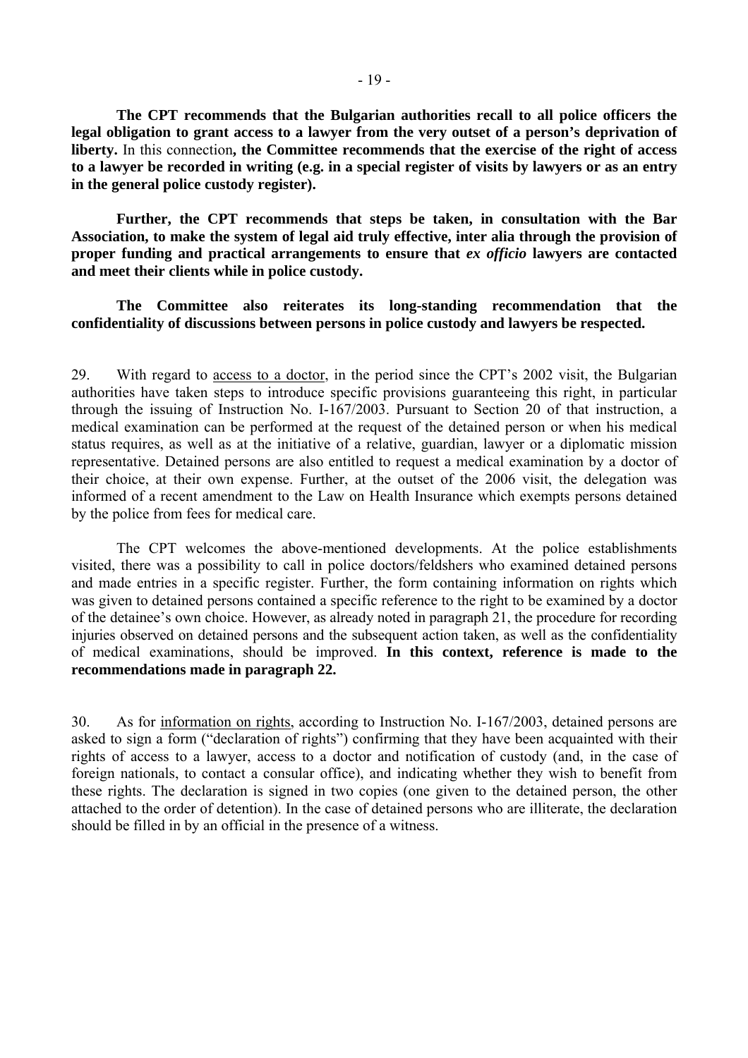**The CPT recommends that the Bulgarian authorities recall to all police officers the legal obligation to grant access to a lawyer from the very outset of a person's deprivation of liberty.** In this connection**, the Committee recommends that the exercise of the right of access to a lawyer be recorded in writing (e.g. in a special register of visits by lawyers or as an entry in the general police custody register).**

**Further, the CPT recommends that steps be taken, in consultation with the Bar Association, to make the system of legal aid truly effective, inter alia through the provision of proper funding and practical arrangements to ensure that *ex officio* lawyers are contacted and meet their clients while in police custody.**

**The Committee also reiterates its long-standing recommendation that the confidentiality of discussions between persons in police custody and lawyers be respected.**

29. With regard to <u>access to a doctor</u>, in the period since the CPT's 2002 visit, the Bulgarian authorities have taken steps to introduce specific provisions guaranteeing this right, in particular through the issuing of Instruction No. I-167/2003. Pursuant to Section 20 of that instruction, a medical examination can be performed at the request of the detained person or when his medical status requires, as well as at the initiative of a relative, guardian, lawyer or a diplomatic mission representative. Detained persons are also entitled to request a medical examination by a doctor of their choice, at their own expense. Further, at the outset of the 2006 visit, the delegation was informed of a recent amendment to the Law on Health Insurance which exempts persons detained by the police from fees for medical care.

The CPT welcomes the above-mentioned developments. At the police establishments visited, there was a possibility to call in police doctors/feldshers who examined detained persons and made entries in a specific register. Further, the form containing information on rights which was given to detained persons contained a specific reference to the right to be examined by a doctor of the detainee's own choice. However, as already noted in paragraph 21, the procedure for recording injuries observed on detained persons and the subsequent action taken, as well as the confidentiality of medical examinations, should be improved. **In this context, reference is made to the recommendations made in paragraph 22.**

30. As for <u>information on rights</u>, according to Instruction No. I-167/2003, detained persons are asked to sign a form ("declaration of rights") confirming that they have been acquainted with their rights of access to a lawyer, access to a doctor and notification of custody (and, in the case of foreign nationals, to contact a consular office), and indicating whether they wish to benefit from these rights. The declaration is signed in two copies (one given to the detained person, the other attached to the order of detention). In the case of detained persons who are illiterate, the declaration should be filled in by an official in the presence of a witness.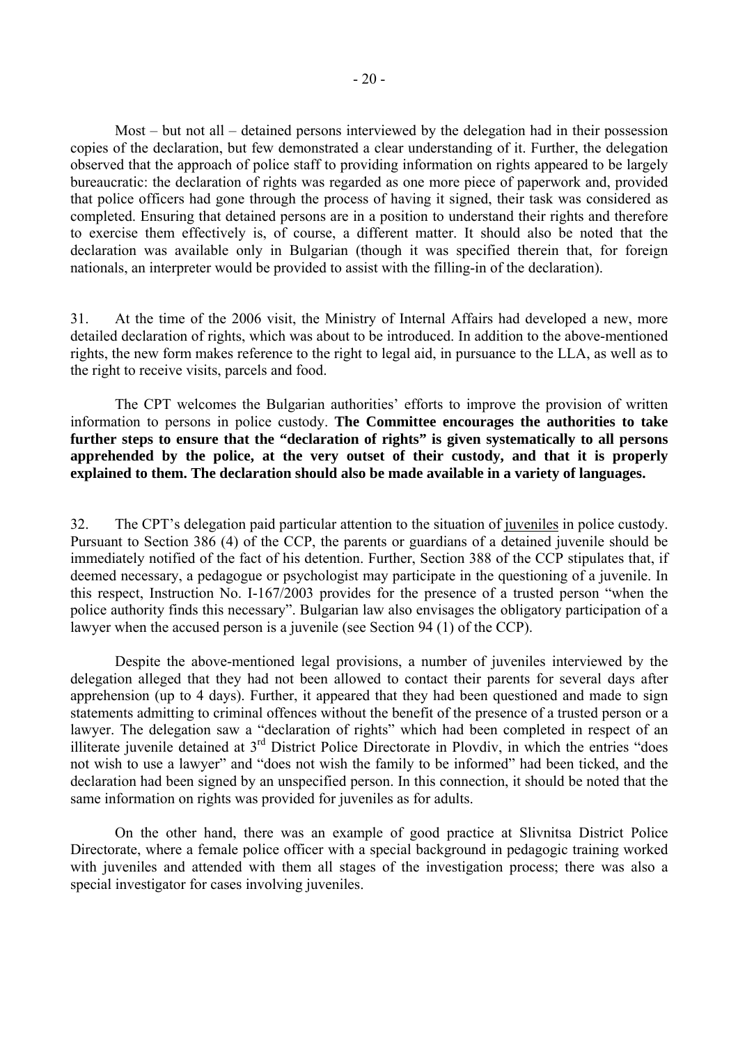Most – but not all – detained persons interviewed by the delegation had in their possession copies of the declaration, but few demonstrated a clear understanding of it. Further, the delegation observed that the approach of police staff to providing information on rights appeared to be largely bureaucratic: the declaration of rights was regarded as one more piece of paperwork and, provided that police officers had gone through the process of having it signed, their task was considered as completed. Ensuring that detained persons are in a position to understand their rights and therefore to exercise them effectively is, of course, a different matter. It should also be noted that the declaration was available only in Bulgarian (though it was specified therein that, for foreign nationals, an interpreter would be provided to assist with the filling-in of the declaration).

31. At the time of the 2006 visit, the Ministry of Internal Affairs had developed a new, more detailed declaration of rights, which was about to be introduced. In addition to the above-mentioned rights, the new form makes reference to the right to legal aid, in pursuance to the LLA, as well as to the right to receive visits, parcels and food.

The CPT welcomes the Bulgarian authorities' efforts to improve the provision of written information to persons in police custody. **The Committee encourages the authorities to take further steps to ensure that the "declaration of rights" is given systematically to all persons apprehended by the police, at the very outset of their custody, and that it is properly explained to them. The declaration should also be made available in a variety of languages.**

32. The CPT's delegation paid particular attention to the situation of juveniles in police custody. Pursuant to Section 386 (4) of the CCP, the parents or guardians of a detained juvenile should be immediately notified of the fact of his detention. Further, Section 388 of the CCP stipulates that, if deemed necessary, a pedagogue or psychologist may participate in the questioning of a juvenile. In this respect, Instruction No. I-167/2003 provides for the presence of a trusted person "when the police authority finds this necessary". Bulgarian law also envisages the obligatory participation of a lawyer when the accused person is a juvenile (see Section 94 (1) of the CCP).

Despite the above-mentioned legal provisions, a number of juveniles interviewed by the delegation alleged that they had not been allowed to contact their parents for several days after apprehension (up to 4 days). Further, it appeared that they had been questioned and made to sign statements admitting to criminal offences without the benefit of the presence of a trusted person or a lawyer. The delegation saw a "declaration of rights" which had been completed in respect of an illiterate juvenile detained at 3rd District Police Directorate in Plovdiv, in which the entries "does not wish to use a lawyer" and "does not wish the family to be informed" had been ticked, and the declaration had been signed by an unspecified person. In this connection, it should be noted that the same information on rights was provided for juveniles as for adults.

On the other hand, there was an example of good practice at Slivnitsa District Police Directorate, where a female police officer with a special background in pedagogic training worked with juveniles and attended with them all stages of the investigation process; there was also a special investigator for cases involving juveniles.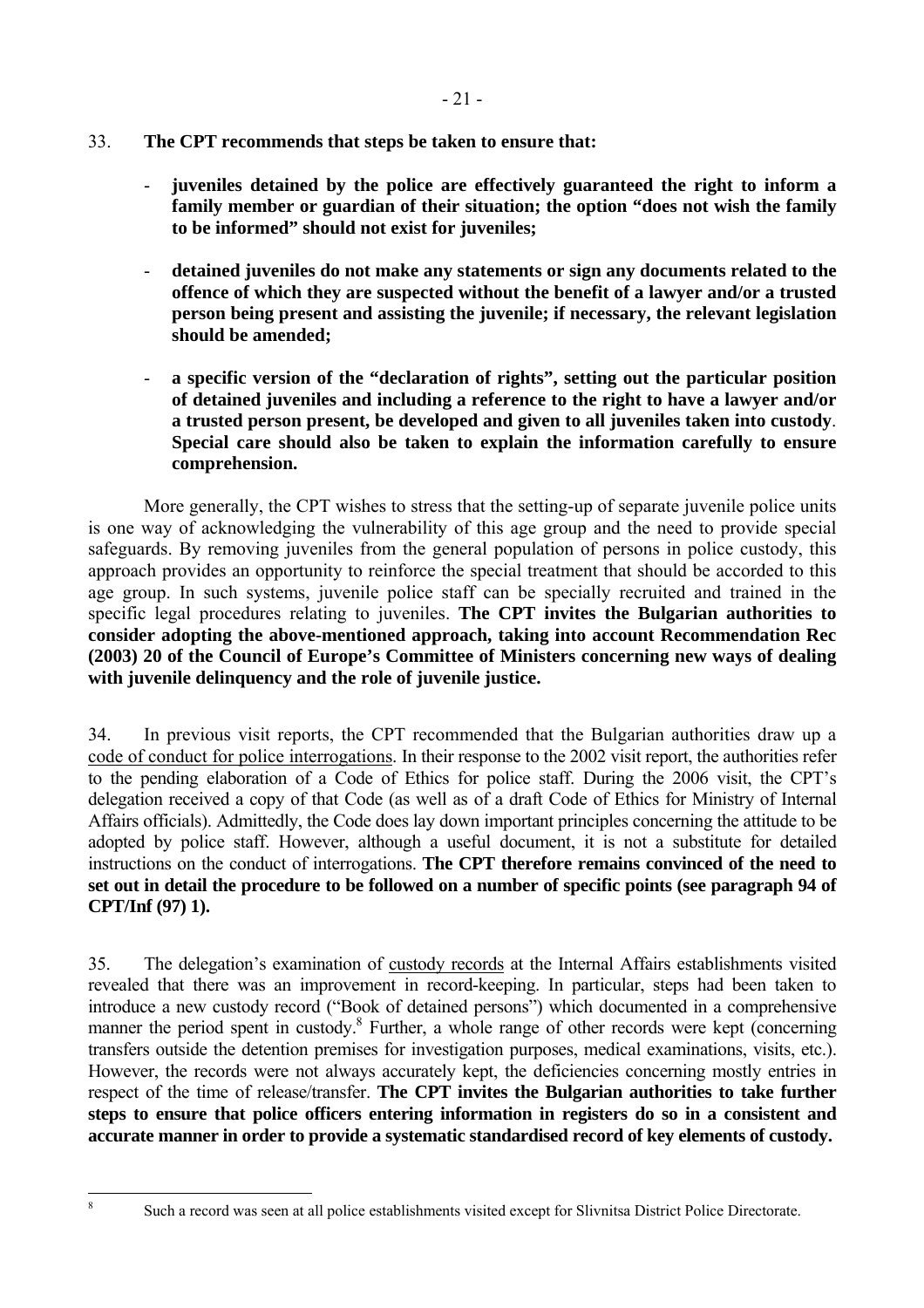33. **The CPT recommends that steps be taken to ensure that:**

- **juveniles detained by the police are effectively guaranteed the right to inform a family member or guardian of their situation; the option "does not wish the family to be informed" should not exist for juveniles;**

- **detained juveniles do not make any statements or sign any documents related to the offence of which they are suspected without the benefit of a lawyer and/or a trusted person being present and assisting the juvenile; if necessary, the relevant legislation should be amended;**

- **a specific version of the "declaration of rights", setting out the particular position of detained juveniles and including a reference to the right to have a lawyer and/or a trusted person present, be developed and given to all juveniles taken into custody. Special care should also be taken to explain the information carefully to ensure comprehension.**

More generally, the CPT wishes to stress that the setting-up of separate juvenile police units is one way of acknowledging the vulnerability of this age group and the need to provide special safeguards. By removing juveniles from the general population of persons in police custody, this approach provides an opportunity to reinforce the special treatment that should be accorded to this age group. In such systems, juvenile police staff can be specially recruited and trained in the specific legal procedures relating to juveniles. **The CPT invites the Bulgarian authorities to consider adopting the above-mentioned approach, taking into account Recommendation Rec (2003) 20 of the Council of Europe's Committee of Ministers concerning new ways of dealing with juvenile delinquency and the role of juvenile justice.**

34. In previous visit reports, the CPT recommended that the Bulgarian authorities draw up a code of conduct for police interrogations. In their response to the 2002 visit report, the authorities refer to the pending elaboration of a Code of Ethics for police staff. During the 2006 visit, the CPT's delegation received a copy of that Code (as well as of a draft Code of Ethics for Ministry of Internal Affairs officials). Admittedly, the Code does lay down important principles concerning the attitude to be adopted by police staff. However, although a useful document, it is not a substitute for detailed instructions on the conduct of interrogations. **The CPT therefore remains convinced of the need to set out in detail the procedure to be followed on a number of specific points (see paragraph 94 of CPT/Inf (97) 1).**

35. The delegation's examination of custody records at the Internal Affairs establishments visited revealed that there was an improvement in record-keeping. In particular, steps had been taken to introduce a new custody record ("Book of detained persons") which documented in a comprehensive manner the period spent in custody.[8] Further, a whole range of other records were kept (concerning transfers outside the detention premises for investigation purposes, medical examinations, visits, etc.). However, the records were not always accurately kept, the deficiencies concerning mostly entries in respect of the time of release/transfer. **The CPT invites the Bulgarian authorities to take further steps to ensure that police officers entering information in registers do so in a consistent and accurate manner in order to provide a systematic standardised record of key elements of custody.**

---

[8] Such a record was seen at all police establishments visited except for Slivnitsa District Police Directorate.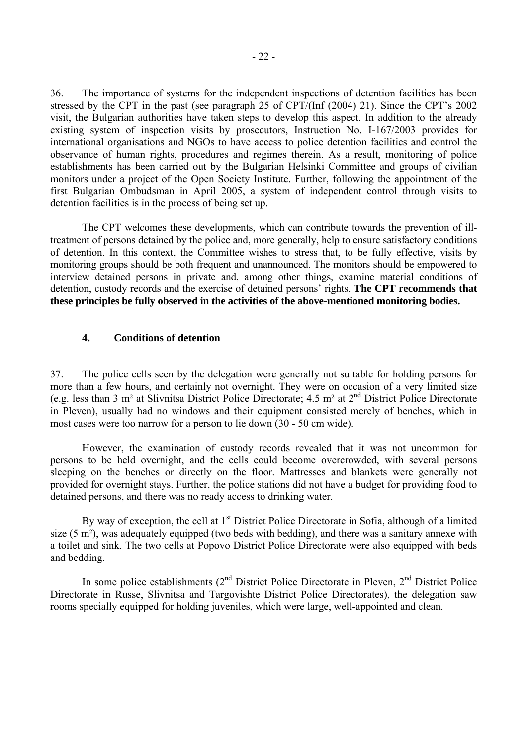36. The importance of systems for the independent inspections of detention facilities has been stressed by the CPT in the past (see paragraph 25 of CPT/(Inf (2004) 21). Since the CPT's 2002 visit, the Bulgarian authorities have taken steps to develop this aspect. In addition to the already existing system of inspection visits by prosecutors, Instruction No. I-167/2003 provides for international organisations and NGOs to have access to police detention facilities and control the observance of human rights, procedures and regimes therein. As a result, monitoring of police establishments has been carried out by the Bulgarian Helsinki Committee and groups of civilian monitors under a project of the Open Society Institute. Further, following the appointment of the first Bulgarian Ombudsman in April 2005, a system of independent control through visits to detention facilities is in the process of being set up.

The CPT welcomes these developments, which can contribute towards the prevention of ill-treatment of persons detained by the police and, more generally, help to ensure satisfactory conditions of detention. In this context, the Committee wishes to stress that, to be fully effective, visits by monitoring groups should be both frequent and unannounced. The monitors should be empowered to interview detained persons in private and, among other things, examine material conditions of detention, custody records and the exercise of detained persons' rights. **The CPT recommends that these principles be fully observed in the activities of the above-mentioned monitoring bodies.**

#### 4. Conditions of detention

37. The police cells seen by the delegation were generally not suitable for holding persons for more than a few hours, and certainly not overnight. They were on occasion of a very limited size (e.g. less than 3 m² at Slivnitsa District Police Directorate; 4.5 m² at 2nd District Police Directorate in Pleven), usually had no windows and their equipment consisted merely of benches, which in most cases were too narrow for a person to lie down (30 - 50 cm wide).

However, the examination of custody records revealed that it was not uncommon for persons to be held overnight, and the cells could become overcrowded, with several persons sleeping on the benches or directly on the floor. Mattresses and blankets were generally not provided for overnight stays. Further, the police stations did not have a budget for providing food to detained persons, and there was no ready access to drinking water.

By way of exception, the cell at 1st District Police Directorate in Sofia, although of a limited size (5 m²), was adequately equipped (two beds with bedding), and there was a sanitary annexe with a toilet and sink. The two cells at Popovo District Police Directorate were also equipped with beds and bedding.

In some police establishments (2nd District Police Directorate in Pleven, 2nd District Police Directorate in Russe, Slivnitsa and Targovishte District Police Directorates), the delegation saw rooms specially equipped for holding juveniles, which were large, well-appointed and clean.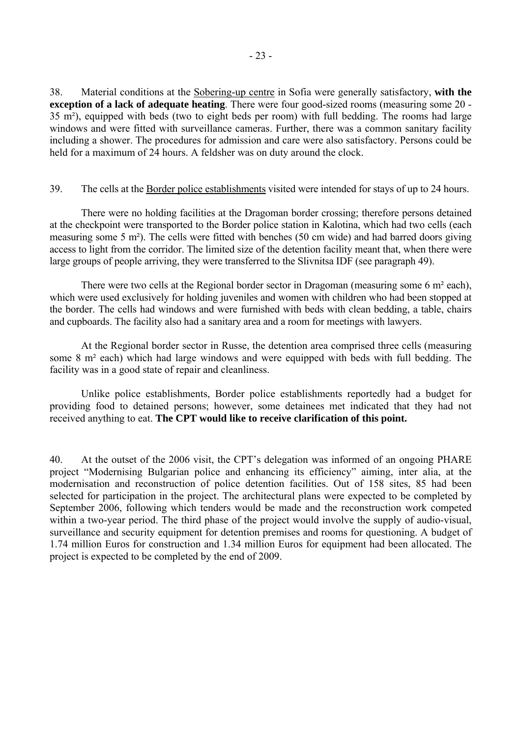38. Material conditions at the Sobering-up centre in Sofia were generally satisfactory, **with the exception of a lack of adequate heating**. There were four good-sized rooms (measuring some 20 - 35 m²), equipped with beds (two to eight beds per room) with full bedding. The rooms had large windows and were fitted with surveillance cameras. Further, there was a common sanitary facility including a shower. The procedures for admission and care were also satisfactory. Persons could be held for a maximum of 24 hours. A feldsher was on duty around the clock.

39. The cells at the Border police establishments visited were intended for stays of up to 24 hours.

There were no holding facilities at the Dragoman border crossing; therefore persons detained at the checkpoint were transported to the Border police station in Kalotina, which had two cells (each measuring some 5 m²). The cells were fitted with benches (50 cm wide) and had barred doors giving access to light from the corridor. The limited size of the detention facility meant that, when there were large groups of people arriving, they were transferred to the Slivnitsa IDF (see paragraph 49).

There were two cells at the Regional border sector in Dragoman (measuring some 6 m² each), which were used exclusively for holding juveniles and women with children who had been stopped at the border. The cells had windows and were furnished with beds with clean bedding, a table, chairs and cupboards. The facility also had a sanitary area and a room for meetings with lawyers.

At the Regional border sector in Russe, the detention area comprised three cells (measuring some 8 m² each) which had large windows and were equipped with beds with full bedding. The facility was in a good state of repair and cleanliness.

Unlike police establishments, Border police establishments reportedly had a budget for providing food to detained persons; however, some detainees met indicated that they had not received anything to eat. **The CPT would like to receive clarification of this point.**

40. At the outset of the 2006 visit, the CPT's delegation was informed of an ongoing PHARE project "Modernising Bulgarian police and enhancing its efficiency" aiming, inter alia, at the modernisation and reconstruction of police detention facilities. Out of 158 sites, 85 had been selected for participation in the project. The architectural plans were expected to be completed by September 2006, following which tenders would be made and the reconstruction work competed within a two-year period. The third phase of the project would involve the supply of audio-visual, surveillance and security equipment for detention premises and rooms for questioning. A budget of 1.74 million Euros for construction and 1.34 million Euros for equipment had been allocated. The project is expected to be completed by the end of 2009.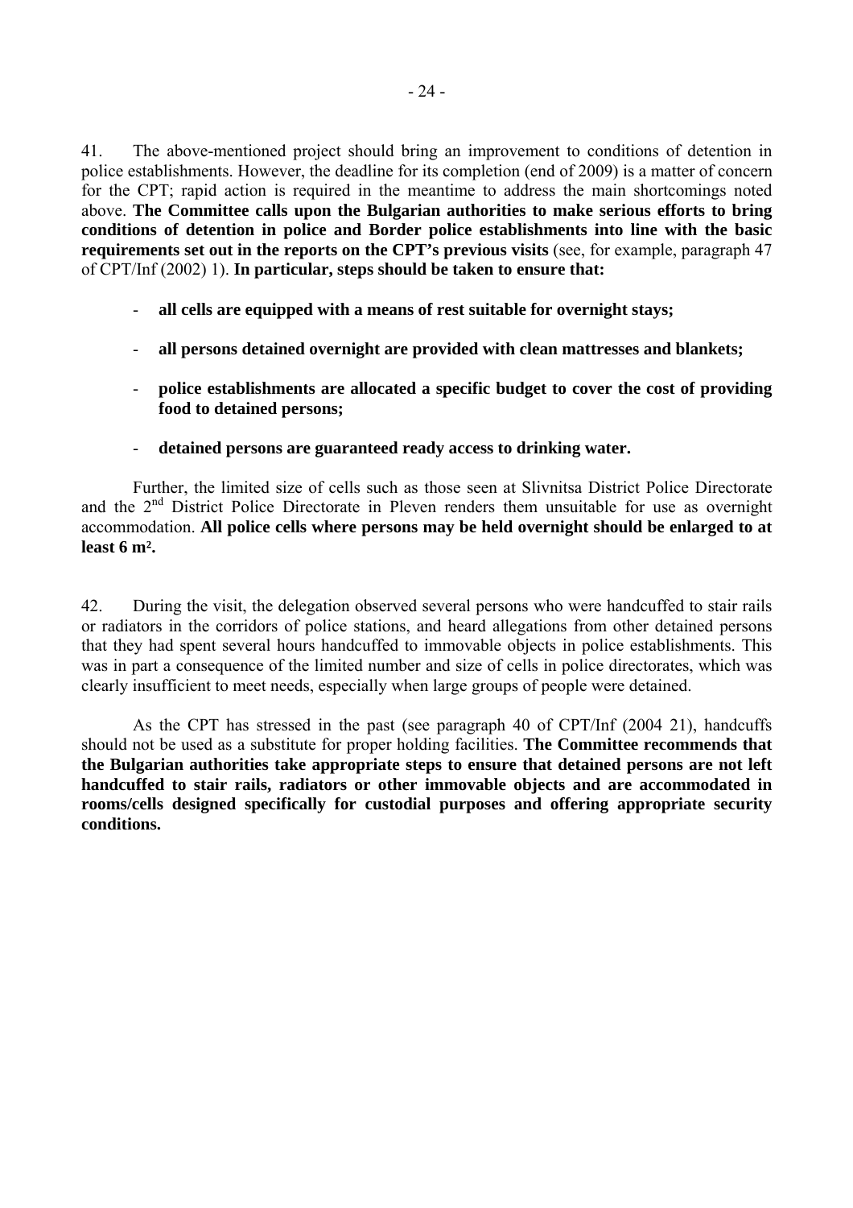41. The above-mentioned project should bring an improvement to conditions of detention in police establishments. However, the deadline for its completion (end of 2009) is a matter of concern for the CPT; rapid action is required in the meantime to address the main shortcomings noted above. **The Committee calls upon the Bulgarian authorities to make serious efforts to bring conditions of detention in police and Border police establishments into line with the basic requirements set out in the reports on the CPT's previous visits** (see, for example, paragraph 47 of CPT/Inf (2002) 1). **In particular, steps should be taken to ensure that:**

- **all cells are equipped with a means of rest suitable for overnight stays;**
- **all persons detained overnight are provided with clean mattresses and blankets;**
- **police establishments are allocated a specific budget to cover the cost of providing food to detained persons;**
- **detained persons are guaranteed ready access to drinking water.**

Further, the limited size of cells such as those seen at Slivnitsa District Police Directorate and the 2nd District Police Directorate in Pleven renders them unsuitable for use as overnight accommodation. **All police cells where persons may be held overnight should be enlarged to at least 6 m².**

42. During the visit, the delegation observed several persons who were handcuffed to stair rails or radiators in the corridors of police stations, and heard allegations from other detained persons that they had spent several hours handcuffed to immovable objects in police establishments. This was in part a consequence of the limited number and size of cells in police directorates, which was clearly insufficient to meet needs, especially when large groups of people were detained.

As the CPT has stressed in the past (see paragraph 40 of CPT/Inf (2004 21), handcuffs should not be used as a substitute for proper holding facilities. **The Committee recommends that the Bulgarian authorities take appropriate steps to ensure that detained persons are not left handcuffed to stair rails, radiators or other immovable objects and are accommodated in rooms/cells designed specifically for custodial purposes and offering appropriate security conditions.**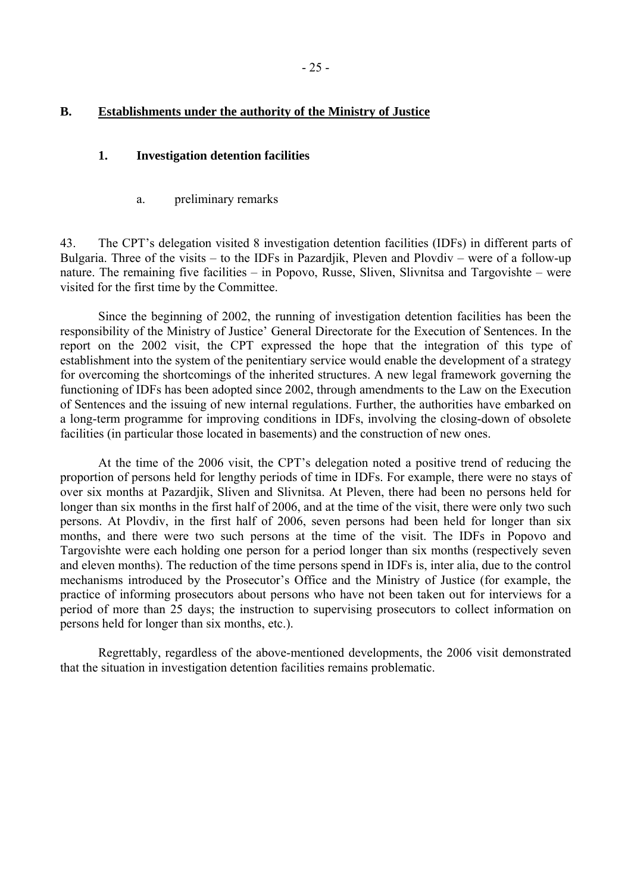## B. Establishments under the authority of the Ministry of Justice

### 1. Investigation detention facilities

#### a. preliminary remarks

43. The CPT's delegation visited 8 investigation detention facilities (IDFs) in different parts of Bulgaria. Three of the visits – to the IDFs in Pazardjik, Pleven and Plovdiv – were of a follow-up nature. The remaining five facilities – in Popovo, Russe, Sliven, Slivnitsa and Targovishte – were visited for the first time by the Committee.

Since the beginning of 2002, the running of investigation detention facilities has been the responsibility of the Ministry of Justice' General Directorate for the Execution of Sentences. In the report on the 2002 visit, the CPT expressed the hope that the integration of this type of establishment into the system of the penitentiary service would enable the development of a strategy for overcoming the shortcomings of the inherited structures. A new legal framework governing the functioning of IDFs has been adopted since 2002, through amendments to the Law on the Execution of Sentences and the issuing of new internal regulations. Further, the authorities have embarked on a long-term programme for improving conditions in IDFs, involving the closing-down of obsolete facilities (in particular those located in basements) and the construction of new ones.

At the time of the 2006 visit, the CPT's delegation noted a positive trend of reducing the proportion of persons held for lengthy periods of time in IDFs. For example, there were no stays of over six months at Pazardjik, Sliven and Slivnitsa. At Pleven, there had been no persons held for longer than six months in the first half of 2006, and at the time of the visit, there were only two such persons. At Plovdiv, in the first half of 2006, seven persons had been held for longer than six months, and there were two such persons at the time of the visit. The IDFs in Popovo and Targovishte were each holding one person for a period longer than six months (respectively seven and eleven months). The reduction of the time persons spend in IDFs is, inter alia, due to the control mechanisms introduced by the Prosecutor's Office and the Ministry of Justice (for example, the practice of informing prosecutors about persons who have not been taken out for interviews for a period of more than 25 days; the instruction to supervising prosecutors to collect information on persons held for longer than six months, etc.).

Regrettably, regardless of the above-mentioned developments, the 2006 visit demonstrated that the situation in investigation detention facilities remains problematic.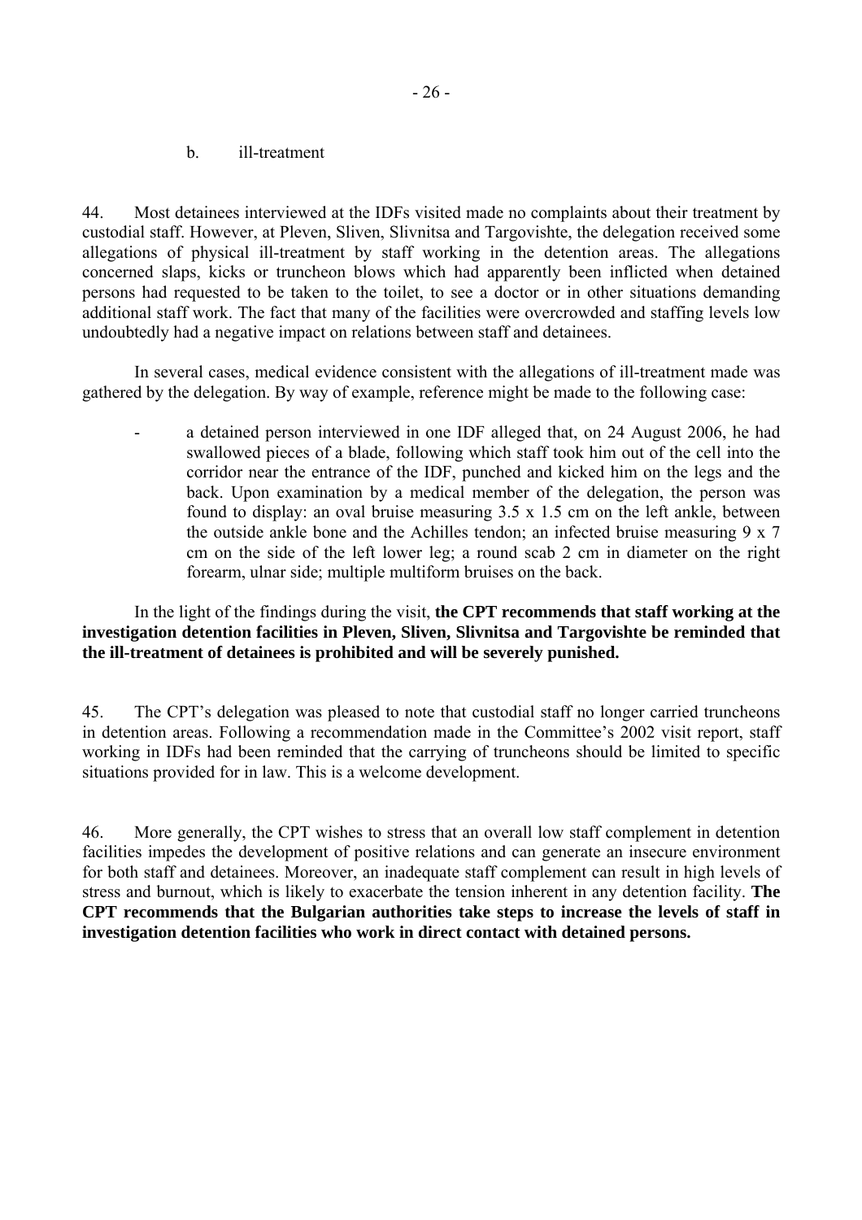b. ill-treatment

44. Most detainees interviewed at the IDFs visited made no complaints about their treatment by custodial staff. However, at Pleven, Sliven, Slivnitsa and Targovishte, the delegation received some allegations of physical ill-treatment by staff working in the detention areas. The allegations concerned slaps, kicks or truncheon blows which had apparently been inflicted when detained persons had requested to be taken to the toilet, to see a doctor or in other situations demanding additional staff work. The fact that many of the facilities were overcrowded and staffing levels low undoubtedly had a negative impact on relations between staff and detainees.

In several cases, medical evidence consistent with the allegations of ill-treatment made was gathered by the delegation. By way of example, reference might be made to the following case:

- a detained person interviewed in one IDF alleged that, on 24 August 2006, he had swallowed pieces of a blade, following which staff took him out of the cell into the corridor near the entrance of the IDF, punched and kicked him on the legs and the back. Upon examination by a medical member of the delegation, the person was found to display: an oval bruise measuring 3.5 x 1.5 cm on the left ankle, between the outside ankle bone and the Achilles tendon; an infected bruise measuring 9 x 7 cm on the side of the left lower leg; a round scab 2 cm in diameter on the right forearm, ulnar side; multiple multiform bruises on the back.

In the light of the findings during the visit, **the CPT recommends that staff working at the investigation detention facilities in Pleven, Sliven, Slivnitsa and Targovishte be reminded that the ill-treatment of detainees is prohibited and will be severely punished.**

45. The CPT's delegation was pleased to note that custodial staff no longer carried truncheons in detention areas. Following a recommendation made in the Committee's 2002 visit report, staff working in IDFs had been reminded that the carrying of truncheons should be limited to specific situations provided for in law. This is a welcome development.

46. More generally, the CPT wishes to stress that an overall low staff complement in detention facilities impedes the development of positive relations and can generate an insecure environment for both staff and detainees. Moreover, an inadequate staff complement can result in high levels of stress and burnout, which is likely to exacerbate the tension inherent in any detention facility. **The CPT recommends that the Bulgarian authorities take steps to increase the levels of staff in investigation detention facilities who work in direct contact with detained persons.**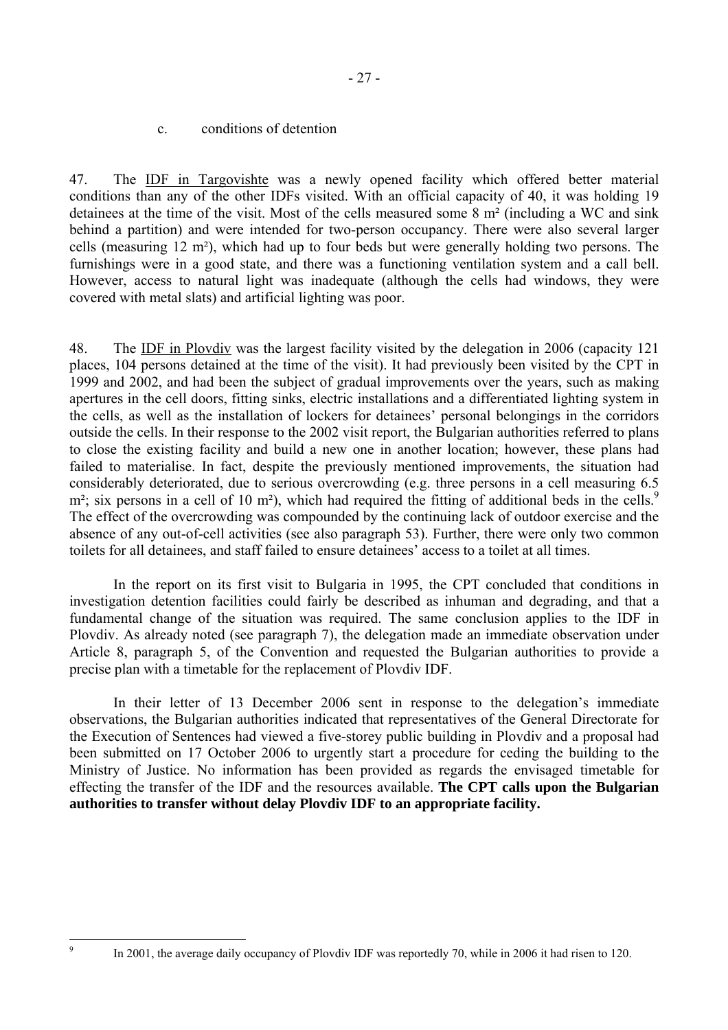c. conditions of detention

47. The IDF in Targovishte was a newly opened facility which offered better material conditions than any of the other IDFs visited. With an official capacity of 40, it was holding 19 detainees at the time of the visit. Most of the cells measured some 8 m² (including a WC and sink behind a partition) and were intended for two-person occupancy. There were also several larger cells (measuring 12 m²), which had up to four beds but were generally holding two persons. The furnishings were in a good state, and there was a functioning ventilation system and a call bell. However, access to natural light was inadequate (although the cells had windows, they were covered with metal slats) and artificial lighting was poor.

48. The IDF in Plovdiv was the largest facility visited by the delegation in 2006 (capacity 121 places, 104 persons detained at the time of the visit). It had previously been visited by the CPT in 1999 and 2002, and had been the subject of gradual improvements over the years, such as making apertures in the cell doors, fitting sinks, electric installations and a differentiated lighting system in the cells, as well as the installation of lockers for detainees' personal belongings in the corridors outside the cells. In their response to the 2002 visit report, the Bulgarian authorities referred to plans to close the existing facility and build a new one in another location; however, these plans had failed to materialise. In fact, despite the previously mentioned improvements, the situation had considerably deteriorated, due to serious overcrowding (e.g. three persons in a cell measuring 6.5 m²; six persons in a cell of 10 m²), which had required the fitting of additional beds in the cells.[9] The effect of the overcrowding was compounded by the continuing lack of outdoor exercise and the absence of any out-of-cell activities (see also paragraph 53). Further, there were only two common toilets for all detainees, and staff failed to ensure detainees' access to a toilet at all times.

In the report on its first visit to Bulgaria in 1995, the CPT concluded that conditions in investigation detention facilities could fairly be described as inhuman and degrading, and that a fundamental change of the situation was required. The same conclusion applies to the IDF in Plovdiv. As already noted (see paragraph 7), the delegation made an immediate observation under Article 8, paragraph 5, of the Convention and requested the Bulgarian authorities to provide a precise plan with a timetable for the replacement of Plovdiv IDF.

In their letter of 13 December 2006 sent in response to the delegation's immediate observations, the Bulgarian authorities indicated that representatives of the General Directorate for the Execution of Sentences had viewed a five-storey public building in Plovdiv and a proposal had been submitted on 17 October 2006 to urgently start a procedure for ceding the building to the Ministry of Justice. No information has been provided as regards the envisaged timetable for effecting the transfer of the IDF and the resources available. **The CPT calls upon the Bulgarian authorities to transfer without delay Plovdiv IDF to an appropriate facility.**

---

[9] In 2001, the average daily occupancy of Plovdiv IDF was reportedly 70, while in 2006 it had risen to 120.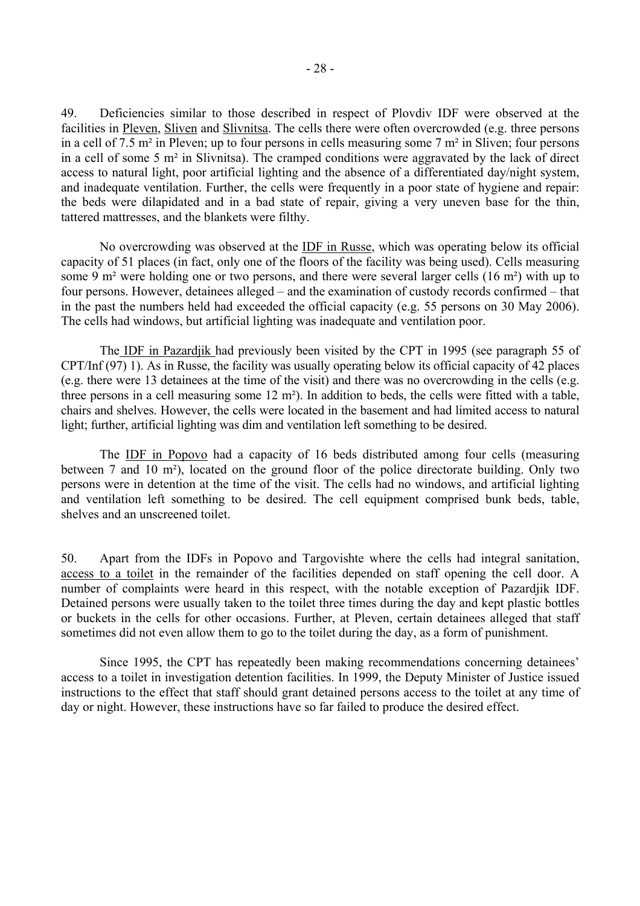49. Deficiencies similar to those described in respect of Plovdiv IDF were observed at the facilities in Pleven, Sliven and Slivnitsa. The cells there were often overcrowded (e.g. three persons in a cell of 7.5 m² in Pleven; up to four persons in cells measuring some 7 m² in Sliven; four persons in a cell of some 5 m² in Slivnitsa). The cramped conditions were aggravated by the lack of direct access to natural light, poor artificial lighting and the absence of a differentiated day/night system, and inadequate ventilation. Further, the cells were frequently in a poor state of hygiene and repair: the beds were dilapidated and in a bad state of repair, giving a very uneven base for the thin, tattered mattresses, and the blankets were filthy.

No overcrowding was observed at the IDF in Russe, which was operating below its official capacity of 51 places (in fact, only one of the floors of the facility was being used). Cells measuring some 9 m² were holding one or two persons, and there were several larger cells (16 m²) with up to four persons. However, detainees alleged – and the examination of custody records confirmed – that in the past the numbers held had exceeded the official capacity (e.g. 55 persons on 30 May 2006). The cells had windows, but artificial lighting was inadequate and ventilation poor.

The IDF in Pazardjik had previously been visited by the CPT in 1995 (see paragraph 55 of CPT/Inf (97) 1). As in Russe, the facility was usually operating below its official capacity of 42 places (e.g. there were 13 detainees at the time of the visit) and there was no overcrowding in the cells (e.g. three persons in a cell measuring some 12 m²). In addition to beds, the cells were fitted with a table, chairs and shelves. However, the cells were located in the basement and had limited access to natural light; further, artificial lighting was dim and ventilation left something to be desired.

The IDF in Popovo had a capacity of 16 beds distributed among four cells (measuring between 7 and 10 m²), located on the ground floor of the police directorate building. Only two persons were in detention at the time of the visit. The cells had no windows, and artificial lighting and ventilation left something to be desired. The cell equipment comprised bunk beds, table, shelves and an unscreened toilet.

50. Apart from the IDFs in Popovo and Targovishte where the cells had integral sanitation, access to a toilet in the remainder of the facilities depended on staff opening the cell door. A number of complaints were heard in this respect, with the notable exception of Pazardjik IDF. Detained persons were usually taken to the toilet three times during the day and kept plastic bottles or buckets in the cells for other occasions. Further, at Pleven, certain detainees alleged that staff sometimes did not even allow them to go to the toilet during the day, as a form of punishment.

Since 1995, the CPT has repeatedly been making recommendations concerning detainees' access to a toilet in investigation detention facilities. In 1999, the Deputy Minister of Justice issued instructions to the effect that staff should grant detained persons access to the toilet at any time of day or night. However, these instructions have so far failed to produce the desired effect.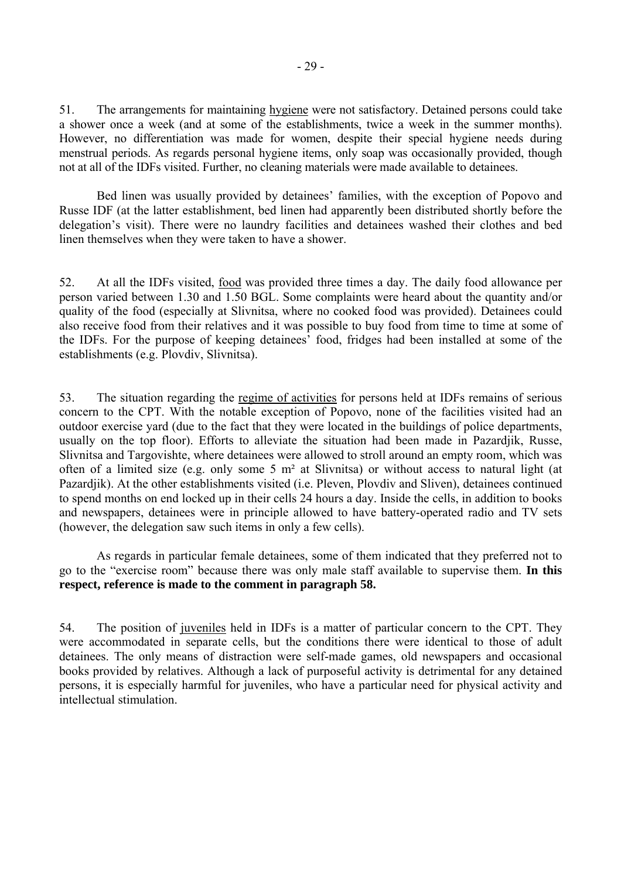51. The arrangements for maintaining hygiene were not satisfactory. Detained persons could take a shower once a week (and at some of the establishments, twice a week in the summer months). However, no differentiation was made for women, despite their special hygiene needs during menstrual periods. As regards personal hygiene items, only soap was occasionally provided, though not at all of the IDFs visited. Further, no cleaning materials were made available to detainees.

Bed linen was usually provided by detainees' families, with the exception of Popovo and Russe IDF (at the latter establishment, bed linen had apparently been distributed shortly before the delegation's visit). There were no laundry facilities and detainees washed their clothes and bed linen themselves when they were taken to have a shower.

52. At all the IDFs visited, food was provided three times a day. The daily food allowance per person varied between 1.30 and 1.50 BGL. Some complaints were heard about the quantity and/or quality of the food (especially at Slivnitsa, where no cooked food was provided). Detainees could also receive food from their relatives and it was possible to buy food from time to time at some of the IDFs. For the purpose of keeping detainees' food, fridges had been installed at some of the establishments (e.g. Plovdiv, Slivnitsa).

53. The situation regarding the regime of activities for persons held at IDFs remains of serious concern to the CPT. With the notable exception of Popovo, none of the facilities visited had an outdoor exercise yard (due to the fact that they were located in the buildings of police departments, usually on the top floor). Efforts to alleviate the situation had been made in Pazardjik, Russe, Slivnitsa and Targovishte, where detainees were allowed to stroll around an empty room, which was often of a limited size (e.g. only some 5 m² at Slivnitsa) or without access to natural light (at Pazardjik). At the other establishments visited (i.e. Pleven, Plovdiv and Sliven), detainees continued to spend months on end locked up in their cells 24 hours a day. Inside the cells, in addition to books and newspapers, detainees were in principle allowed to have battery-operated radio and TV sets (however, the delegation saw such items in only a few cells).

As regards in particular female detainees, some of them indicated that they preferred not to go to the "exercise room" because there was only male staff available to supervise them. **In this respect, reference is made to the comment in paragraph 58.**

54. The position of juveniles held in IDFs is a matter of particular concern to the CPT. They were accommodated in separate cells, but the conditions there were identical to those of adult detainees. The only means of distraction were self-made games, old newspapers and occasional books provided by relatives. Although a lack of purposeful activity is detrimental for any detained persons, it is especially harmful for juveniles, who have a particular need for physical activity and intellectual stimulation.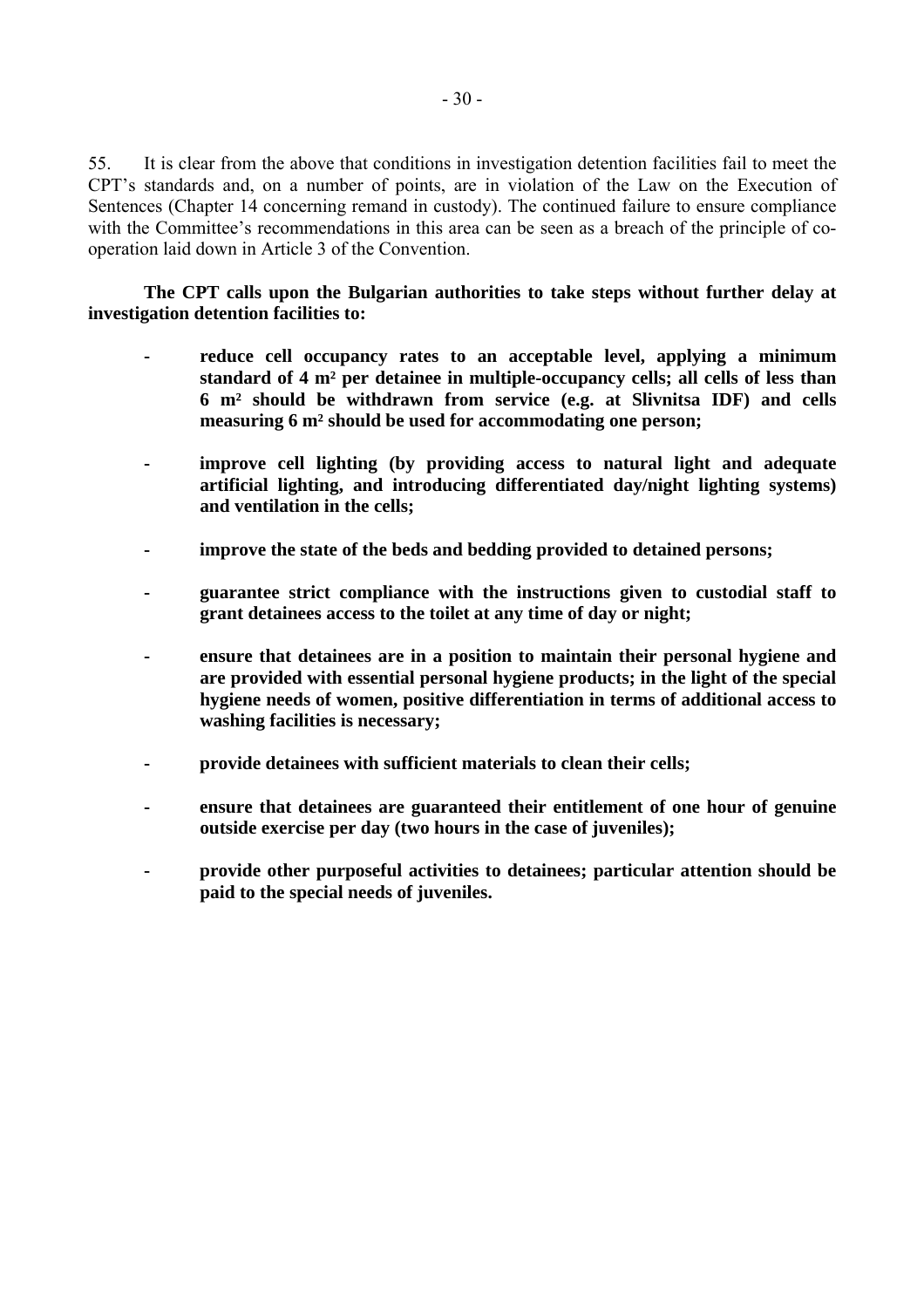55. It is clear from the above that conditions in investigation detention facilities fail to meet the CPT's standards and, on a number of points, are in violation of the Law on the Execution of Sentences (Chapter 14 concerning remand in custody). The continued failure to ensure compliance with the Committee's recommendations in this area can be seen as a breach of the principle of co-operation laid down in Article 3 of the Convention.

**The CPT calls upon the Bulgarian authorities to take steps without further delay at investigation detention facilities to:**

- **reduce cell occupancy rates to an acceptable level, applying a minimum standard of 4 m² per detainee in multiple-occupancy cells; all cells of less than 6 m² should be withdrawn from service (e.g. at Slivnitsa IDF) and cells measuring 6 m² should be used for accommodating one person;**

- **improve cell lighting (by providing access to natural light and adequate artificial lighting, and introducing differentiated day/night lighting systems) and ventilation in the cells;**

- **improve the state of the beds and bedding provided to detained persons;**

- **guarantee strict compliance with the instructions given to custodial staff to grant detainees access to the toilet at any time of day or night;**

- **ensure that detainees are in a position to maintain their personal hygiene and are provided with essential personal hygiene products; in the light of the special hygiene needs of women, positive differentiation in terms of additional access to washing facilities is necessary;**

- **provide detainees with sufficient materials to clean their cells;**

- **ensure that detainees are guaranteed their entitlement of one hour of genuine outside exercise per day (two hours in the case of juveniles);**

- **provide other purposeful activities to detainees; particular attention should be paid to the special needs of juveniles.**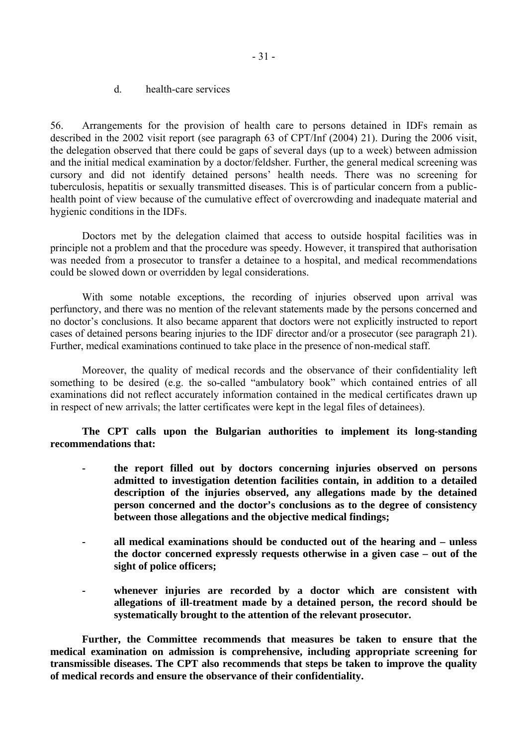### d. health-care services

56. Arrangements for the provision of health care to persons detained in IDFs remain as described in the 2002 visit report (see paragraph 63 of CPT/Inf (2004) 21). During the 2006 visit, the delegation observed that there could be gaps of several days (up to a week) between admission and the initial medical examination by a doctor/feldsher. Further, the general medical screening was cursory and did not identify detained persons' health needs. There was no screening for tuberculosis, hepatitis or sexually transmitted diseases. This is of particular concern from a public-health point of view because of the cumulative effect of overcrowding and inadequate material and hygienic conditions in the IDFs.

Doctors met by the delegation claimed that access to outside hospital facilities was in principle not a problem and that the procedure was speedy. However, it transpired that authorisation was needed from a prosecutor to transfer a detainee to a hospital, and medical recommendations could be slowed down or overridden by legal considerations.

With some notable exceptions, the recording of injuries observed upon arrival was perfunctory, and there was no mention of the relevant statements made by the persons concerned and no doctor's conclusions. It also became apparent that doctors were not explicitly instructed to report cases of detained persons bearing injuries to the IDF director and/or a prosecutor (see paragraph 21). Further, medical examinations continued to take place in the presence of non-medical staff.

Moreover, the quality of medical records and the observance of their confidentiality left something to be desired (e.g. the so-called "ambulatory book" which contained entries of all examinations did not reflect accurately information contained in the medical certificates drawn up in respect of new arrivals; the latter certificates were kept in the legal files of detainees).

**The CPT calls upon the Bulgarian authorities to implement its long-standing recommendations that:**

- **the report filled out by doctors concerning injuries observed on persons admitted to investigation detention facilities contain, in addition to a detailed description of the injuries observed, any allegations made by the detained person concerned and the doctor's conclusions as to the degree of consistency between those allegations and the objective medical findings;**

- **all medical examinations should be conducted out of the hearing and – unless the doctor concerned expressly requests otherwise in a given case – out of the sight of police officers;**

- **whenever injuries are recorded by a doctor which are consistent with allegations of ill-treatment made by a detained person, the record should be systematically brought to the attention of the relevant prosecutor.**

**Further, the Committee recommends that measures be taken to ensure that the medical examination on admission is comprehensive, including appropriate screening for transmissible diseases. The CPT also recommends that steps be taken to improve the quality of medical records and ensure the observance of their confidentiality.**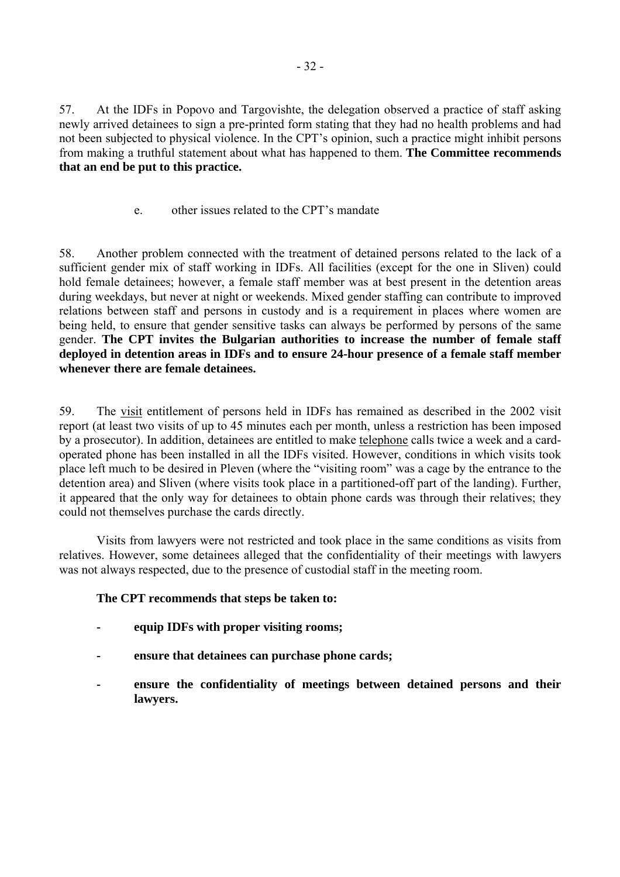57. At the IDFs in Popovo and Targovishte, the delegation observed a practice of staff asking newly arrived detainees to sign a pre-printed form stating that they had no health problems and had not been subjected to physical violence. In the CPT's opinion, such a practice might inhibit persons from making a truthful statement about what has happened to them. **The Committee recommends that an end be put to this practice.**

e. other issues related to the CPT's mandate

58. Another problem connected with the treatment of detained persons related to the lack of a sufficient gender mix of staff working in IDFs. All facilities (except for the one in Sliven) could hold female detainees; however, a female staff member was at best present in the detention areas during weekdays, but never at night or weekends. Mixed gender staffing can contribute to improved relations between staff and persons in custody and is a requirement in places where women are being held, to ensure that gender sensitive tasks can always be performed by persons of the same gender. **The CPT invites the Bulgarian authorities to increase the number of female staff deployed in detention areas in IDFs and to ensure 24-hour presence of a female staff member whenever there are female detainees.**

59. The visit entitlement of persons held in IDFs has remained as described in the 2002 visit report (at least two visits of up to 45 minutes each per month, unless a restriction has been imposed by a prosecutor). In addition, detainees are entitled to make telephone calls twice a week and a card-operated phone has been installed in all the IDFs visited. However, conditions in which visits took place left much to be desired in Pleven (where the "visiting room" was a cage by the entrance to the detention area) and Sliven (where visits took place in a partitioned-off part of the landing). Further, it appeared that the only way for detainees to obtain phone cards was through their relatives; they could not themselves purchase the cards directly.

Visits from lawyers were not restricted and took place in the same conditions as visits from relatives. However, some detainees alleged that the confidentiality of their meetings with lawyers was not always respected, due to the presence of custodial staff in the meeting room.

**The CPT recommends that steps be taken to:**

- **equip IDFs with proper visiting rooms;**
- **ensure that detainees can purchase phone cards;**
- **ensure the confidentiality of meetings between detained persons and their lawyers.**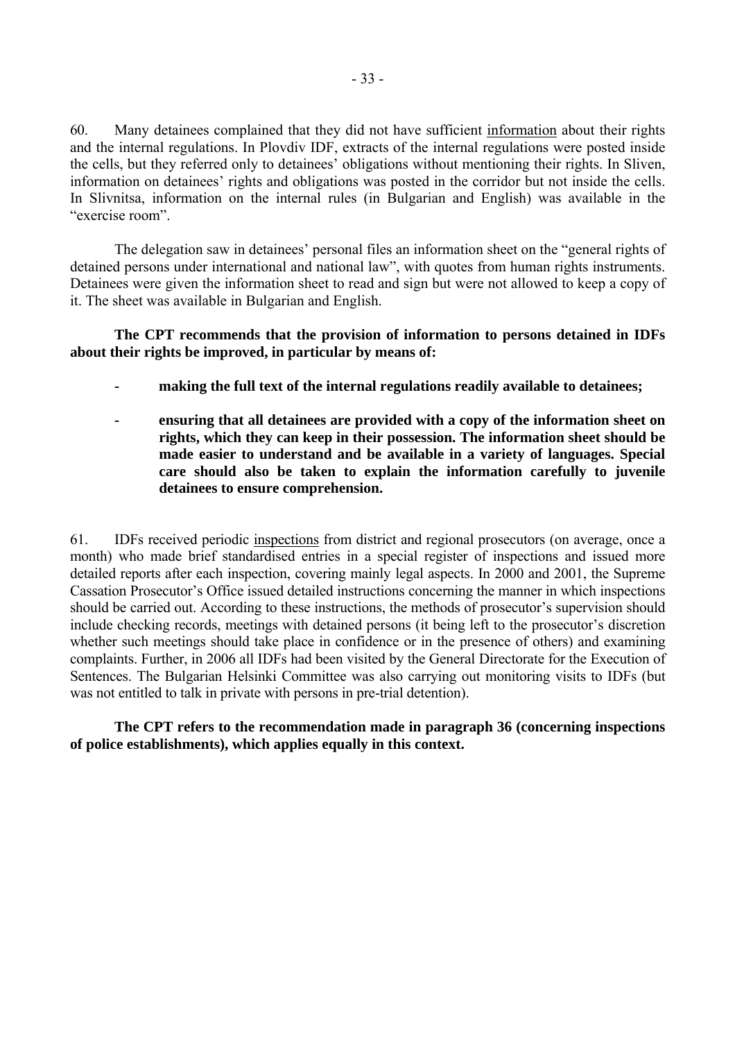60. Many detainees complained that they did not have sufficient information about their rights and the internal regulations. In Plovdiv IDF, extracts of the internal regulations were posted inside the cells, but they referred only to detainees' obligations without mentioning their rights. In Sliven, information on detainees' rights and obligations was posted in the corridor but not inside the cells. In Slivnitsa, information on the internal rules (in Bulgarian and English) was available in the "exercise room".

The delegation saw in detainees' personal files an information sheet on the "general rights of detained persons under international and national law", with quotes from human rights instruments. Detainees were given the information sheet to read and sign but were not allowed to keep a copy of it. The sheet was available in Bulgarian and English.

**The CPT recommends that the provision of information to persons detained in IDFs about their rights be improved, in particular by means of:**

- **making the full text of the internal regulations readily available to detainees;**
- **ensuring that all detainees are provided with a copy of the information sheet on rights, which they can keep in their possession. The information sheet should be made easier to understand and be available in a variety of languages. Special care should also be taken to explain the information carefully to juvenile detainees to ensure comprehension.**

61. IDFs received periodic inspections from district and regional prosecutors (on average, once a month) who made brief standardised entries in a special register of inspections and issued more detailed reports after each inspection, covering mainly legal aspects. In 2000 and 2001, the Supreme Cassation Prosecutor's Office issued detailed instructions concerning the manner in which inspections should be carried out. According to these instructions, the methods of prosecutor's supervision should include checking records, meetings with detained persons (it being left to the prosecutor's discretion whether such meetings should take place in confidence or in the presence of others) and examining complaints. Further, in 2006 all IDFs had been visited by the General Directorate for the Execution of Sentences. The Bulgarian Helsinki Committee was also carrying out monitoring visits to IDFs (but was not entitled to talk in private with persons in pre-trial detention).

**The CPT refers to the recommendation made in paragraph 36 (concerning inspections of police establishments), which applies equally in this context.**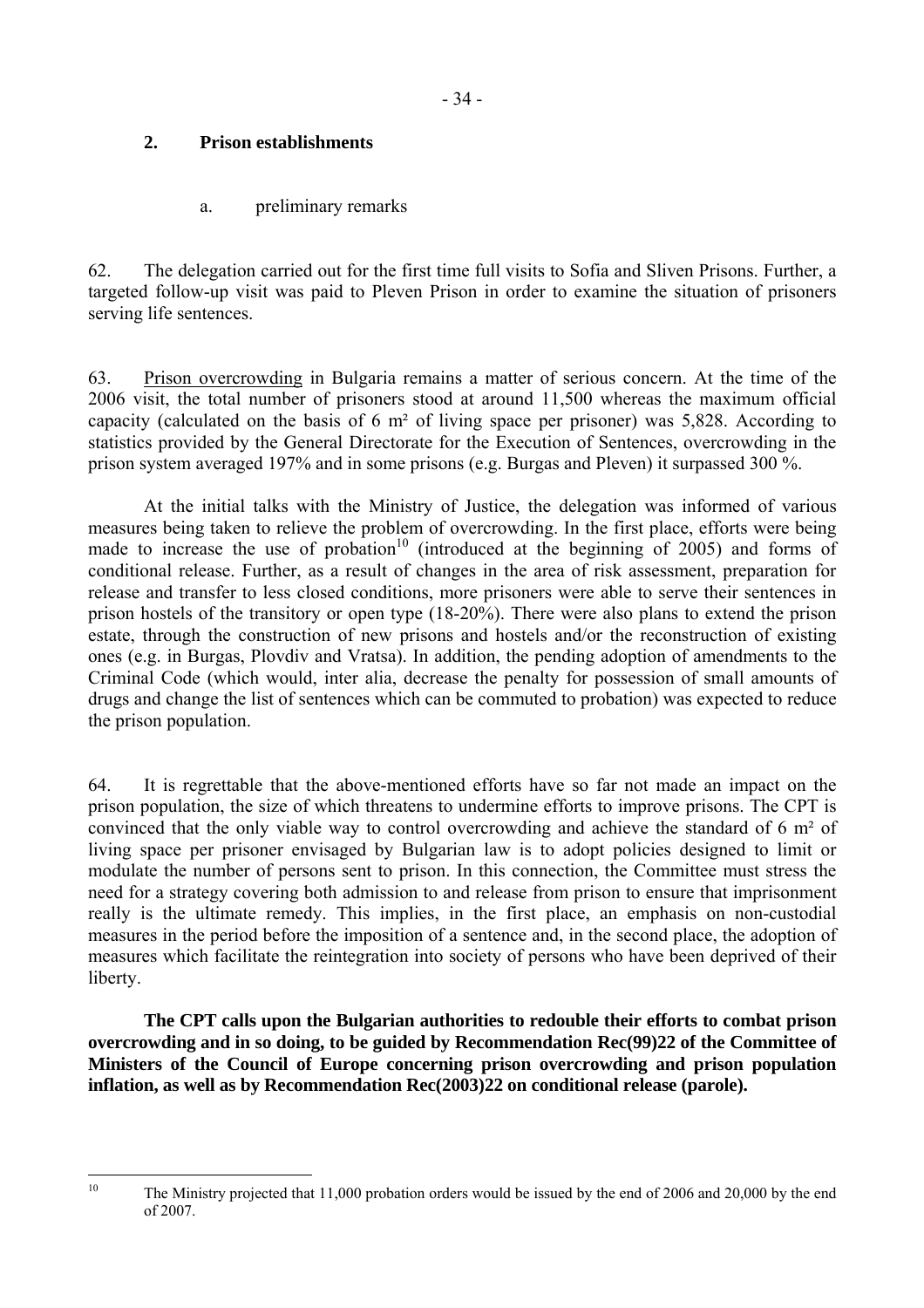## 2. Prison establishments

### a. preliminary remarks

62. The delegation carried out for the first time full visits to Sofia and Sliven Prisons. Further, a targeted follow-up visit was paid to Pleven Prison in order to examine the situation of prisoners serving life sentences.

63. Prison overcrowding in Bulgaria remains a matter of serious concern. At the time of the 2006 visit, the total number of prisoners stood at around 11,500 whereas the maximum official capacity (calculated on the basis of 6 m² of living space per prisoner) was 5,828. According to statistics provided by the General Directorate for the Execution of Sentences, overcrowding in the prison system averaged 197% and in some prisons (e.g. Burgas and Pleven) it surpassed 300 %.

At the initial talks with the Ministry of Justice, the delegation was informed of various measures being taken to relieve the problem of overcrowding. In the first place, efforts were being made to increase the use of probation[10] (introduced at the beginning of 2005) and forms of conditional release. Further, as a result of changes in the area of risk assessment, preparation for release and transfer to less closed conditions, more prisoners were able to serve their sentences in prison hostels of the transitory or open type (18-20%). There were also plans to extend the prison estate, through the construction of new prisons and hostels and/or the reconstruction of existing ones (e.g. in Burgas, Plovdiv and Vratsa). In addition, the pending adoption of amendments to the Criminal Code (which would, inter alia, decrease the penalty for possession of small amounts of drugs and change the list of sentences which can be commuted to probation) was expected to reduce the prison population.

64. It is regrettable that the above-mentioned efforts have so far not made an impact on the prison population, the size of which threatens to undermine efforts to improve prisons. The CPT is convinced that the only viable way to control overcrowding and achieve the standard of 6 m² of living space per prisoner envisaged by Bulgarian law is to adopt policies designed to limit or modulate the number of persons sent to prison. In this connection, the Committee must stress the need for a strategy covering both admission to and release from prison to ensure that imprisonment really is the ultimate remedy. This implies, in the first place, an emphasis on non-custodial measures in the period before the imposition of a sentence and, in the second place, the adoption of measures which facilitate the reintegration into society of persons who have been deprived of their liberty.

**The CPT calls upon the Bulgarian authorities to redouble their efforts to combat prison overcrowding and in so doing, to be guided by Recommendation Rec(99)22 of the Committee of Ministers of the Council of Europe concerning prison overcrowding and prison population inflation, as well as by Recommendation Rec(2003)22 on conditional release (parole).**

---

[10] The Ministry projected that 11,000 probation orders would be issued by the end of 2006 and 20,000 by the end of 2007.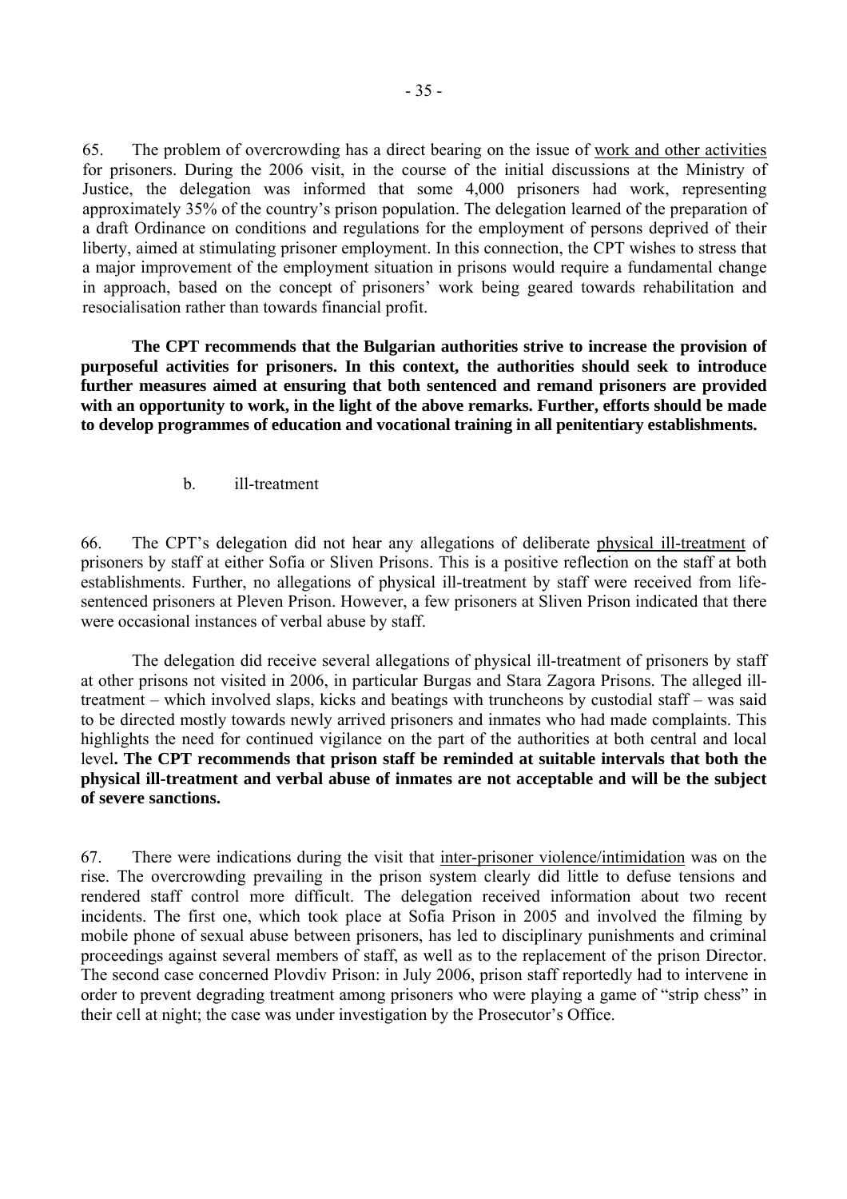65. The problem of overcrowding has a direct bearing on the issue of work and other activities for prisoners. During the 2006 visit, in the course of the initial discussions at the Ministry of Justice, the delegation was informed that some 4,000 prisoners had work, representing approximately 35% of the country's prison population. The delegation learned of the preparation of a draft Ordinance on conditions and regulations for the employment of persons deprived of their liberty, aimed at stimulating prisoner employment. In this connection, the CPT wishes to stress that a major improvement of the employment situation in prisons would require a fundamental change in approach, based on the concept of prisoners' work being geared towards rehabilitation and resocialisation rather than towards financial profit.

**The CPT recommends that the Bulgarian authorities strive to increase the provision of purposeful activities for prisoners. In this context, the authorities should seek to introduce further measures aimed at ensuring that both sentenced and remand prisoners are provided with an opportunity to work, in the light of the above remarks. Further, efforts should be made to develop programmes of education and vocational training in all penitentiary establishments.**

b. ill-treatment

66. The CPT's delegation did not hear any allegations of deliberate physical ill-treatment of prisoners by staff at either Sofia or Sliven Prisons. This is a positive reflection on the staff at both establishments. Further, no allegations of physical ill-treatment by staff were received from life-sentenced prisoners at Pleven Prison. However, a few prisoners at Sliven Prison indicated that there were occasional instances of verbal abuse by staff.

The delegation did receive several allegations of physical ill-treatment of prisoners by staff at other prisons not visited in 2006, in particular Burgas and Stara Zagora Prisons. The alleged ill-treatment – which involved slaps, kicks and beatings with truncheons by custodial staff – was said to be directed mostly towards newly arrived prisoners and inmates who had made complaints. This highlights the need for continued vigilance on the part of the authorities at both central and local level**. The CPT recommends that prison staff be reminded at suitable intervals that both the physical ill-treatment and verbal abuse of inmates are not acceptable and will be the subject of severe sanctions.**

67. There were indications during the visit that inter-prisoner violence/intimidation was on the rise. The overcrowding prevailing in the prison system clearly did little to defuse tensions and rendered staff control more difficult. The delegation received information about two recent incidents. The first one, which took place at Sofia Prison in 2005 and involved the filming by mobile phone of sexual abuse between prisoners, has led to disciplinary punishments and criminal proceedings against several members of staff, as well as to the replacement of the prison Director. The second case concerned Plovdiv Prison: in July 2006, prison staff reportedly had to intervene in order to prevent degrading treatment among prisoners who were playing a game of "strip chess" in their cell at night; the case was under investigation by the Prosecutor's Office.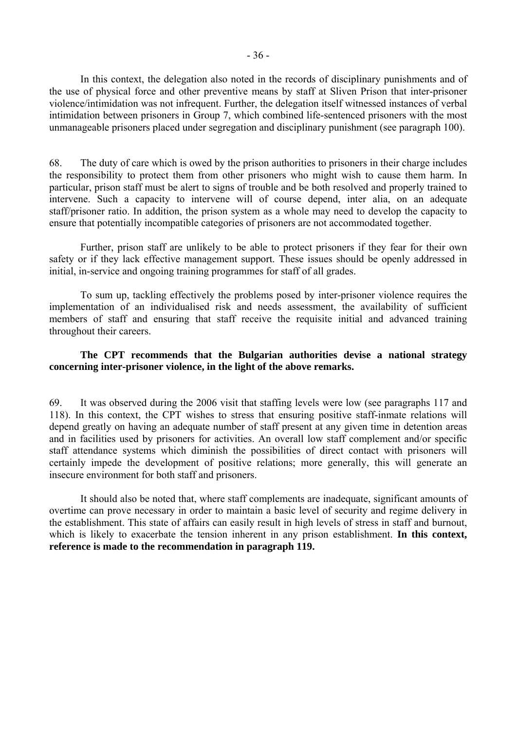In this context, the delegation also noted in the records of disciplinary punishments and of the use of physical force and other preventive means by staff at Sliven Prison that inter-prisoner violence/intimidation was not infrequent. Further, the delegation itself witnessed instances of verbal intimidation between prisoners in Group 7, which combined life-sentenced prisoners with the most unmanageable prisoners placed under segregation and disciplinary punishment (see paragraph 100).

68. The duty of care which is owed by the prison authorities to prisoners in their charge includes the responsibility to protect them from other prisoners who might wish to cause them harm. In particular, prison staff must be alert to signs of trouble and be both resolved and properly trained to intervene. Such a capacity to intervene will of course depend, inter alia, on an adequate staff/prisoner ratio. In addition, the prison system as a whole may need to develop the capacity to ensure that potentially incompatible categories of prisoners are not accommodated together.

Further, prison staff are unlikely to be able to protect prisoners if they fear for their own safety or if they lack effective management support. These issues should be openly addressed in initial, in-service and ongoing training programmes for staff of all grades.

To sum up, tackling effectively the problems posed by inter-prisoner violence requires the implementation of an individualised risk and needs assessment, the availability of sufficient members of staff and ensuring that staff receive the requisite initial and advanced training throughout their careers.

**The CPT recommends that the Bulgarian authorities devise a national strategy concerning inter-prisoner violence, in the light of the above remarks.**

69. It was observed during the 2006 visit that staffing levels were low (see paragraphs 117 and 118). In this context, the CPT wishes to stress that ensuring positive staff-inmate relations will depend greatly on having an adequate number of staff present at any given time in detention areas and in facilities used by prisoners for activities. An overall low staff complement and/or specific staff attendance systems which diminish the possibilities of direct contact with prisoners will certainly impede the development of positive relations; more generally, this will generate an insecure environment for both staff and prisoners.

It should also be noted that, where staff complements are inadequate, significant amounts of overtime can prove necessary in order to maintain a basic level of security and regime delivery in the establishment. This state of affairs can easily result in high levels of stress in staff and burnout, which is likely to exacerbate the tension inherent in any prison establishment. **In this context, reference is made to the recommendation in paragraph 119.**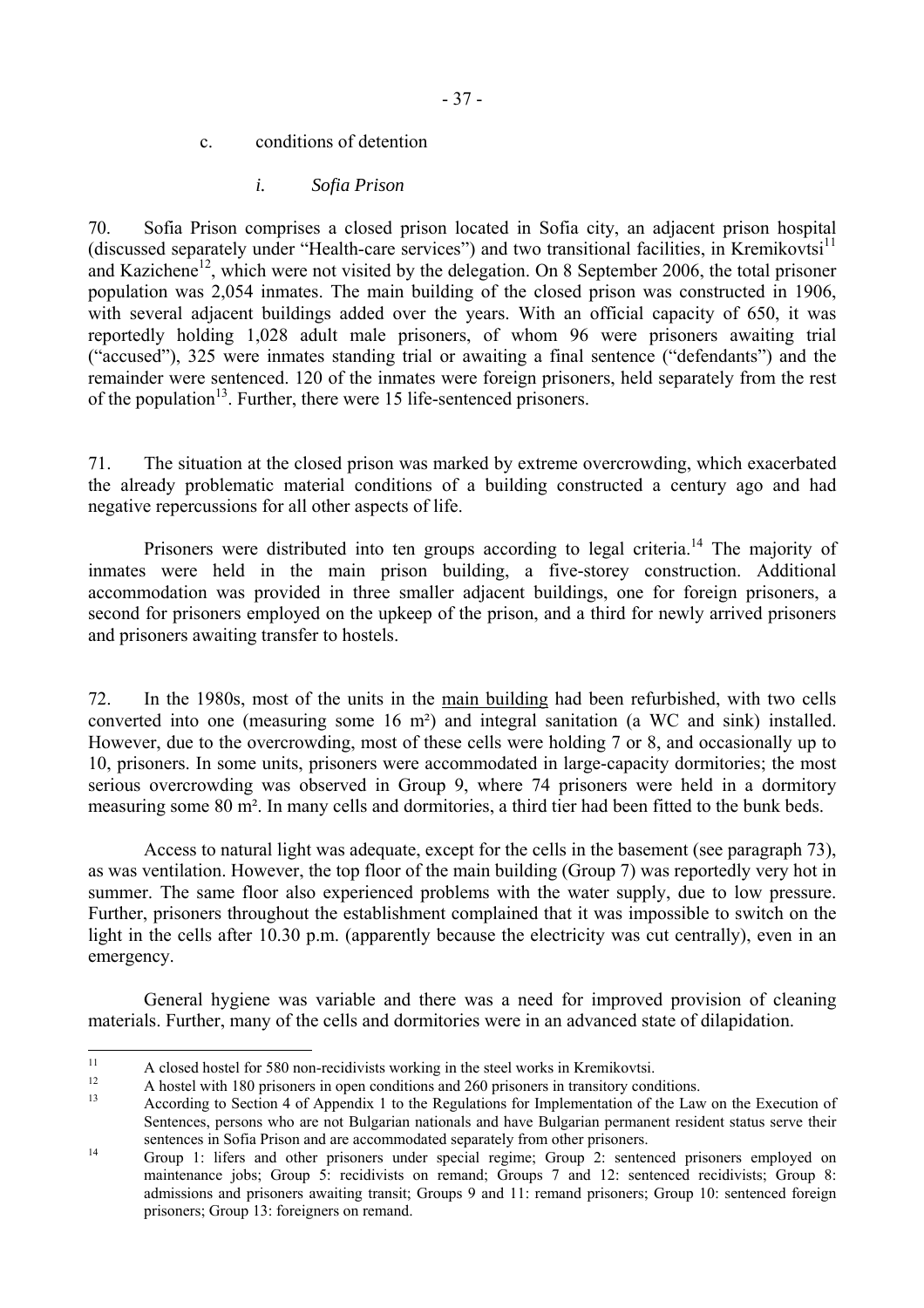c. conditions of detention

*i. Sofia Prison*

70. Sofia Prison comprises a closed prison located in Sofia city, an adjacent prison hospital (discussed separately under "Health-care services") and two transitional facilities, in Kremikovtsi[11] and Kazichene[12], which were not visited by the delegation. On 8 September 2006, the total prisoner population was 2,054 inmates. The main building of the closed prison was constructed in 1906, with several adjacent buildings added over the years. With an official capacity of 650, it was reportedly holding 1,028 adult male prisoners, of whom 96 were prisoners awaiting trial ("accused"), 325 were inmates standing trial or awaiting a final sentence ("defendants") and the remainder were sentenced. 120 of the inmates were foreign prisoners, held separately from the rest of the population[13]. Further, there were 15 life-sentenced prisoners.

71. The situation at the closed prison was marked by extreme overcrowding, which exacerbated the already problematic material conditions of a building constructed a century ago and had negative repercussions for all other aspects of life.

Prisoners were distributed into ten groups according to legal criteria.[14] The majority of inmates were held in the main prison building, a five-storey construction. Additional accommodation was provided in three smaller adjacent buildings, one for foreign prisoners, a second for prisoners employed on the upkeep of the prison, and a third for newly arrived prisoners and prisoners awaiting transfer to hostels.

72. In the 1980s, most of the units in the main building had been refurbished, with two cells converted into one (measuring some 16 m²) and integral sanitation (a WC and sink) installed. However, due to the overcrowding, most of these cells were holding 7 or 8, and occasionally up to 10, prisoners. In some units, prisoners were accommodated in large-capacity dormitories; the most serious overcrowding was observed in Group 9, where 74 prisoners were held in a dormitory measuring some 80 m². In many cells and dormitories, a third tier had been fitted to the bunk beds.

Access to natural light was adequate, except for the cells in the basement (see paragraph 73), as was ventilation. However, the top floor of the main building (Group 7) was reportedly very hot in summer. The same floor also experienced problems with the water supply, due to low pressure. Further, prisoners throughout the establishment complained that it was impossible to switch on the light in the cells after 10.30 p.m. (apparently because the electricity was cut centrally), even in an emergency.

General hygiene was variable and there was a need for improved provision of cleaning materials. Further, many of the cells and dormitories were in an advanced state of dilapidation.

---

[11] A closed hostel for 580 non-recidivists working in the steel works in Kremikovtsi.

[12] A hostel with 180 prisoners in open conditions and 260 prisoners in transitory conditions.

[13] According to Section 4 of Appendix 1 to the Regulations for Implementation of the Law on the Execution of Sentences, persons who are not Bulgarian nationals and have Bulgarian permanent resident status serve their sentences in Sofia Prison and are accommodated separately from other prisoners.

[14] Group 1: lifers and other prisoners under special regime; Group 2: sentenced prisoners employed on maintenance jobs; Group 5: recidivists on remand; Groups 7 and 12: sentenced recidivists; Group 8: admissions and prisoners awaiting transit; Groups 9 and 11: remand prisoners; Group 10: sentenced foreign prisoners; Group 13: foreigners on remand.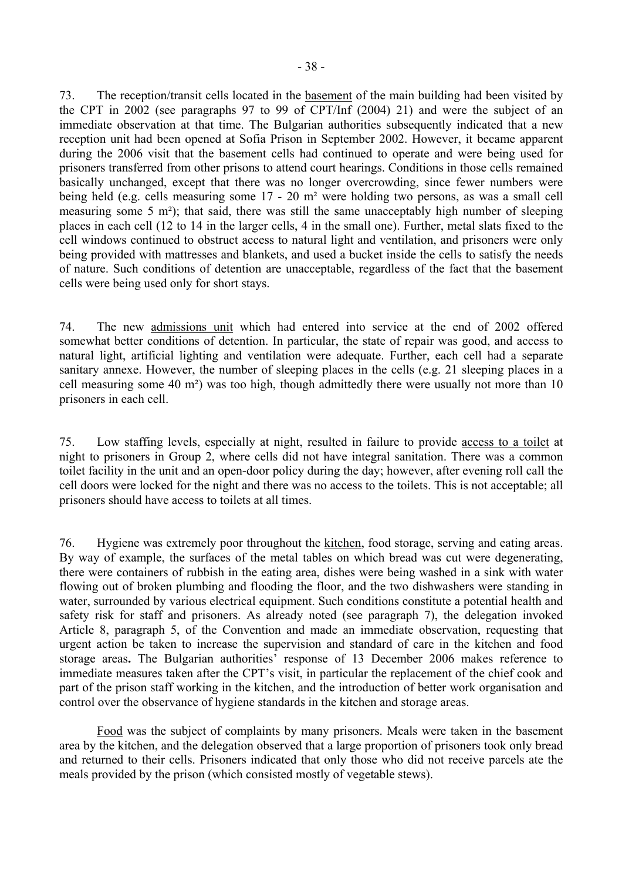73. The reception/transit cells located in the basement of the main building had been visited by the CPT in 2002 (see paragraphs 97 to 99 of CPT/Inf (2004) 21) and were the subject of an immediate observation at that time. The Bulgarian authorities subsequently indicated that a new reception unit had been opened at Sofia Prison in September 2002. However, it became apparent during the 2006 visit that the basement cells had continued to operate and were being used for prisoners transferred from other prisons to attend court hearings. Conditions in those cells remained basically unchanged, except that there was no longer overcrowding, since fewer numbers were being held (e.g. cells measuring some 17 - 20 m² were holding two persons, as was a small cell measuring some 5 m²); that said, there was still the same unacceptably high number of sleeping places in each cell (12 to 14 in the larger cells, 4 in the small one). Further, metal slats fixed to the cell windows continued to obstruct access to natural light and ventilation, and prisoners were only being provided with mattresses and blankets, and used a bucket inside the cells to satisfy the needs of nature. Such conditions of detention are unacceptable, regardless of the fact that the basement cells were being used only for short stays.

74. The new admissions unit which had entered into service at the end of 2002 offered somewhat better conditions of detention. In particular, the state of repair was good, and access to natural light, artificial lighting and ventilation were adequate. Further, each cell had a separate sanitary annexe. However, the number of sleeping places in the cells (e.g. 21 sleeping places in a cell measuring some 40 m²) was too high, though admittedly there were usually not more than 10 prisoners in each cell.

75. Low staffing levels, especially at night, resulted in failure to provide access to a toilet at night to prisoners in Group 2, where cells did not have integral sanitation. There was a common toilet facility in the unit and an open-door policy during the day; however, after evening roll call the cell doors were locked for the night and there was no access to the toilets. This is not acceptable; all prisoners should have access to toilets at all times.

76. Hygiene was extremely poor throughout the kitchen, food storage, serving and eating areas. By way of example, the surfaces of the metal tables on which bread was cut were degenerating, there were containers of rubbish in the eating area, dishes were being washed in a sink with water flowing out of broken plumbing and flooding the floor, and the two dishwashers were standing in water, surrounded by various electrical equipment. Such conditions constitute a potential health and safety risk for staff and prisoners. As already noted (see paragraph 7), the delegation invoked Article 8, paragraph 5, of the Convention and made an immediate observation, requesting that urgent action be taken to increase the supervision and standard of care in the kitchen and food storage areas**.** The Bulgarian authorities' response of 13 December 2006 makes reference to immediate measures taken after the CPT's visit, in particular the replacement of the chief cook and part of the prison staff working in the kitchen, and the introduction of better work organisation and control over the observance of hygiene standards in the kitchen and storage areas.

Food was the subject of complaints by many prisoners. Meals were taken in the basement area by the kitchen, and the delegation observed that a large proportion of prisoners took only bread and returned to their cells. Prisoners indicated that only those who did not receive parcels ate the meals provided by the prison (which consisted mostly of vegetable stews).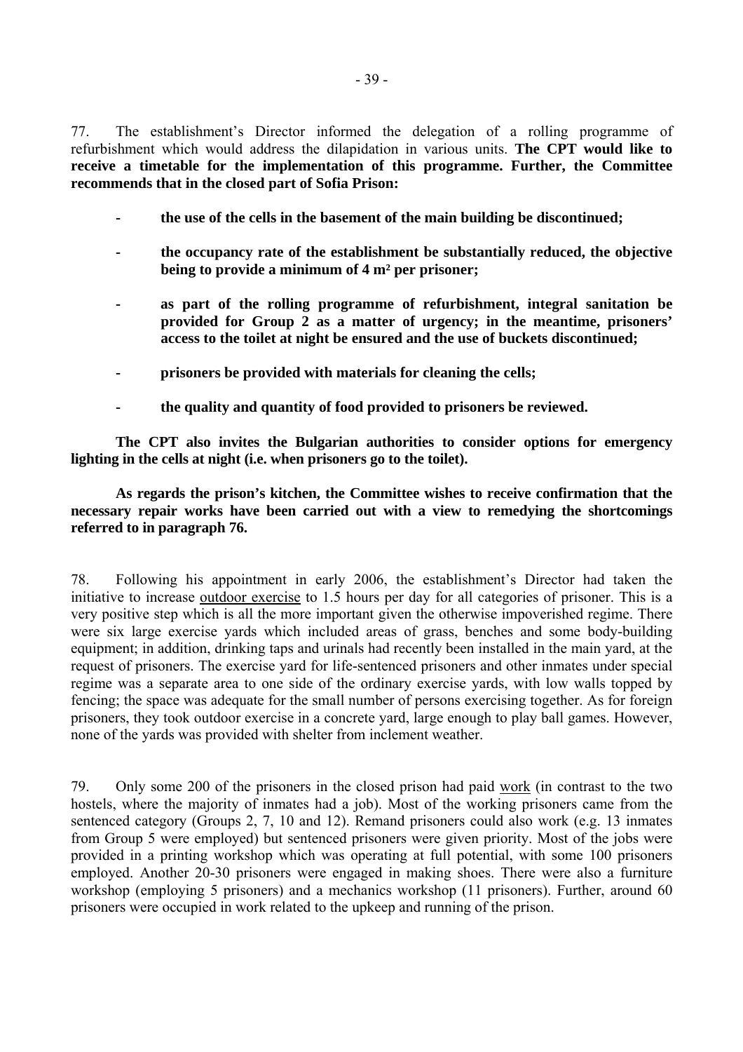77. The establishment's Director informed the delegation of a rolling programme of refurbishment which would address the dilapidation in various units. **The CPT would like to receive a timetable for the implementation of this programme. Further, the Committee recommends that in the closed part of Sofia Prison:**

- **the use of the cells in the basement of the main building be discontinued;**
- **the occupancy rate of the establishment be substantially reduced, the objective being to provide a minimum of 4 m² per prisoner;**
- **as part of the rolling programme of refurbishment, integral sanitation be provided for Group 2 as a matter of urgency; in the meantime, prisoners' access to the toilet at night be ensured and the use of buckets discontinued;**
- **prisoners be provided with materials for cleaning the cells;**
- **the quality and quantity of food provided to prisoners be reviewed.**

**The CPT also invites the Bulgarian authorities to consider options for emergency lighting in the cells at night (i.e. when prisoners go to the toilet).**

**As regards the prison's kitchen, the Committee wishes to receive confirmation that the necessary repair works have been carried out with a view to remedying the shortcomings referred to in paragraph 76.**

78. Following his appointment in early 2006, the establishment's Director had taken the initiative to increase outdoor exercise to 1.5 hours per day for all categories of prisoner. This is a very positive step which is all the more important given the otherwise impoverished regime. There were six large exercise yards which included areas of grass, benches and some body-building equipment; in addition, drinking taps and urinals had recently been installed in the main yard, at the request of prisoners. The exercise yard for life-sentenced prisoners and other inmates under special regime was a separate area to one side of the ordinary exercise yards, with low walls topped by fencing; the space was adequate for the small number of persons exercising together. As for foreign prisoners, they took outdoor exercise in a concrete yard, large enough to play ball games. However, none of the yards was provided with shelter from inclement weather.

79. Only some 200 of the prisoners in the closed prison had paid work (in contrast to the two hostels, where the majority of inmates had a job). Most of the working prisoners came from the sentenced category (Groups 2, 7, 10 and 12). Remand prisoners could also work (e.g. 13 inmates from Group 5 were employed) but sentenced prisoners were given priority. Most of the jobs were provided in a printing workshop which was operating at full potential, with some 100 prisoners employed. Another 20-30 prisoners were engaged in making shoes. There were also a furniture workshop (employing 5 prisoners) and a mechanics workshop (11 prisoners). Further, around 60 prisoners were occupied in work related to the upkeep and running of the prison.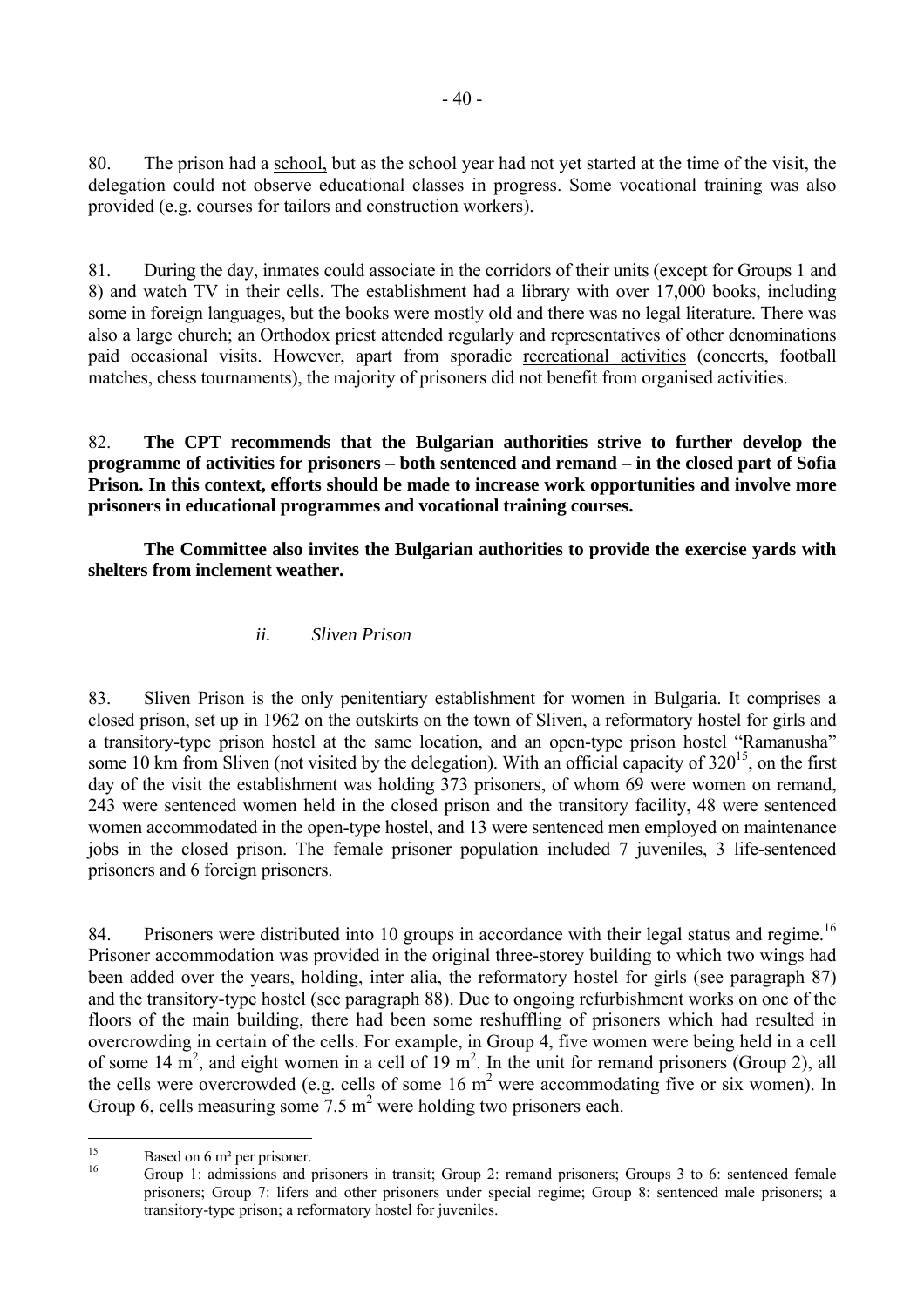80. The prison had a school, but as the school year had not yet started at the time of the visit, the delegation could not observe educational classes in progress. Some vocational training was also provided (e.g. courses for tailors and construction workers).

81. During the day, inmates could associate in the corridors of their units (except for Groups 1 and 8) and watch TV in their cells. The establishment had a library with over 17,000 books, including some in foreign languages, but the books were mostly old and there was no legal literature. There was also a large church; an Orthodox priest attended regularly and representatives of other denominations paid occasional visits. However, apart from sporadic recreational activities (concerts, football matches, chess tournaments), the majority of prisoners did not benefit from organised activities.

82. **The CPT recommends that the Bulgarian authorities strive to further develop the programme of activities for prisoners – both sentenced and remand – in the closed part of Sofia Prison. In this context, efforts should be made to increase work opportunities and involve more prisoners in educational programmes and vocational training courses.**

**The Committee also invites the Bulgarian authorities to provide the exercise yards with shelters from inclement weather.**

*ii. Sliven Prison*

83. Sliven Prison is the only penitentiary establishment for women in Bulgaria. It comprises a closed prison, set up in 1962 on the outskirts on the town of Sliven, a reformatory hostel for girls and a transitory-type prison hostel at the same location, and an open-type prison hostel "Ramanusha" some 10 km from Sliven (not visited by the delegation). With an official capacity of 320[15], on the first day of the visit the establishment was holding 373 prisoners, of whom 69 were women on remand, 243 were sentenced women held in the closed prison and the transitory facility, 48 were sentenced women accommodated in the open-type hostel, and 13 were sentenced men employed on maintenance jobs in the closed prison. The female prisoner population included 7 juveniles, 3 life-sentenced prisoners and 6 foreign prisoners.

84. Prisoners were distributed into 10 groups in accordance with their legal status and regime.[16] Prisoner accommodation was provided in the original three-storey building to which two wings had been added over the years, holding, inter alia, the reformatory hostel for girls (see paragraph 87) and the transitory-type hostel (see paragraph 88). Due to ongoing refurbishment works on one of the floors of the main building, there had been some reshuffling of prisoners which had resulted in overcrowding in certain of the cells. For example, in Group 4, five women were being held in a cell of some 14 m², and eight women in a cell of 19 m². In the unit for remand prisoners (Group 2), all the cells were overcrowded (e.g. cells of some 16 m² were accommodating five or six women). In Group 6, cells measuring some 7.5 m² were holding two prisoners each.

---

[15] Based on 6 m² per prisoner.

[16] Group 1: admissions and prisoners in transit; Group 2: remand prisoners; Groups 3 to 6: sentenced female prisoners; Group 7: lifers and other prisoners under special regime; Group 8: sentenced male prisoners; a transitory-type prison; a reformatory hostel for juveniles.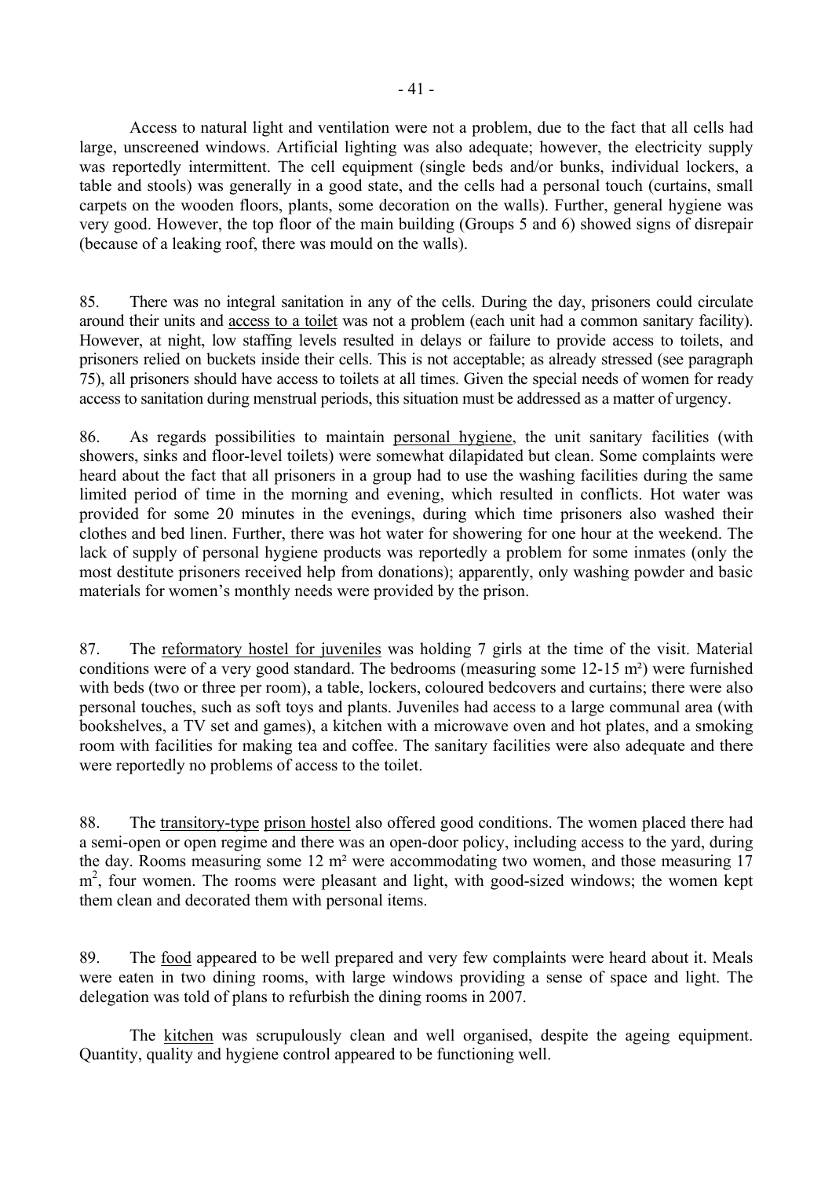Access to natural light and ventilation were not a problem, due to the fact that all cells had large, unscreened windows. Artificial lighting was also adequate; however, the electricity supply was reportedly intermittent. The cell equipment (single beds and/or bunks, individual lockers, a table and stools) was generally in a good state, and the cells had a personal touch (curtains, small carpets on the wooden floors, plants, some decoration on the walls). Further, general hygiene was very good. However, the top floor of the main building (Groups 5 and 6) showed signs of disrepair (because of a leaking roof, there was mould on the walls).

85. There was no integral sanitation in any of the cells. During the day, prisoners could circulate around their units and access to a toilet was not a problem (each unit had a common sanitary facility). However, at night, low staffing levels resulted in delays or failure to provide access to toilets, and prisoners relied on buckets inside their cells. This is not acceptable; as already stressed (see paragraph 75), all prisoners should have access to toilets at all times. Given the special needs of women for ready access to sanitation during menstrual periods, this situation must be addressed as a matter of urgency.

86. As regards possibilities to maintain personal hygiene, the unit sanitary facilities (with showers, sinks and floor-level toilets) were somewhat dilapidated but clean. Some complaints were heard about the fact that all prisoners in a group had to use the washing facilities during the same limited period of time in the morning and evening, which resulted in conflicts. Hot water was provided for some 20 minutes in the evenings, during which time prisoners also washed their clothes and bed linen. Further, there was hot water for showering for one hour at the weekend. The lack of supply of personal hygiene products was reportedly a problem for some inmates (only the most destitute prisoners received help from donations); apparently, only washing powder and basic materials for women's monthly needs were provided by the prison.

87. The reformatory hostel for juveniles was holding 7 girls at the time of the visit. Material conditions were of a very good standard. The bedrooms (measuring some 12-15 m²) were furnished with beds (two or three per room), a table, lockers, coloured bedcovers and curtains; there were also personal touches, such as soft toys and plants. Juveniles had access to a large communal area (with bookshelves, a TV set and games), a kitchen with a microwave oven and hot plates, and a smoking room with facilities for making tea and coffee. The sanitary facilities were also adequate and there were reportedly no problems of access to the toilet.

88. The transitory-type prison hostel also offered good conditions. The women placed there had a semi-open or open regime and there was an open-door policy, including access to the yard, during the day. Rooms measuring some 12 m² were accommodating two women, and those measuring 17 m², four women. The rooms were pleasant and light, with good-sized windows; the women kept them clean and decorated them with personal items.

89. The food appeared to be well prepared and very few complaints were heard about it. Meals were eaten in two dining rooms, with large windows providing a sense of space and light. The delegation was told of plans to refurbish the dining rooms in 2007.

The kitchen was scrupulously clean and well organised, despite the ageing equipment. Quantity, quality and hygiene control appeared to be functioning well.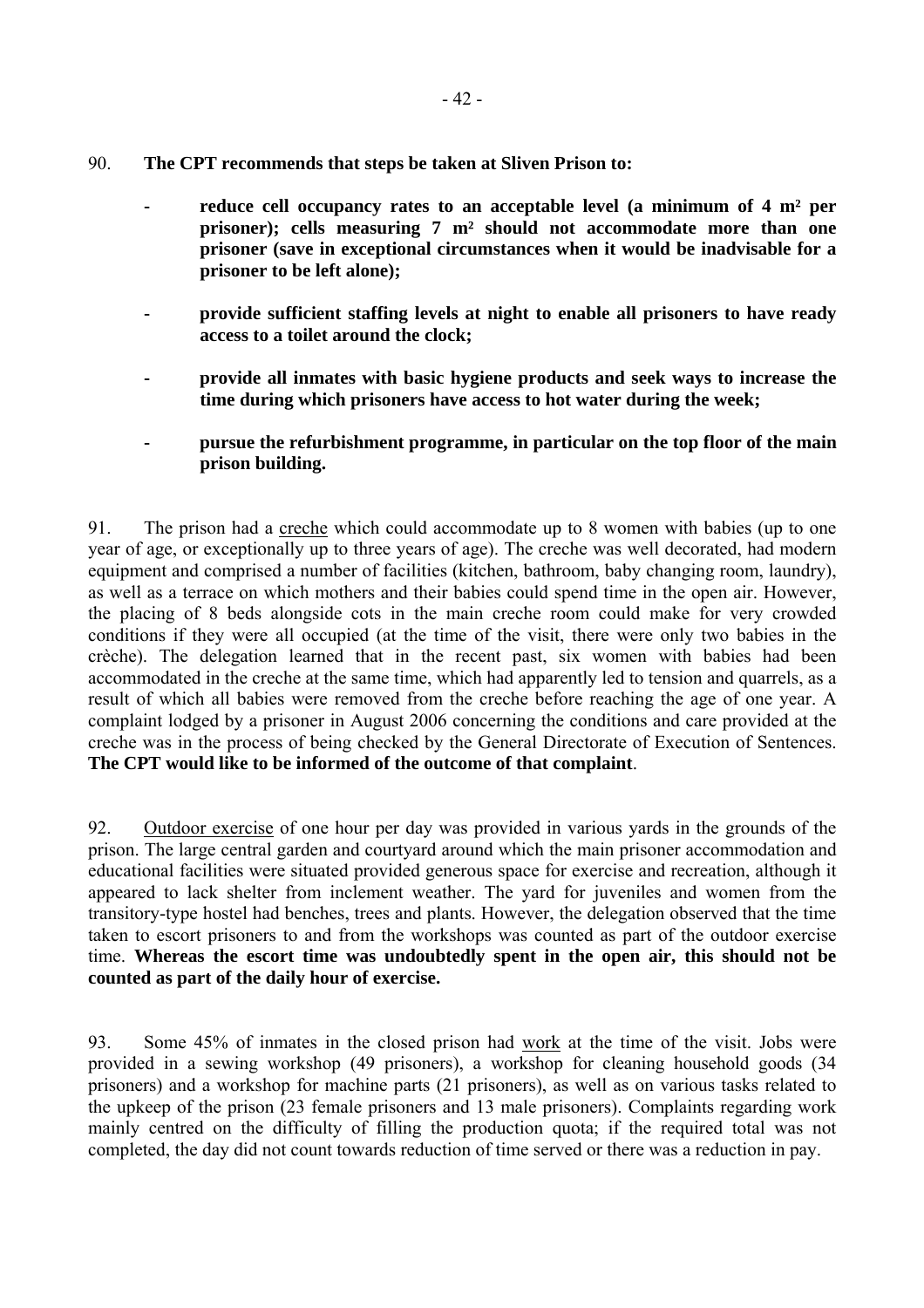90. **The CPT recommends that steps be taken at Sliven Prison to:**

- **reduce cell occupancy rates to an acceptable level (a minimum of 4 m² per prisoner); cells measuring 7 m² should not accommodate more than one prisoner (save in exceptional circumstances when it would be inadvisable for a prisoner to be left alone);**

- **provide sufficient staffing levels at night to enable all prisoners to have ready access to a toilet around the clock;**

- **provide all inmates with basic hygiene products and seek ways to increase the time during which prisoners have access to hot water during the week;**

- **pursue the refurbishment programme, in particular on the top floor of the main prison building.**

91. The prison had a <u>creche</u> which could accommodate up to 8 women with babies (up to one year of age, or exceptionally up to three years of age). The creche was well decorated, had modern equipment and comprised a number of facilities (kitchen, bathroom, baby changing room, laundry), as well as a terrace on which mothers and their babies could spend time in the open air. However, the placing of 8 beds alongside cots in the main creche room could make for very crowded conditions if they were all occupied (at the time of the visit, there were only two babies in the crèche). The delegation learned that in the recent past, six women with babies had been accommodated in the creche at the same time, which had apparently led to tension and quarrels, as a result of which all babies were removed from the creche before reaching the age of one year. A complaint lodged by a prisoner in August 2006 concerning the conditions and care provided at the creche was in the process of being checked by the General Directorate of Execution of Sentences. **The CPT would like to be informed of the outcome of that complaint**.

92. <u>Outdoor exercise</u> of one hour per day was provided in various yards in the grounds of the prison. The large central garden and courtyard around which the main prisoner accommodation and educational facilities were situated provided generous space for exercise and recreation, although it appeared to lack shelter from inclement weather. The yard for juveniles and women from the transitory-type hostel had benches, trees and plants. However, the delegation observed that the time taken to escort prisoners to and from the workshops was counted as part of the outdoor exercise time. **Whereas the escort time was undoubtedly spent in the open air, this should not be counted as part of the daily hour of exercise.**

93. Some 45% of inmates in the closed prison had <u>work</u> at the time of the visit. Jobs were provided in a sewing workshop (49 prisoners), a workshop for cleaning household goods (34 prisoners) and a workshop for machine parts (21 prisoners), as well as on various tasks related to the upkeep of the prison (23 female prisoners and 13 male prisoners). Complaints regarding work mainly centred on the difficulty of filling the production quota; if the required total was not completed, the day did not count towards reduction of time served or there was a reduction in pay.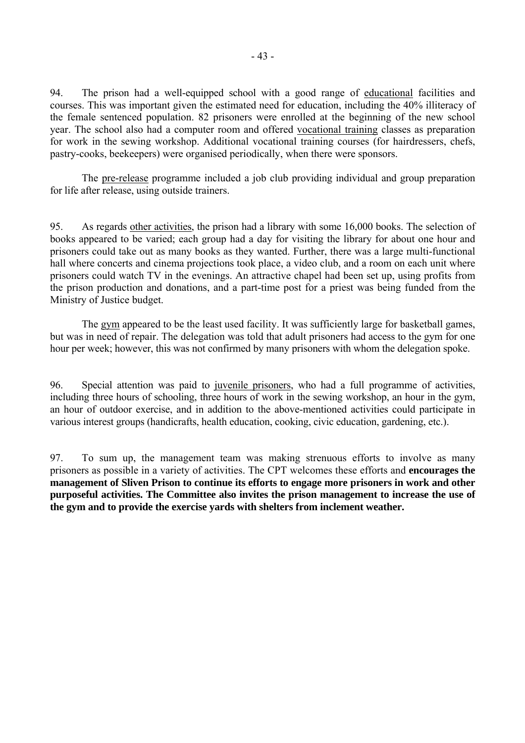94. The prison had a well-equipped school with a good range of educational facilities and courses. This was important given the estimated need for education, including the 40% illiteracy of the female sentenced population. 82 prisoners were enrolled at the beginning of the new school year. The school also had a computer room and offered vocational training classes as preparation for work in the sewing workshop. Additional vocational training courses (for hairdressers, chefs, pastry-cooks, beekeepers) were organised periodically, when there were sponsors.

The pre-release programme included a job club providing individual and group preparation for life after release, using outside trainers.

95. As regards other activities, the prison had a library with some 16,000 books. The selection of books appeared to be varied; each group had a day for visiting the library for about one hour and prisoners could take out as many books as they wanted. Further, there was a large multi-functional hall where concerts and cinema projections took place, a video club, and a room on each unit where prisoners could watch TV in the evenings. An attractive chapel had been set up, using profits from the prison production and donations, and a part-time post for a priest was being funded from the Ministry of Justice budget.

The gym appeared to be the least used facility. It was sufficiently large for basketball games, but was in need of repair. The delegation was told that adult prisoners had access to the gym for one hour per week; however, this was not confirmed by many prisoners with whom the delegation spoke.

96. Special attention was paid to juvenile prisoners, who had a full programme of activities, including three hours of schooling, three hours of work in the sewing workshop, an hour in the gym, an hour of outdoor exercise, and in addition to the above-mentioned activities could participate in various interest groups (handicrafts, health education, cooking, civic education, gardening, etc.).

97. To sum up, the management team was making strenuous efforts to involve as many prisoners as possible in a variety of activities. The CPT welcomes these efforts and **encourages the management of Sliven Prison to continue its efforts to engage more prisoners in work and other purposeful activities. The Committee also invites the prison management to increase the use of the gym and to provide the exercise yards with shelters from inclement weather.**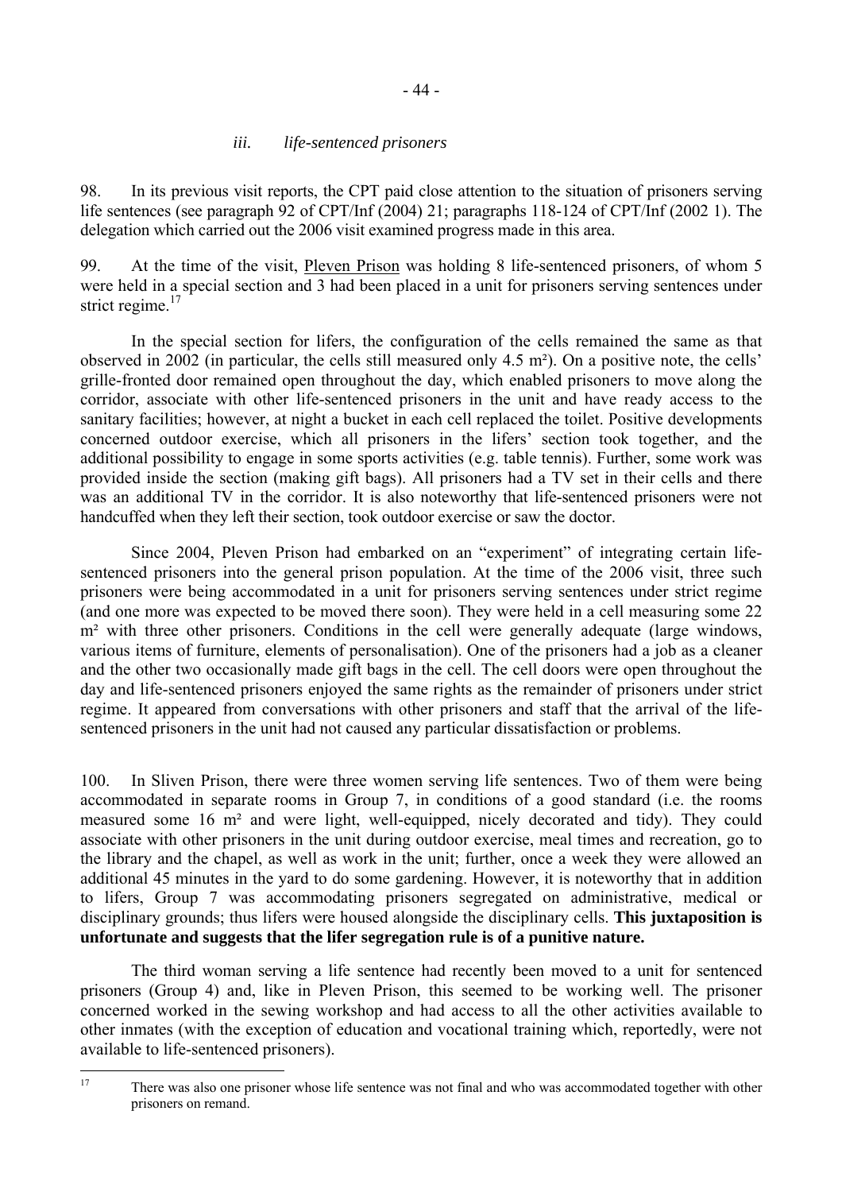*iii. life-sentenced prisoners*

98. In its previous visit reports, the CPT paid close attention to the situation of prisoners serving life sentences (see paragraph 92 of CPT/Inf (2004) 21; paragraphs 118-124 of CPT/Inf (2002 1). The delegation which carried out the 2006 visit examined progress made in this area.

99. At the time of the visit, Pleven Prison was holding 8 life-sentenced prisoners, of whom 5 were held in a special section and 3 had been placed in a unit for prisoners serving sentences under strict regime.[17]

In the special section for lifers, the configuration of the cells remained the same as that observed in 2002 (in particular, the cells still measured only 4.5 m²). On a positive note, the cells' grille-fronted door remained open throughout the day, which enabled prisoners to move along the corridor, associate with other life-sentenced prisoners in the unit and have ready access to the sanitary facilities; however, at night a bucket in each cell replaced the toilet. Positive developments concerned outdoor exercise, which all prisoners in the lifers' section took together, and the additional possibility to engage in some sports activities (e.g. table tennis). Further, some work was provided inside the section (making gift bags). All prisoners had a TV set in their cells and there was an additional TV in the corridor. It is also noteworthy that life-sentenced prisoners were not handcuffed when they left their section, took outdoor exercise or saw the doctor.

Since 2004, Pleven Prison had embarked on an "experiment" of integrating certain life-sentenced prisoners into the general prison population. At the time of the 2006 visit, three such prisoners were being accommodated in a unit for prisoners serving sentences under strict regime (and one more was expected to be moved there soon). They were held in a cell measuring some 22 m² with three other prisoners. Conditions in the cell were generally adequate (large windows, various items of furniture, elements of personalisation). One of the prisoners had a job as a cleaner and the other two occasionally made gift bags in the cell. The cell doors were open throughout the day and life-sentenced prisoners enjoyed the same rights as the remainder of prisoners under strict regime. It appeared from conversations with other prisoners and staff that the arrival of the life-sentenced prisoners in the unit had not caused any particular dissatisfaction or problems.

100. In Sliven Prison, there were three women serving life sentences. Two of them were being accommodated in separate rooms in Group 7, in conditions of a good standard (i.e. the rooms measured some 16 m² and were light, well-equipped, nicely decorated and tidy). They could associate with other prisoners in the unit during outdoor exercise, meal times and recreation, go to the library and the chapel, as well as work in the unit; further, once a week they were allowed an additional 45 minutes in the yard to do some gardening. However, it is noteworthy that in addition to lifers, Group 7 was accommodating prisoners segregated on administrative, medical or disciplinary grounds; thus lifers were housed alongside the disciplinary cells. **This juxtaposition is unfortunate and suggests that the lifer segregation rule is of a punitive nature.**

The third woman serving a life sentence had recently been moved to a unit for sentenced prisoners (Group 4) and, like in Pleven Prison, this seemed to be working well. The prisoner concerned worked in the sewing workshop and had access to all the other activities available to other inmates (with the exception of education and vocational training which, reportedly, were not available to life-sentenced prisoners).

[17] There was also one prisoner whose life sentence was not final and who was accommodated together with other prisoners on remand.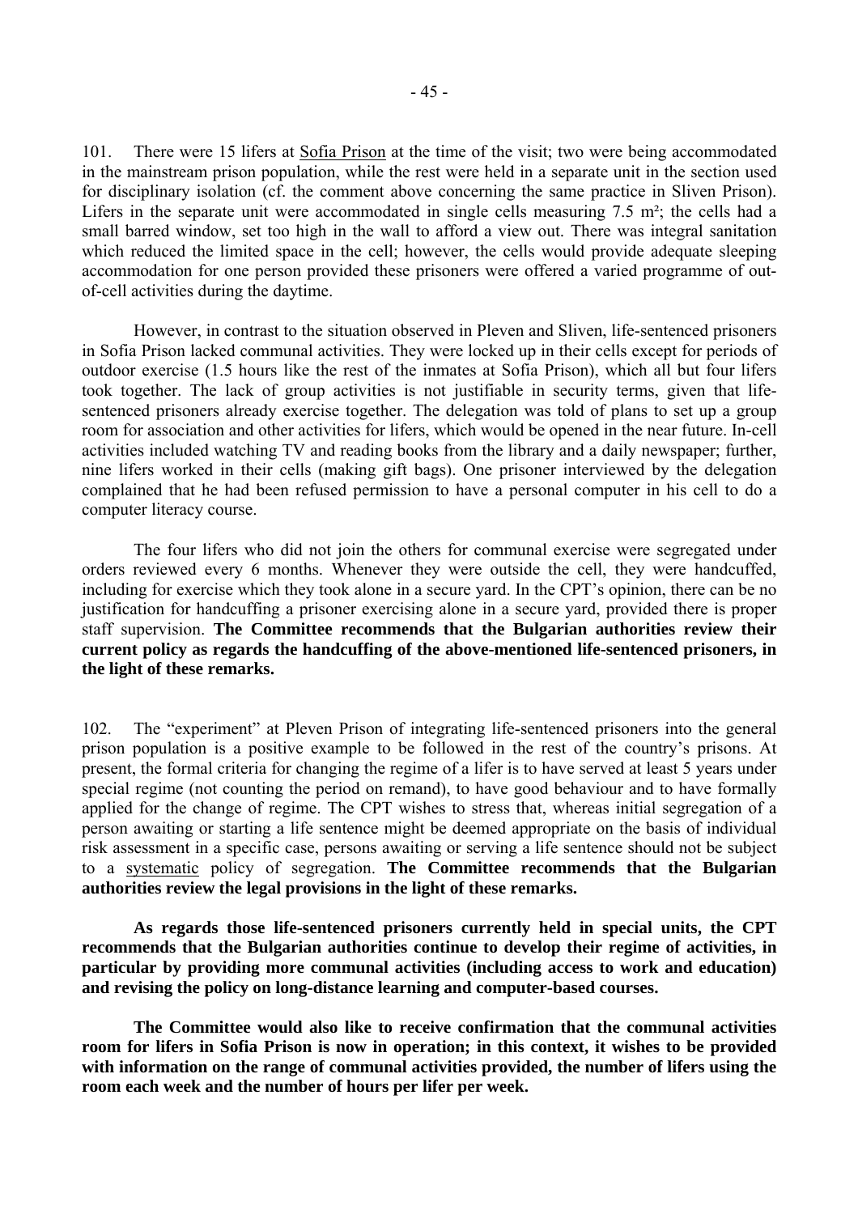101. There were 15 lifers at Sofia Prison at the time of the visit; two were being accommodated in the mainstream prison population, while the rest were held in a separate unit in the section used for disciplinary isolation (cf. the comment above concerning the same practice in Sliven Prison). Lifers in the separate unit were accommodated in single cells measuring 7.5 m²; the cells had a small barred window, set too high in the wall to afford a view out. There was integral sanitation which reduced the limited space in the cell; however, the cells would provide adequate sleeping accommodation for one person provided these prisoners were offered a varied programme of out-of-cell activities during the daytime.

However, in contrast to the situation observed in Pleven and Sliven, life-sentenced prisoners in Sofia Prison lacked communal activities. They were locked up in their cells except for periods of outdoor exercise (1.5 hours like the rest of the inmates at Sofia Prison), which all but four lifers took together. The lack of group activities is not justifiable in security terms, given that life-sentenced prisoners already exercise together. The delegation was told of plans to set up a group room for association and other activities for lifers, which would be opened in the near future. In-cell activities included watching TV and reading books from the library and a daily newspaper; further, nine lifers worked in their cells (making gift bags). One prisoner interviewed by the delegation complained that he had been refused permission to have a personal computer in his cell to do a computer literacy course.

The four lifers who did not join the others for communal exercise were segregated under orders reviewed every 6 months. Whenever they were outside the cell, they were handcuffed, including for exercise which they took alone in a secure yard. In the CPT's opinion, there can be no justification for handcuffing a prisoner exercising alone in a secure yard, provided there is proper staff supervision. **The Committee recommends that the Bulgarian authorities review their current policy as regards the handcuffing of the above-mentioned life-sentenced prisoners, in the light of these remarks.**

102. The "experiment" at Pleven Prison of integrating life-sentenced prisoners into the general prison population is a positive example to be followed in the rest of the country's prisons. At present, the formal criteria for changing the regime of a lifer is to have served at least 5 years under special regime (not counting the period on remand), to have good behaviour and to have formally applied for the change of regime. The CPT wishes to stress that, whereas initial segregation of a person awaiting or starting a life sentence might be deemed appropriate on the basis of individual risk assessment in a specific case, persons awaiting or serving a life sentence should not be subject to a systematic policy of segregation. **The Committee recommends that the Bulgarian authorities review the legal provisions in the light of these remarks.**

**As regards those life-sentenced prisoners currently held in special units, the CPT recommends that the Bulgarian authorities continue to develop their regime of activities, in particular by providing more communal activities (including access to work and education) and revising the policy on long-distance learning and computer-based courses.**

**The Committee would also like to receive confirmation that the communal activities room for lifers in Sofia Prison is now in operation; in this context, it wishes to be provided with information on the range of communal activities provided, the number of lifers using the room each week and the number of hours per lifer per week.**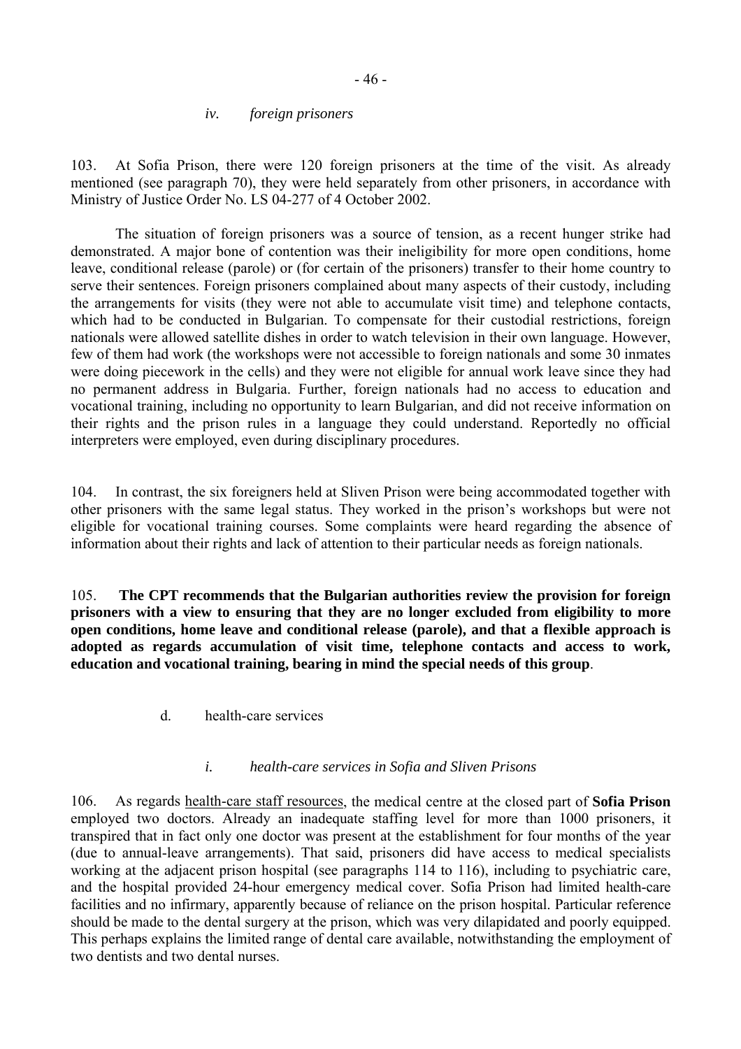*iv. foreign prisoners*

103. At Sofia Prison, there were 120 foreign prisoners at the time of the visit. As already mentioned (see paragraph 70), they were held separately from other prisoners, in accordance with Ministry of Justice Order No. LS 04-277 of 4 October 2002.

The situation of foreign prisoners was a source of tension, as a recent hunger strike had demonstrated. A major bone of contention was their ineligibility for more open conditions, home leave, conditional release (parole) or (for certain of the prisoners) transfer to their home country to serve their sentences. Foreign prisoners complained about many aspects of their custody, including the arrangements for visits (they were not able to accumulate visit time) and telephone contacts, which had to be conducted in Bulgarian. To compensate for their custodial restrictions, foreign nationals were allowed satellite dishes in order to watch television in their own language. However, few of them had work (the workshops were not accessible to foreign nationals and some 30 inmates were doing piecework in the cells) and they were not eligible for annual work leave since they had no permanent address in Bulgaria. Further, foreign nationals had no access to education and vocational training, including no opportunity to learn Bulgarian, and did not receive information on their rights and the prison rules in a language they could understand. Reportedly no official interpreters were employed, even during disciplinary procedures.

104. In contrast, the six foreigners held at Sliven Prison were being accommodated together with other prisoners with the same legal status. They worked in the prison's workshops but were not eligible for vocational training courses. Some complaints were heard regarding the absence of information about their rights and lack of attention to their particular needs as foreign nationals.

105. **The CPT recommends that the Bulgarian authorities review the provision for foreign prisoners with a view to ensuring that they are no longer excluded from eligibility to more open conditions, home leave and conditional release (parole), and that a flexible approach is adopted as regards accumulation of visit time, telephone contacts and access to work, education and vocational training, bearing in mind the special needs of this group**.

d. health-care services

*i. health-care services in Sofia and Sliven Prisons*

106. As regards health-care staff resources, the medical centre at the closed part of **Sofia Prison** employed two doctors. Already an inadequate staffing level for more than 1000 prisoners, it transpired that in fact only one doctor was present at the establishment for four months of the year (due to annual-leave arrangements). That said, prisoners did have access to medical specialists working at the adjacent prison hospital (see paragraphs 114 to 116), including to psychiatric care, and the hospital provided 24-hour emergency medical cover. Sofia Prison had limited health-care facilities and no infirmary, apparently because of reliance on the prison hospital. Particular reference should be made to the dental surgery at the prison, which was very dilapidated and poorly equipped. This perhaps explains the limited range of dental care available, notwithstanding the employment of two dentists and two dental nurses.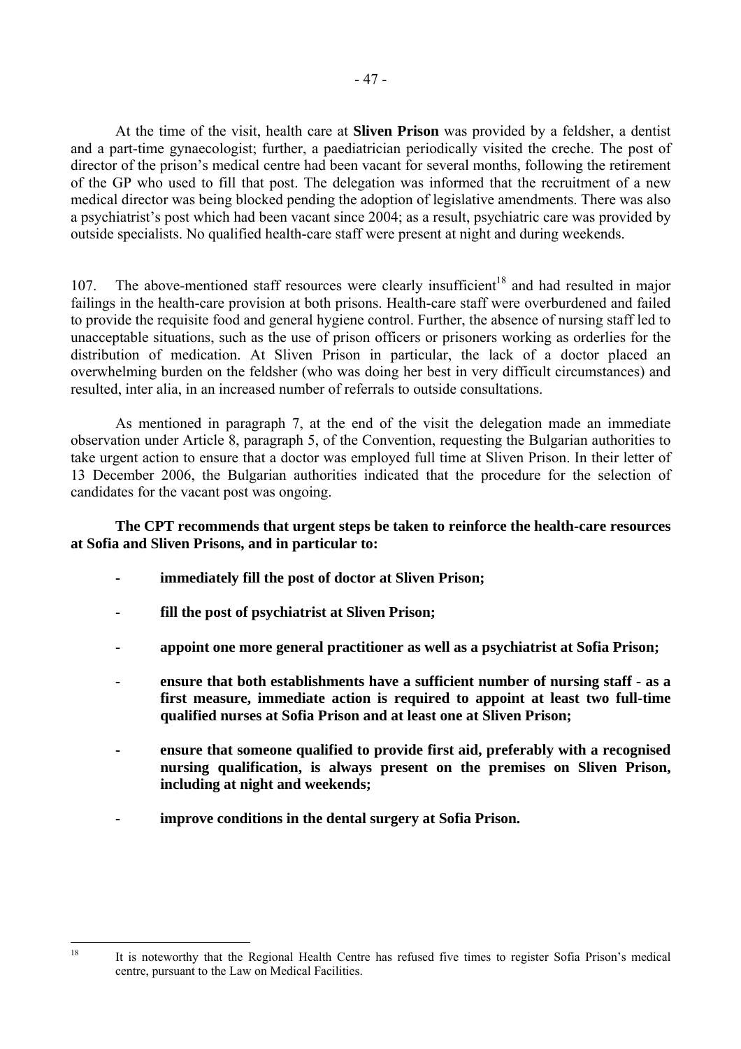At the time of the visit, health care at **Sliven Prison** was provided by a feldsher, a dentist and a part-time gynaecologist; further, a paediatrician periodically visited the creche. The post of director of the prison's medical centre had been vacant for several months, following the retirement of the GP who used to fill that post. The delegation was informed that the recruitment of a new medical director was being blocked pending the adoption of legislative amendments. There was also a psychiatrist's post which had been vacant since 2004; as a result, psychiatric care was provided by outside specialists. No qualified health-care staff were present at night and during weekends.

107. The above-mentioned staff resources were clearly insufficient[18] and had resulted in major failings in the health-care provision at both prisons. Health-care staff were overburdened and failed to provide the requisite food and general hygiene control. Further, the absence of nursing staff led to unacceptable situations, such as the use of prison officers or prisoners working as orderlies for the distribution of medication. At Sliven Prison in particular, the lack of a doctor placed an overwhelming burden on the feldsher (who was doing her best in very difficult circumstances) and resulted, inter alia, in an increased number of referrals to outside consultations.

As mentioned in paragraph 7, at the end of the visit the delegation made an immediate observation under Article 8, paragraph 5, of the Convention, requesting the Bulgarian authorities to take urgent action to ensure that a doctor was employed full time at Sliven Prison. In their letter of 13 December 2006, the Bulgarian authorities indicated that the procedure for the selection of candidates for the vacant post was ongoing.

**The CPT recommends that urgent steps be taken to reinforce the health-care resources at Sofia and Sliven Prisons, and in particular to:**

- **immediately fill the post of doctor at Sliven Prison;**
- **fill the post of psychiatrist at Sliven Prison;**
- **appoint one more general practitioner as well as a psychiatrist at Sofia Prison;**
- **ensure that both establishments have a sufficient number of nursing staff - as a first measure, immediate action is required to appoint at least two full-time qualified nurses at Sofia Prison and at least one at Sliven Prison;**
- **ensure that someone qualified to provide first aid, preferably with a recognised nursing qualification, is always present on the premises on Sliven Prison, including at night and weekends;**
- **improve conditions in the dental surgery at Sofia Prison.**

---

[18] It is noteworthy that the Regional Health Centre has refused five times to register Sofia Prison's medical centre, pursuant to the Law on Medical Facilities.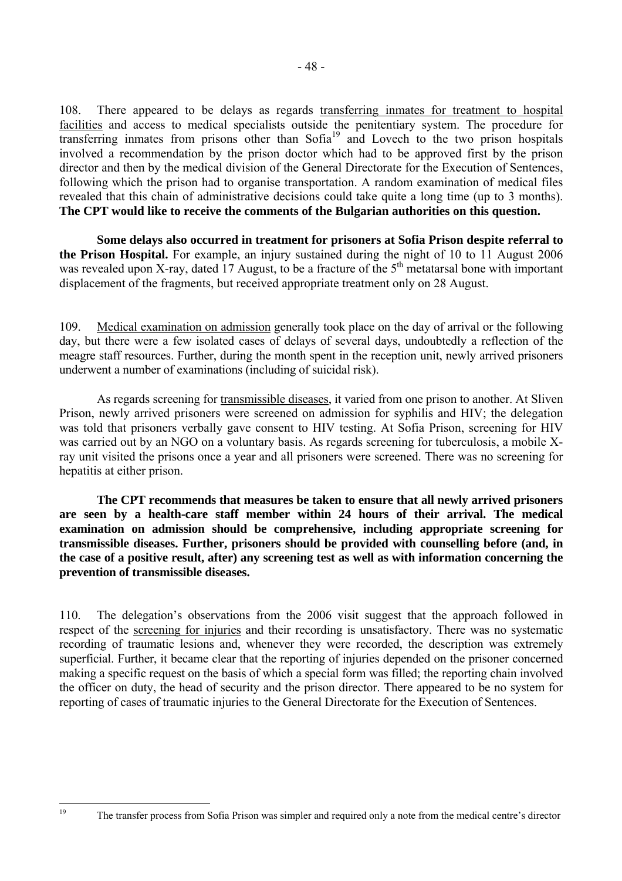108. There appeared to be delays as regards transferring inmates for treatment to hospital facilities and access to medical specialists outside the penitentiary system. The procedure for transferring inmates from prisons other than Sofia[19] and Lovech to the two prison hospitals involved a recommendation by the prison doctor which had to be approved first by the prison director and then by the medical division of the General Directorate for the Execution of Sentences, following which the prison had to organise transportation. A random examination of medical files revealed that this chain of administrative decisions could take quite a long time (up to 3 months). **The CPT would like to receive the comments of the Bulgarian authorities on this question.**

**Some delays also occurred in treatment for prisoners at Sofia Prison despite referral to the Prison Hospital.** For example, an injury sustained during the night of 10 to 11 August 2006 was revealed upon X-ray, dated 17 August, to be a fracture of the 5th metatarsal bone with important displacement of the fragments, but received appropriate treatment only on 28 August.

109. Medical examination on admission generally took place on the day of arrival or the following day, but there were a few isolated cases of delays of several days, undoubtedly a reflection of the meagre staff resources. Further, during the month spent in the reception unit, newly arrived prisoners underwent a number of examinations (including of suicidal risk).

As regards screening for transmissible diseases, it varied from one prison to another. At Sliven Prison, newly arrived prisoners were screened on admission for syphilis and HIV; the delegation was told that prisoners verbally gave consent to HIV testing. At Sofia Prison, screening for HIV was carried out by an NGO on a voluntary basis. As regards screening for tuberculosis, a mobile X-ray unit visited the prisons once a year and all prisoners were screened. There was no screening for hepatitis at either prison.

**The CPT recommends that measures be taken to ensure that all newly arrived prisoners are seen by a health-care staff member within 24 hours of their arrival. The medical examination on admission should be comprehensive, including appropriate screening for transmissible diseases. Further, prisoners should be provided with counselling before (and, in the case of a positive result, after) any screening test as well as with information concerning the prevention of transmissible diseases.**

110. The delegation's observations from the 2006 visit suggest that the approach followed in respect of the screening for injuries and their recording is unsatisfactory. There was no systematic recording of traumatic lesions and, whenever they were recorded, the description was extremely superficial. Further, it became clear that the reporting of injuries depended on the prisoner concerned making a specific request on the basis of which a special form was filled; the reporting chain involved the officer on duty, the head of security and the prison director. There appeared to be no system for reporting of cases of traumatic injuries to the General Directorate for the Execution of Sentences.

---

[19] The transfer process from Sofia Prison was simpler and required only a note from the medical centre's director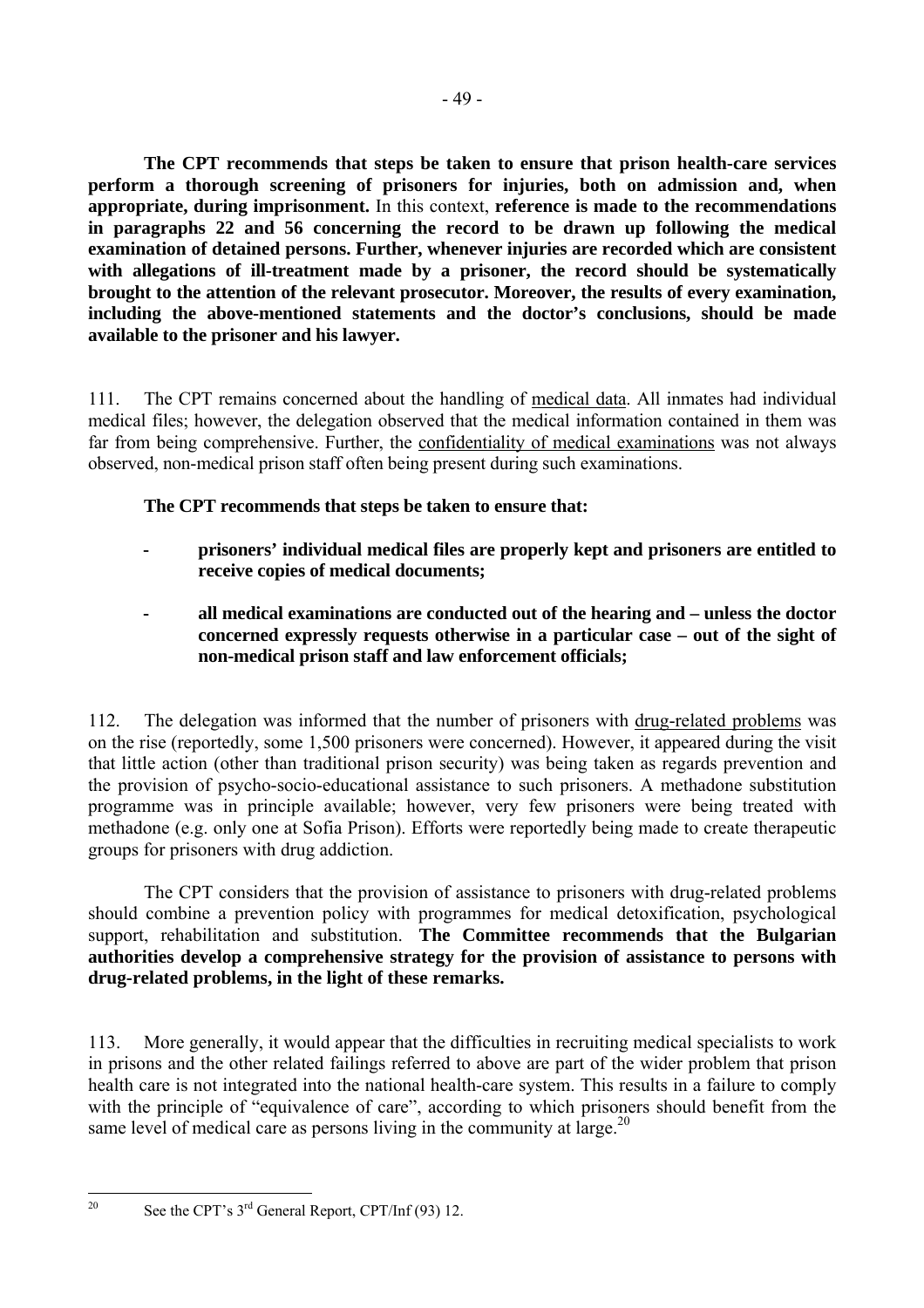**The CPT recommends that steps be taken to ensure that prison health-care services perform a thorough screening of prisoners for injuries, both on admission and, when appropriate, during imprisonment.** In this context, **reference is made to the recommendations in paragraphs 22 and 56 concerning the record to be drawn up following the medical examination of detained persons. Further, whenever injuries are recorded which are consistent with allegations of ill-treatment made by a prisoner, the record should be systematically brought to the attention of the relevant prosecutor. Moreover, the results of every examination, including the above-mentioned statements and the doctor's conclusions, should be made available to the prisoner and his lawyer.**

111. The CPT remains concerned about the handling of medical data. All inmates had individual medical files; however, the delegation observed that the medical information contained in them was far from being comprehensive. Further, the confidentiality of medical examinations was not always observed, non-medical prison staff often being present during such examinations.

**The CPT recommends that steps be taken to ensure that:**

- **prisoners' individual medical files are properly kept and prisoners are entitled to receive copies of medical documents;**

- **all medical examinations are conducted out of the hearing and – unless the doctor concerned expressly requests otherwise in a particular case – out of the sight of non-medical prison staff and law enforcement officials;**

112. The delegation was informed that the number of prisoners with drug-related problems was on the rise (reportedly, some 1,500 prisoners were concerned). However, it appeared during the visit that little action (other than traditional prison security) was being taken as regards prevention and the provision of psycho-socio-educational assistance to such prisoners. A methadone substitution programme was in principle available; however, very few prisoners were being treated with methadone (e.g. only one at Sofia Prison). Efforts were reportedly being made to create therapeutic groups for prisoners with drug addiction.

The CPT considers that the provision of assistance to prisoners with drug-related problems should combine a prevention policy with programmes for medical detoxification, psychological support, rehabilitation and substitution. **The Committee recommends that the Bulgarian authorities develop a comprehensive strategy for the provision of assistance to persons with drug-related problems, in the light of these remarks.**

113. More generally, it would appear that the difficulties in recruiting medical specialists to work in prisons and the other related failings referred to above are part of the wider problem that prison health care is not integrated into the national health-care system. This results in a failure to comply with the principle of "equivalence of care", according to which prisoners should benefit from the same level of medical care as persons living in the community at large.[20]

[20] See the CPT's 3rd General Report, CPT/Inf (93) 12.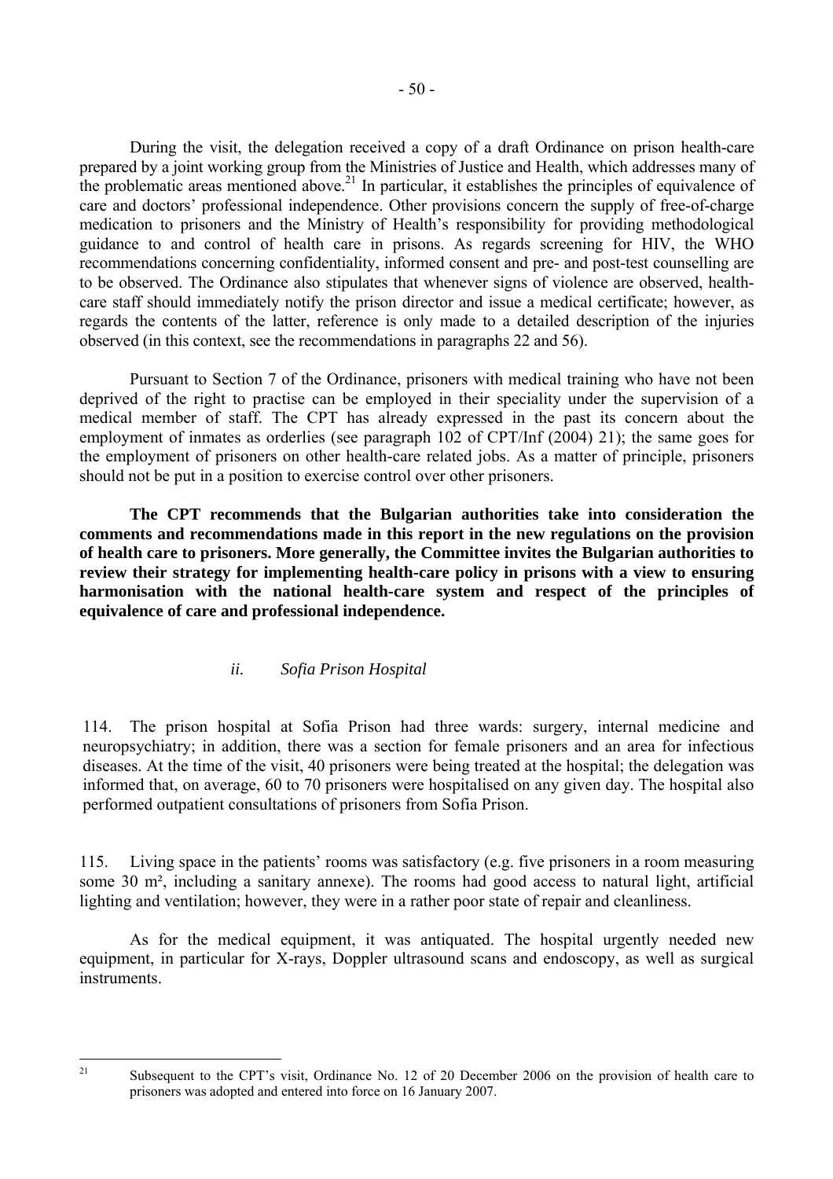During the visit, the delegation received a copy of a draft Ordinance on prison health-care prepared by a joint working group from the Ministries of Justice and Health, which addresses many of the problematic areas mentioned above.[21] In particular, it establishes the principles of equivalence of care and doctors' professional independence. Other provisions concern the supply of free-of-charge medication to prisoners and the Ministry of Health's responsibility for providing methodological guidance to and control of health care in prisons. As regards screening for HIV, the WHO recommendations concerning confidentiality, informed consent and pre- and post-test counselling are to be observed. The Ordinance also stipulates that whenever signs of violence are observed, health-care staff should immediately notify the prison director and issue a medical certificate; however, as regards the contents of the latter, reference is only made to a detailed description of the injuries observed (in this context, see the recommendations in paragraphs 22 and 56).

Pursuant to Section 7 of the Ordinance, prisoners with medical training who have not been deprived of the right to practise can be employed in their speciality under the supervision of a medical member of staff. The CPT has already expressed in the past its concern about the employment of inmates as orderlies (see paragraph 102 of CPT/Inf (2004) 21); the same goes for the employment of prisoners on other health-care related jobs. As a matter of principle, prisoners should not be put in a position to exercise control over other prisoners.

**The CPT recommends that the Bulgarian authorities take into consideration the comments and recommendations made in this report in the new regulations on the provision of health care to prisoners. More generally, the Committee invites the Bulgarian authorities to review their strategy for implementing health-care policy in prisons with a view to ensuring harmonisation with the national health-care system and respect of the principles of equivalence of care and professional independence.**

### *ii. Sofia Prison Hospital*

114. The prison hospital at Sofia Prison had three wards: surgery, internal medicine and neuropsychiatry; in addition, there was a section for female prisoners and an area for infectious diseases. At the time of the visit, 40 prisoners were being treated at the hospital; the delegation was informed that, on average, 60 to 70 prisoners were hospitalised on any given day. The hospital also performed outpatient consultations of prisoners from Sofia Prison.

115. Living space in the patients' rooms was satisfactory (e.g. five prisoners in a room measuring some 30 m², including a sanitary annexe). The rooms had good access to natural light, artificial lighting and ventilation; however, they were in a rather poor state of repair and cleanliness.

As for the medical equipment, it was antiquated. The hospital urgently needed new equipment, in particular for X-rays, Doppler ultrasound scans and endoscopy, as well as surgical instruments.

[21] Subsequent to the CPT's visit, Ordinance No. 12 of 20 December 2006 on the provision of health care to prisoners was adopted and entered into force on 16 January 2007.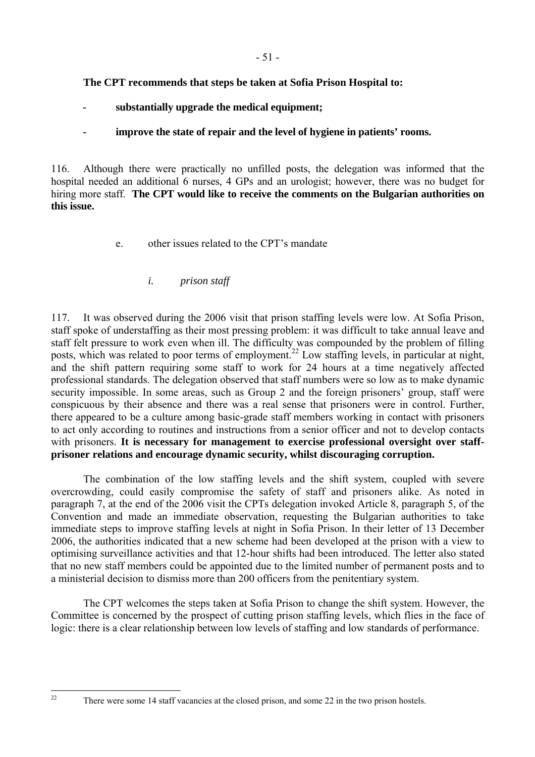**The CPT recommends that steps be taken at Sofia Prison Hospital to:**

- **substantially upgrade the medical equipment;**
- **improve the state of repair and the level of hygiene in patients' rooms.**

116. Although there were practically no unfilled posts, the delegation was informed that the hospital needed an additional 6 nurses, 4 GPs and an urologist; however, there was no budget for hiring more staff. **The CPT would like to receive the comments on the Bulgarian authorities on this issue.**

e. other issues related to the CPT's mandate

*i. prison staff*

117. It was observed during the 2006 visit that prison staffing levels were low. At Sofia Prison, staff spoke of understaffing as their most pressing problem: it was difficult to take annual leave and staff felt pressure to work even when ill. The difficulty was compounded by the problem of filling posts, which was related to poor terms of employment.[22] Low staffing levels, in particular at night, and the shift pattern requiring some staff to work for 24 hours at a time negatively affected professional standards. The delegation observed that staff numbers were so low as to make dynamic security impossible. In some areas, such as Group 2 and the foreign prisoners' group, staff were conspicuous by their absence and there was a real sense that prisoners were in control. Further, there appeared to be a culture among basic-grade staff members working in contact with prisoners to act only according to routines and instructions from a senior officer and not to develop contacts with prisoners. **It is necessary for management to exercise professional oversight over staff-prisoner relations and encourage dynamic security, whilst discouraging corruption.**

The combination of the low staffing levels and the shift system, coupled with severe overcrowding, could easily compromise the safety of staff and prisoners alike. As noted in paragraph 7, at the end of the 2006 visit the CPTs delegation invoked Article 8, paragraph 5, of the Convention and made an immediate observation, requesting the Bulgarian authorities to take immediate steps to improve staffing levels at night in Sofia Prison. In their letter of 13 December 2006, the authorities indicated that a new scheme had been developed at the prison with a view to optimising surveillance activities and that 12-hour shifts had been introduced. The letter also stated that no new staff members could be appointed due to the limited number of permanent posts and to a ministerial decision to dismiss more than 200 officers from the penitentiary system.

The CPT welcomes the steps taken at Sofia Prison to change the shift system. However, the Committee is concerned by the prospect of cutting prison staffing levels, which flies in the face of logic: there is a clear relationship between low levels of staffing and low standards of performance.

---

[22] There were some 14 staff vacancies at the closed prison, and some 22 in the two prison hostels.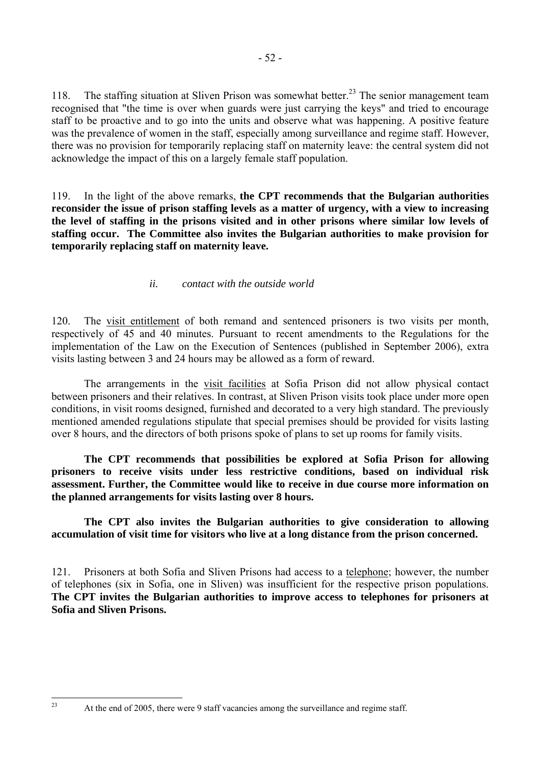118. The staffing situation at Sliven Prison was somewhat better.[23] The senior management team recognised that "the time is over when guards were just carrying the keys" and tried to encourage staff to be proactive and to go into the units and observe what was happening. A positive feature was the prevalence of women in the staff, especially among surveillance and regime staff. However, there was no provision for temporarily replacing staff on maternity leave: the central system did not acknowledge the impact of this on a largely female staff population.

119. In the light of the above remarks, **the CPT recommends that the Bulgarian authorities reconsider the issue of prison staffing levels as a matter of urgency, with a view to increasing the level of staffing in the prisons visited and in other prisons where similar low levels of staffing occur. The Committee also invites the Bulgarian authorities to make provision for temporarily replacing staff on maternity leave.**

*ii. contact with the outside world*

120. The visit entitlement of both remand and sentenced prisoners is two visits per month, respectively of 45 and 40 minutes. Pursuant to recent amendments to the Regulations for the implementation of the Law on the Execution of Sentences (published in September 2006), extra visits lasting between 3 and 24 hours may be allowed as a form of reward.

The arrangements in the visit facilities at Sofia Prison did not allow physical contact between prisoners and their relatives. In contrast, at Sliven Prison visits took place under more open conditions, in visit rooms designed, furnished and decorated to a very high standard. The previously mentioned amended regulations stipulate that special premises should be provided for visits lasting over 8 hours, and the directors of both prisons spoke of plans to set up rooms for family visits.

**The CPT recommends that possibilities be explored at Sofia Prison for allowing prisoners to receive visits under less restrictive conditions, based on individual risk assessment. Further, the Committee would like to receive in due course more information on the planned arrangements for visits lasting over 8 hours.**

**The CPT also invites the Bulgarian authorities to give consideration to allowing accumulation of visit time for visitors who live at a long distance from the prison concerned.**

121. Prisoners at both Sofia and Sliven Prisons had access to a telephone; however, the number of telephones (six in Sofia, one in Sliven) was insufficient for the respective prison populations. **The CPT invites the Bulgarian authorities to improve access to telephones for prisoners at Sofia and Sliven Prisons.**

---

[23] At the end of 2005, there were 9 staff vacancies among the surveillance and regime staff.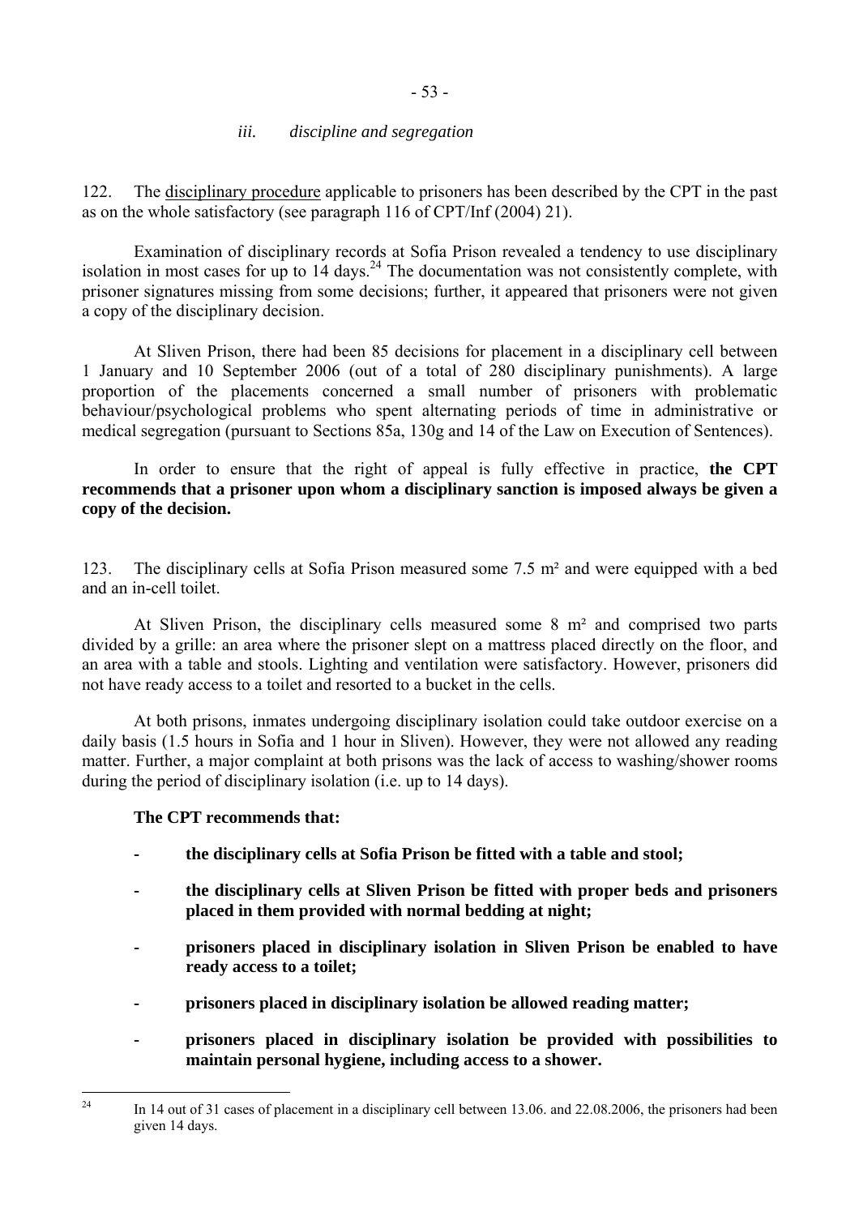### *iii. discipline and segregation*

122. The disciplinary procedure applicable to prisoners has been described by the CPT in the past as on the whole satisfactory (see paragraph 116 of CPT/Inf (2004) 21).

Examination of disciplinary records at Sofia Prison revealed a tendency to use disciplinary isolation in most cases for up to 14 days.[24] The documentation was not consistently complete, with prisoner signatures missing from some decisions; further, it appeared that prisoners were not given a copy of the disciplinary decision.

At Sliven Prison, there had been 85 decisions for placement in a disciplinary cell between 1 January and 10 September 2006 (out of a total of 280 disciplinary punishments). A large proportion of the placements concerned a small number of prisoners with problematic behaviour/psychological problems who spent alternating periods of time in administrative or medical segregation (pursuant to Sections 85a, 130g and 14 of the Law on Execution of Sentences).

In order to ensure that the right of appeal is fully effective in practice, **the CPT recommends that a prisoner upon whom a disciplinary sanction is imposed always be given a copy of the decision.**

123. The disciplinary cells at Sofia Prison measured some 7.5 m² and were equipped with a bed and an in-cell toilet.

At Sliven Prison, the disciplinary cells measured some 8 m² and comprised two parts divided by a grille: an area where the prisoner slept on a mattress placed directly on the floor, and an area with a table and stools. Lighting and ventilation were satisfactory. However, prisoners did not have ready access to a toilet and resorted to a bucket in the cells.

At both prisons, inmates undergoing disciplinary isolation could take outdoor exercise on a daily basis (1.5 hours in Sofia and 1 hour in Sliven). However, they were not allowed any reading matter. Further, a major complaint at both prisons was the lack of access to washing/shower rooms during the period of disciplinary isolation (i.e. up to 14 days).

**The CPT recommends that:**

- **the disciplinary cells at Sofia Prison be fitted with a table and stool;**
- **the disciplinary cells at Sliven Prison be fitted with proper beds and prisoners placed in them provided with normal bedding at night;**
- **prisoners placed in disciplinary isolation in Sliven Prison be enabled to have ready access to a toilet;**
- **prisoners placed in disciplinary isolation be allowed reading matter;**
- **prisoners placed in disciplinary isolation be provided with possibilities to maintain personal hygiene, including access to a shower.**

---

[24] In 14 out of 31 cases of placement in a disciplinary cell between 13.06. and 22.08.2006, the prisoners had been given 14 days.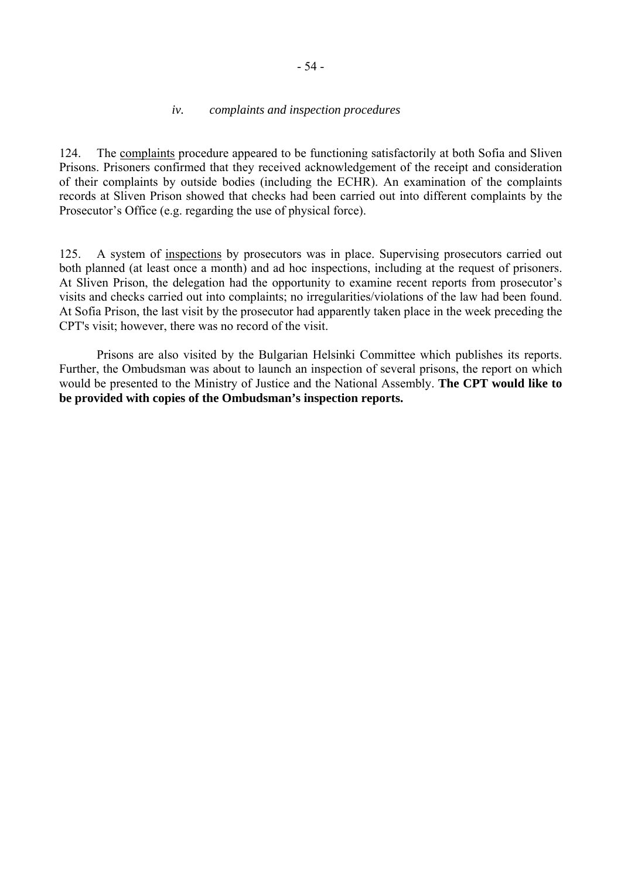### *iv. complaints and inspection procedures*

124. The complaints procedure appeared to be functioning satisfactorily at both Sofia and Sliven Prisons. Prisoners confirmed that they received acknowledgement of the receipt and consideration of their complaints by outside bodies (including the ECHR). An examination of the complaints records at Sliven Prison showed that checks had been carried out into different complaints by the Prosecutor's Office (e.g. regarding the use of physical force).

125. A system of inspections by prosecutors was in place. Supervising prosecutors carried out both planned (at least once a month) and ad hoc inspections, including at the request of prisoners. At Sliven Prison, the delegation had the opportunity to examine recent reports from prosecutor's visits and checks carried out into complaints; no irregularities/violations of the law had been found. At Sofia Prison, the last visit by the prosecutor had apparently taken place in the week preceding the CPT's visit; however, there was no record of the visit.

Prisons are also visited by the Bulgarian Helsinki Committee which publishes its reports. Further, the Ombudsman was about to launch an inspection of several prisons, the report on which would be presented to the Ministry of Justice and the National Assembly. **The CPT would like to be provided with copies of the Ombudsman's inspection reports.**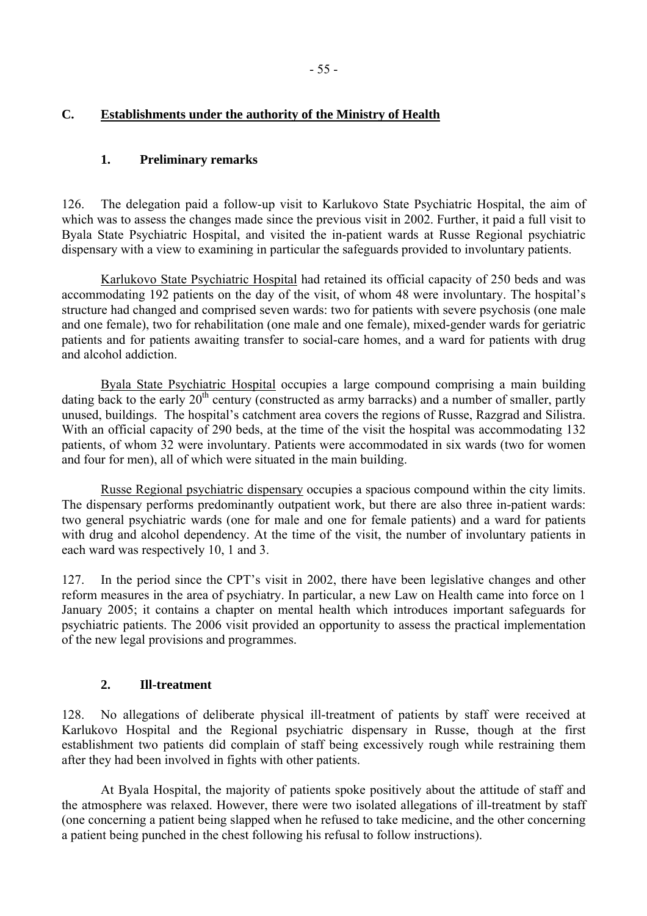## C. Establishments under the authority of the Ministry of Health

### 1. Preliminary remarks

126. The delegation paid a follow-up visit to Karlukovo State Psychiatric Hospital, the aim of which was to assess the changes made since the previous visit in 2002. Further, it paid a full visit to Byala State Psychiatric Hospital, and visited the in-patient wards at Russe Regional psychiatric dispensary with a view to examining in particular the safeguards provided to involuntary patients.

Karlukovo State Psychiatric Hospital had retained its official capacity of 250 beds and was accommodating 192 patients on the day of the visit, of whom 48 were involuntary. The hospital's structure had changed and comprised seven wards: two for patients with severe psychosis (one male and one female), two for rehabilitation (one male and one female), mixed-gender wards for geriatric patients and for patients awaiting transfer to social-care homes, and a ward for patients with drug and alcohol addiction.

Byala State Psychiatric Hospital occupies a large compound comprising a main building dating back to the early 20th century (constructed as army barracks) and a number of smaller, partly unused, buildings. The hospital's catchment area covers the regions of Russe, Razgrad and Silistra. With an official capacity of 290 beds, at the time of the visit the hospital was accommodating 132 patients, of whom 32 were involuntary. Patients were accommodated in six wards (two for women and four for men), all of which were situated in the main building.

Russe Regional psychiatric dispensary occupies a spacious compound within the city limits. The dispensary performs predominantly outpatient work, but there are also three in-patient wards: two general psychiatric wards (one for male and one for female patients) and a ward for patients with drug and alcohol dependency. At the time of the visit, the number of involuntary patients in each ward was respectively 10, 1 and 3.

127. In the period since the CPT's visit in 2002, there have been legislative changes and other reform measures in the area of psychiatry. In particular, a new Law on Health came into force on 1 January 2005; it contains a chapter on mental health which introduces important safeguards for psychiatric patients. The 2006 visit provided an opportunity to assess the practical implementation of the new legal provisions and programmes.

### 2. Ill-treatment

128. No allegations of deliberate physical ill-treatment of patients by staff were received at Karlukovo Hospital and the Regional psychiatric dispensary in Russe, though at the first establishment two patients did complain of staff being excessively rough while restraining them after they had been involved in fights with other patients.

At Byala Hospital, the majority of patients spoke positively about the attitude of staff and the atmosphere was relaxed. However, there were two isolated allegations of ill-treatment by staff (one concerning a patient being slapped when he refused to take medicine, and the other concerning a patient being punched in the chest following his refusal to follow instructions).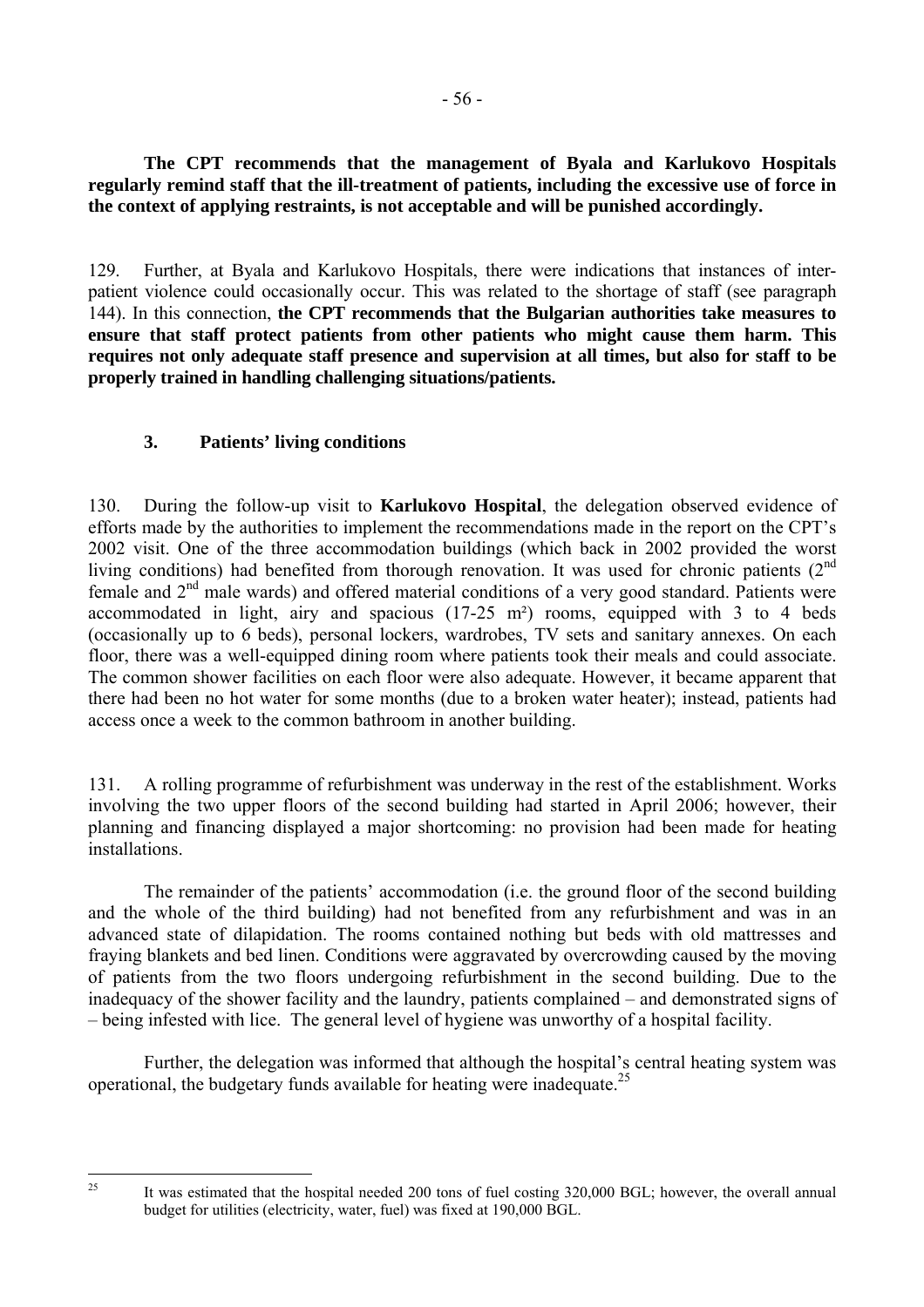**The CPT recommends that the management of Byala and Karlukovo Hospitals regularly remind staff that the ill-treatment of patients, including the excessive use of force in the context of applying restraints, is not acceptable and will be punished accordingly.**

129. Further, at Byala and Karlukovo Hospitals, there were indications that instances of inter-patient violence could occasionally occur. This was related to the shortage of staff (see paragraph 144). In this connection, **the CPT recommends that the Bulgarian authorities take measures to ensure that staff protect patients from other patients who might cause them harm. This requires not only adequate staff presence and supervision at all times, but also for staff to be properly trained in handling challenging situations/patients.**

### 3. Patients' living conditions

130. During the follow-up visit to **Karlukovo Hospital**, the delegation observed evidence of efforts made by the authorities to implement the recommendations made in the report on the CPT's 2002 visit. One of the three accommodation buildings (which back in 2002 provided the worst living conditions) had benefited from thorough renovation. It was used for chronic patients (2nd female and 2nd male wards) and offered material conditions of a very good standard. Patients were accommodated in light, airy and spacious (17-25 m²) rooms, equipped with 3 to 4 beds (occasionally up to 6 beds), personal lockers, wardrobes, TV sets and sanitary annexes. On each floor, there was a well-equipped dining room where patients took their meals and could associate. The common shower facilities on each floor were also adequate. However, it became apparent that there had been no hot water for some months (due to a broken water heater); instead, patients had access once a week to the common bathroom in another building.

131. A rolling programme of refurbishment was underway in the rest of the establishment. Works involving the two upper floors of the second building had started in April 2006; however, their planning and financing displayed a major shortcoming: no provision had been made for heating installations.

The remainder of the patients' accommodation (i.e. the ground floor of the second building and the whole of the third building) had not benefited from any refurbishment and was in an advanced state of dilapidation. The rooms contained nothing but beds with old mattresses and fraying blankets and bed linen. Conditions were aggravated by overcrowding caused by the moving of patients from the two floors undergoing refurbishment in the second building. Due to the inadequacy of the shower facility and the laundry, patients complained – and demonstrated signs of – being infested with lice. The general level of hygiene was unworthy of a hospital facility.

Further, the delegation was informed that although the hospital's central heating system was operational, the budgetary funds available for heating were inadequate.[25]

---

[25] It was estimated that the hospital needed 200 tons of fuel costing 320,000 BGL; however, the overall annual budget for utilities (electricity, water, fuel) was fixed at 190,000 BGL.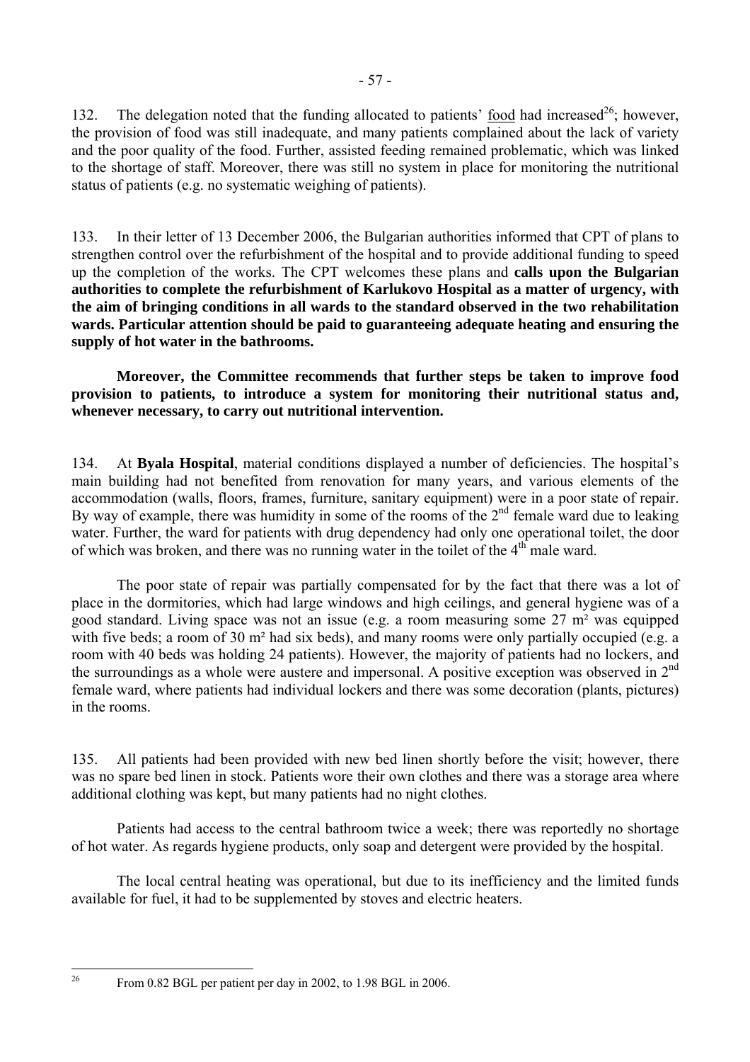132. The delegation noted that the funding allocated to patients' <u>food</u> had increased[26]; however, the provision of food was still inadequate, and many patients complained about the lack of variety and the poor quality of the food. Further, assisted feeding remained problematic, which was linked to the shortage of staff. Moreover, there was still no system in place for monitoring the nutritional status of patients (e.g. no systematic weighing of patients).

133. In their letter of 13 December 2006, the Bulgarian authorities informed that CPT of plans to strengthen control over the refurbishment of the hospital and to provide additional funding to speed up the completion of the works. The CPT welcomes these plans and **calls upon the Bulgarian authorities to complete the refurbishment of Karlukovo Hospital as a matter of urgency, with the aim of bringing conditions in all wards to the standard observed in the two rehabilitation wards. Particular attention should be paid to guaranteeing adequate heating and ensuring the supply of hot water in the bathrooms.**

**Moreover, the Committee recommends that further steps be taken to improve food provision to patients, to introduce a system for monitoring their nutritional status and, whenever necessary, to carry out nutritional intervention.**

134. At **Byala Hospital**, material conditions displayed a number of deficiencies. The hospital's main building had not benefited from renovation for many years, and various elements of the accommodation (walls, floors, frames, furniture, sanitary equipment) were in a poor state of repair. By way of example, there was humidity in some of the rooms of the 2nd female ward due to leaking water. Further, the ward for patients with drug dependency had only one operational toilet, the door of which was broken, and there was no running water in the toilet of the 4th male ward.

The poor state of repair was partially compensated for by the fact that there was a lot of place in the dormitories, which had large windows and high ceilings, and general hygiene was of a good standard. Living space was not an issue (e.g. a room measuring some 27 m² was equipped with five beds; a room of 30 m² had six beds), and many rooms were only partially occupied (e.g. a room with 40 beds was holding 24 patients). However, the majority of patients had no lockers, and the surroundings as a whole were austere and impersonal. A positive exception was observed in 2nd female ward, where patients had individual lockers and there was some decoration (plants, pictures) in the rooms.

135. All patients had been provided with new bed linen shortly before the visit; however, there was no spare bed linen in stock. Patients wore their own clothes and there was a storage area where additional clothing was kept, but many patients had no night clothes.

Patients had access to the central bathroom twice a week; there was reportedly no shortage of hot water. As regards hygiene products, only soap and detergent were provided by the hospital.

The local central heating was operational, but due to its inefficiency and the limited funds available for fuel, it had to be supplemented by stoves and electric heaters.

---

[26] From 0.82 BGL per patient per day in 2002, to 1.98 BGL in 2006.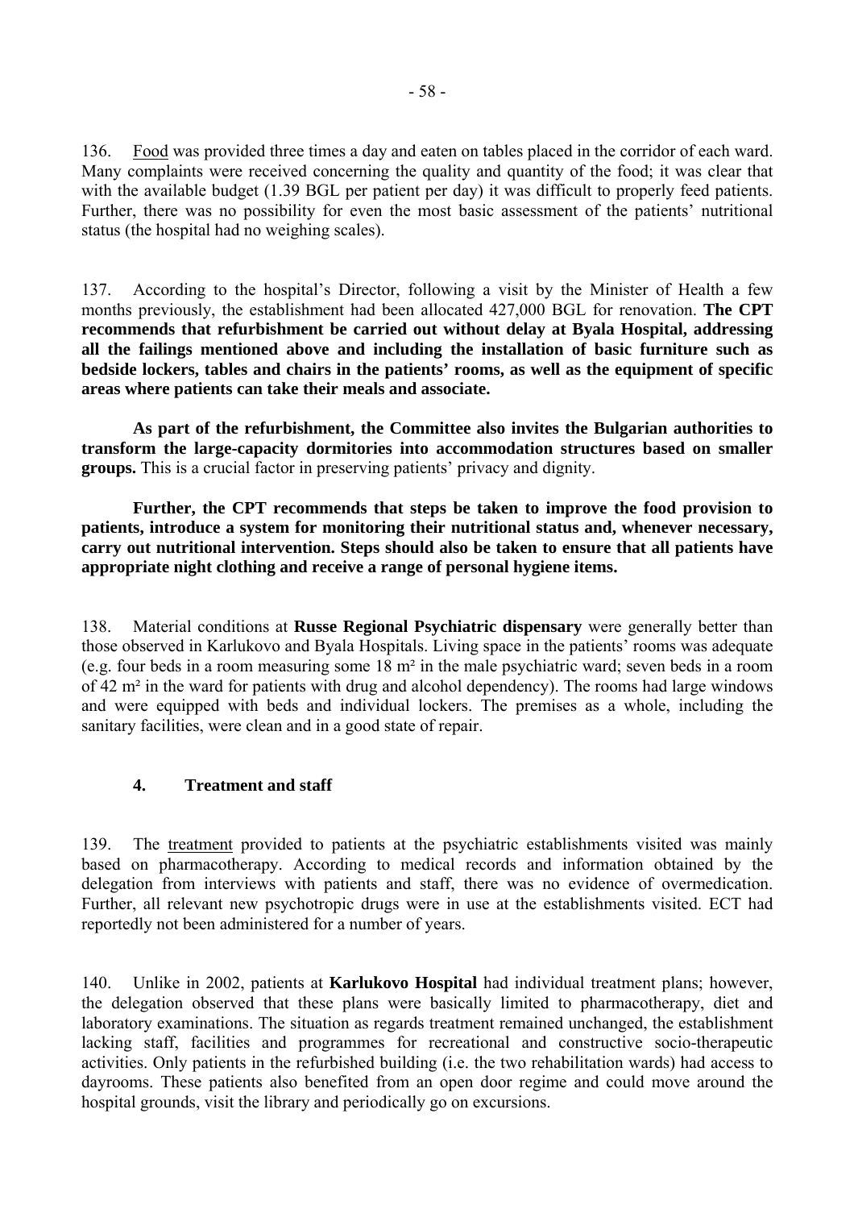136. Food was provided three times a day and eaten on tables placed in the corridor of each ward. Many complaints were received concerning the quality and quantity of the food; it was clear that with the available budget (1.39 BGL per patient per day) it was difficult to properly feed patients. Further, there was no possibility for even the most basic assessment of the patients' nutritional status (the hospital had no weighing scales).

137. According to the hospital's Director, following a visit by the Minister of Health a few months previously, the establishment had been allocated 427,000 BGL for renovation. **The CPT recommends that refurbishment be carried out without delay at Byala Hospital, addressing all the failings mentioned above and including the installation of basic furniture such as bedside lockers, tables and chairs in the patients' rooms, as well as the equipment of specific areas where patients can take their meals and associate.**

**As part of the refurbishment, the Committee also invites the Bulgarian authorities to transform the large-capacity dormitories into accommodation structures based on smaller groups.** This is a crucial factor in preserving patients' privacy and dignity.

**Further, the CPT recommends that steps be taken to improve the food provision to patients, introduce a system for monitoring their nutritional status and, whenever necessary, carry out nutritional intervention. Steps should also be taken to ensure that all patients have appropriate night clothing and receive a range of personal hygiene items.**

138. Material conditions at **Russe Regional Psychiatric dispensary** were generally better than those observed in Karlukovo and Byala Hospitals. Living space in the patients' rooms was adequate (e.g. four beds in a room measuring some 18 m² in the male psychiatric ward; seven beds in a room of 42 m² in the ward for patients with drug and alcohol dependency). The rooms had large windows and were equipped with beds and individual lockers. The premises as a whole, including the sanitary facilities, were clean and in a good state of repair.

### 4. Treatment and staff

139. The treatment provided to patients at the psychiatric establishments visited was mainly based on pharmacotherapy. According to medical records and information obtained by the delegation from interviews with patients and staff, there was no evidence of overmedication. Further, all relevant new psychotropic drugs were in use at the establishments visited. ECT had reportedly not been administered for a number of years.

140. Unlike in 2002, patients at **Karlukovo Hospital** had individual treatment plans; however, the delegation observed that these plans were basically limited to pharmacotherapy, diet and laboratory examinations. The situation as regards treatment remained unchanged, the establishment lacking staff, facilities and programmes for recreational and constructive socio-therapeutic activities. Only patients in the refurbished building (i.e. the two rehabilitation wards) had access to dayrooms. These patients also benefited from an open door regime and could move around the hospital grounds, visit the library and periodically go on excursions.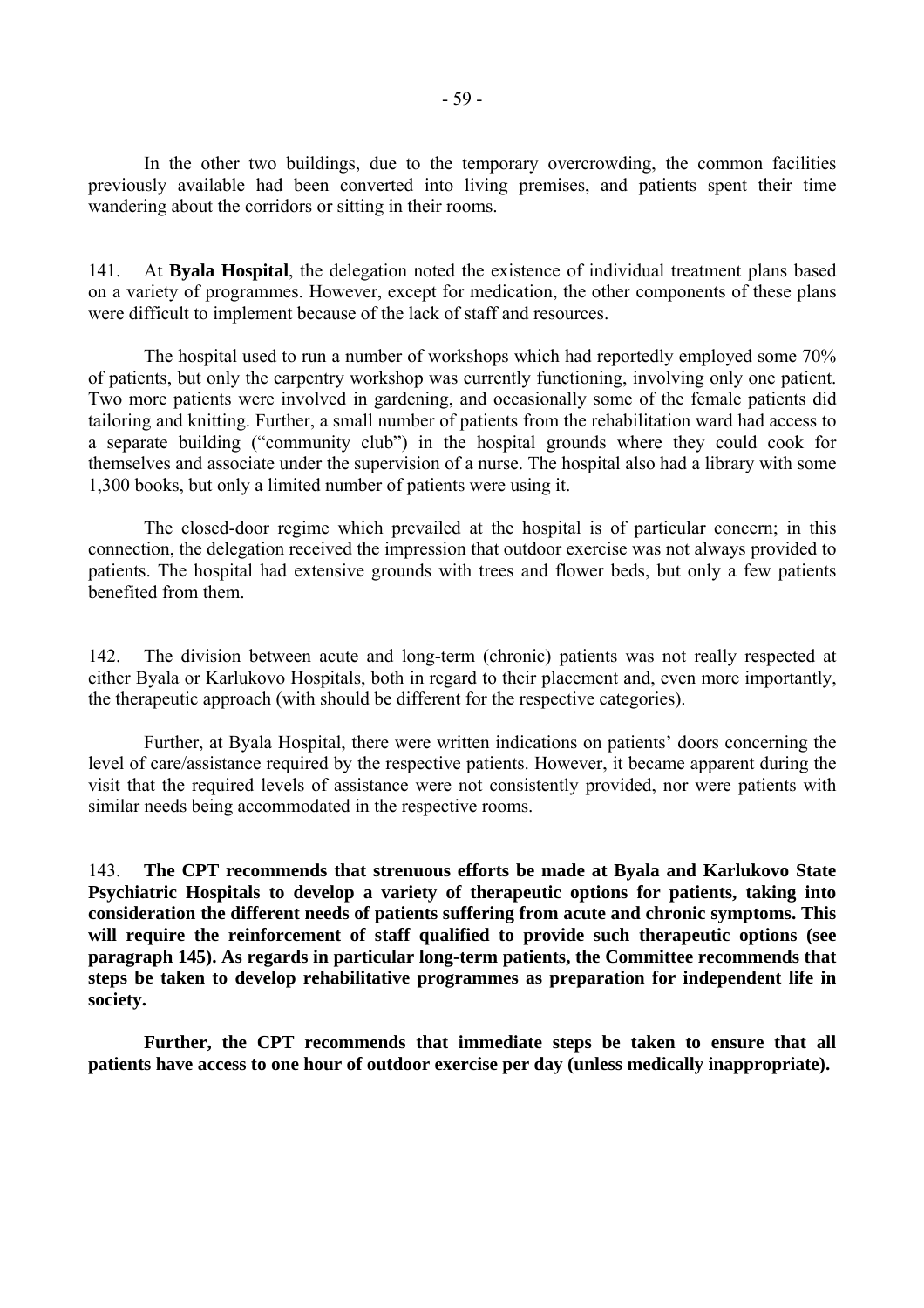In the other two buildings, due to the temporary overcrowding, the common facilities previously available had been converted into living premises, and patients spent their time wandering about the corridors or sitting in their rooms.

141. At **Byala Hospital**, the delegation noted the existence of individual treatment plans based on a variety of programmes. However, except for medication, the other components of these plans were difficult to implement because of the lack of staff and resources.

The hospital used to run a number of workshops which had reportedly employed some 70% of patients, but only the carpentry workshop was currently functioning, involving only one patient. Two more patients were involved in gardening, and occasionally some of the female patients did tailoring and knitting. Further, a small number of patients from the rehabilitation ward had access to a separate building ("community club") in the hospital grounds where they could cook for themselves and associate under the supervision of a nurse. The hospital also had a library with some 1,300 books, but only a limited number of patients were using it.

The closed-door regime which prevailed at the hospital is of particular concern; in this connection, the delegation received the impression that outdoor exercise was not always provided to patients. The hospital had extensive grounds with trees and flower beds, but only a few patients benefited from them.

142. The division between acute and long-term (chronic) patients was not really respected at either Byala or Karlukovo Hospitals, both in regard to their placement and, even more importantly, the therapeutic approach (with should be different for the respective categories).

Further, at Byala Hospital, there were written indications on patients' doors concerning the level of care/assistance required by the respective patients. However, it became apparent during the visit that the required levels of assistance were not consistently provided, nor were patients with similar needs being accommodated in the respective rooms.

143. **The CPT recommends that strenuous efforts be made at Byala and Karlukovo State Psychiatric Hospitals to develop a variety of therapeutic options for patients, taking into consideration the different needs of patients suffering from acute and chronic symptoms. This will require the reinforcement of staff qualified to provide such therapeutic options (see paragraph 145). As regards in particular long-term patients, the Committee recommends that steps be taken to develop rehabilitative programmes as preparation for independent life in society.**

**Further, the CPT recommends that immediate steps be taken to ensure that all patients have access to one hour of outdoor exercise per day (unless medically inappropriate).**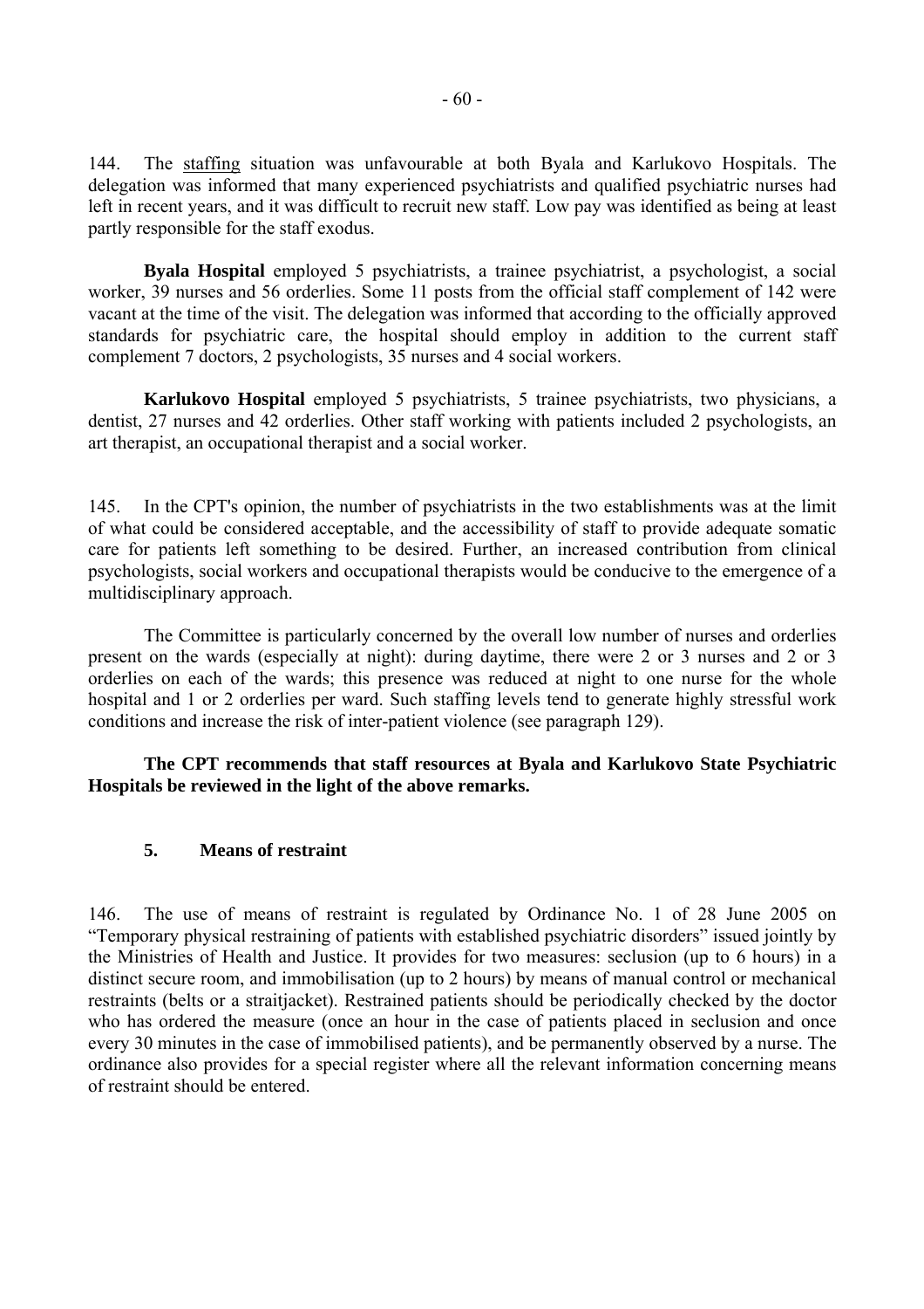144. The staffing situation was unfavourable at both Byala and Karlukovo Hospitals. The delegation was informed that many experienced psychiatrists and qualified psychiatric nurses had left in recent years, and it was difficult to recruit new staff. Low pay was identified as being at least partly responsible for the staff exodus.

**Byala Hospital** employed 5 psychiatrists, a trainee psychiatrist, a psychologist, a social worker, 39 nurses and 56 orderlies. Some 11 posts from the official staff complement of 142 were vacant at the time of the visit. The delegation was informed that according to the officially approved standards for psychiatric care, the hospital should employ in addition to the current staff complement 7 doctors, 2 psychologists, 35 nurses and 4 social workers.

**Karlukovo Hospital** employed 5 psychiatrists, 5 trainee psychiatrists, two physicians, a dentist, 27 nurses and 42 orderlies. Other staff working with patients included 2 psychologists, an art therapist, an occupational therapist and a social worker.

145. In the CPT's opinion, the number of psychiatrists in the two establishments was at the limit of what could be considered acceptable, and the accessibility of staff to provide adequate somatic care for patients left something to be desired. Further, an increased contribution from clinical psychologists, social workers and occupational therapists would be conducive to the emergence of a multidisciplinary approach.

The Committee is particularly concerned by the overall low number of nurses and orderlies present on the wards (especially at night): during daytime, there were 2 or 3 nurses and 2 or 3 orderlies on each of the wards; this presence was reduced at night to one nurse for the whole hospital and 1 or 2 orderlies per ward. Such staffing levels tend to generate highly stressful work conditions and increase the risk of inter-patient violence (see paragraph 129).

**The CPT recommends that staff resources at Byala and Karlukovo State Psychiatric Hospitals be reviewed in the light of the above remarks.**

### 5. Means of restraint

146. The use of means of restraint is regulated by Ordinance No. 1 of 28 June 2005 on "Temporary physical restraining of patients with established psychiatric disorders" issued jointly by the Ministries of Health and Justice. It provides for two measures: seclusion (up to 6 hours) in a distinct secure room, and immobilisation (up to 2 hours) by means of manual control or mechanical restraints (belts or a straitjacket). Restrained patients should be periodically checked by the doctor who has ordered the measure (once an hour in the case of patients placed in seclusion and once every 30 minutes in the case of immobilised patients), and be permanently observed by a nurse. The ordinance also provides for a special register where all the relevant information concerning means of restraint should be entered.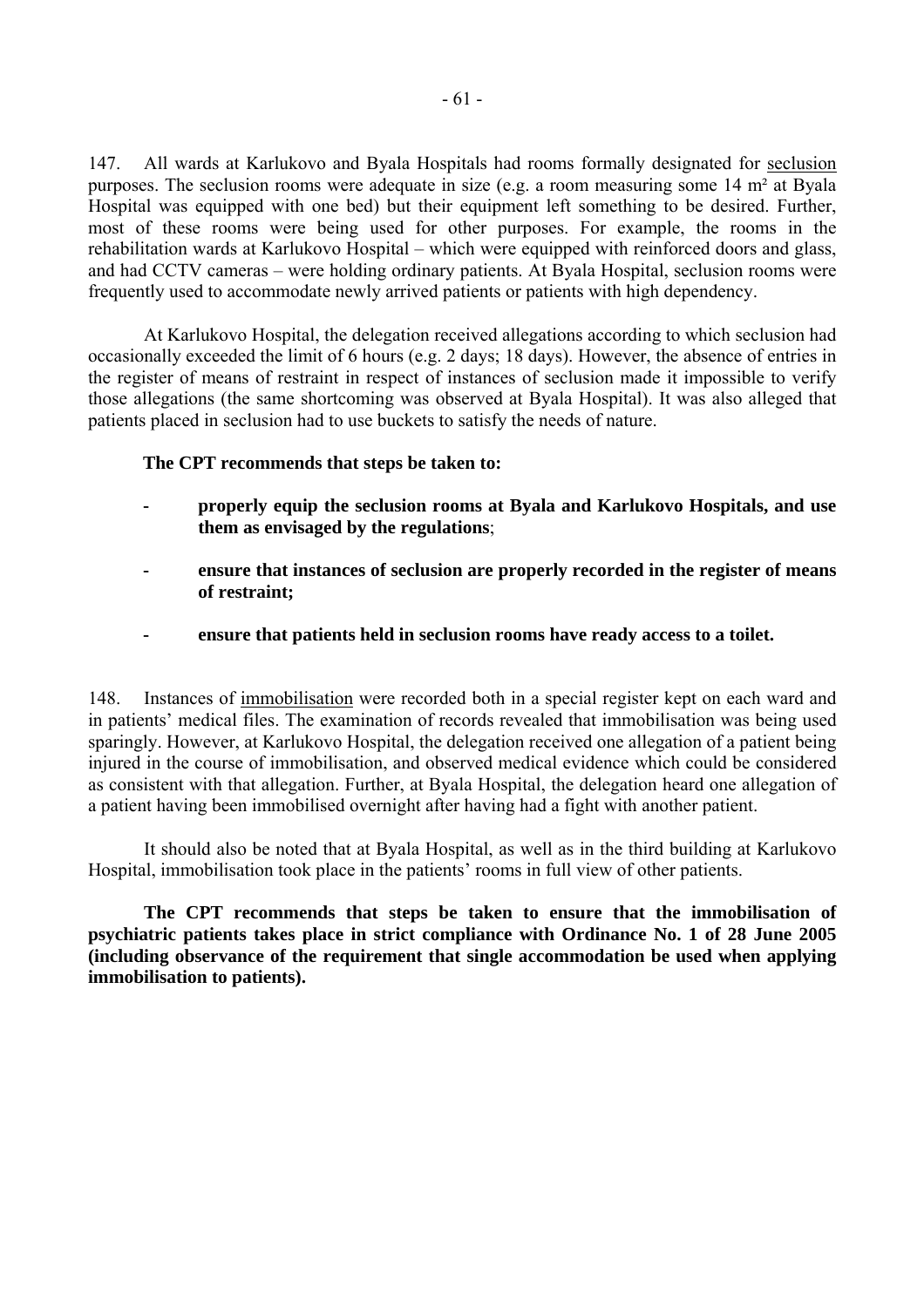147. All wards at Karlukovo and Byala Hospitals had rooms formally designated for seclusion purposes. The seclusion rooms were adequate in size (e.g. a room measuring some 14 m² at Byala Hospital was equipped with one bed) but their equipment left something to be desired. Further, most of these rooms were being used for other purposes. For example, the rooms in the rehabilitation wards at Karlukovo Hospital – which were equipped with reinforced doors and glass, and had CCTV cameras – were holding ordinary patients. At Byala Hospital, seclusion rooms were frequently used to accommodate newly arrived patients or patients with high dependency.

At Karlukovo Hospital, the delegation received allegations according to which seclusion had occasionally exceeded the limit of 6 hours (e.g. 2 days; 18 days). However, the absence of entries in the register of means of restraint in respect of instances of seclusion made it impossible to verify those allegations (the same shortcoming was observed at Byala Hospital). It was also alleged that patients placed in seclusion had to use buckets to satisfy the needs of nature.

**The CPT recommends that steps be taken to:**

- **properly equip the seclusion rooms at Byala and Karlukovo Hospitals, and use them as envisaged by the regulations**;
- **ensure that instances of seclusion are properly recorded in the register of means of restraint;**
- **ensure that patients held in seclusion rooms have ready access to a toilet.**

148. Instances of immobilisation were recorded both in a special register kept on each ward and in patients' medical files. The examination of records revealed that immobilisation was being used sparingly. However, at Karlukovo Hospital, the delegation received one allegation of a patient being injured in the course of immobilisation, and observed medical evidence which could be considered as consistent with that allegation. Further, at Byala Hospital, the delegation heard one allegation of a patient having been immobilised overnight after having had a fight with another patient.

It should also be noted that at Byala Hospital, as well as in the third building at Karlukovo Hospital, immobilisation took place in the patients' rooms in full view of other patients.

**The CPT recommends that steps be taken to ensure that the immobilisation of psychiatric patients takes place in strict compliance with Ordinance No. 1 of 28 June 2005 (including observance of the requirement that single accommodation be used when applying immobilisation to patients).**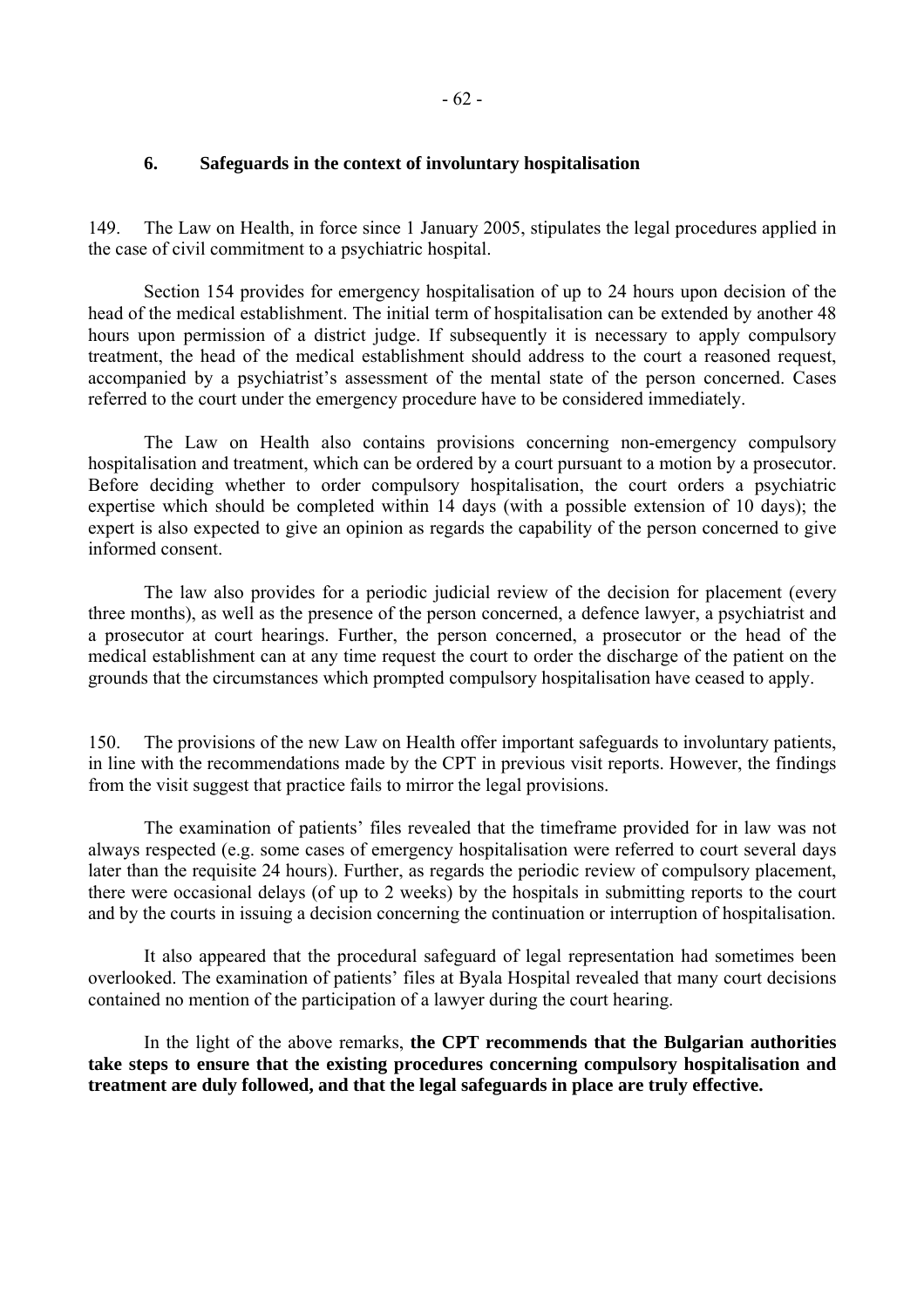### 6. Safeguards in the context of involuntary hospitalisation

149. The Law on Health, in force since 1 January 2005, stipulates the legal procedures applied in the case of civil commitment to a psychiatric hospital.

Section 154 provides for emergency hospitalisation of up to 24 hours upon decision of the head of the medical establishment. The initial term of hospitalisation can be extended by another 48 hours upon permission of a district judge. If subsequently it is necessary to apply compulsory treatment, the head of the medical establishment should address to the court a reasoned request, accompanied by a psychiatrist's assessment of the mental state of the person concerned. Cases referred to the court under the emergency procedure have to be considered immediately.

The Law on Health also contains provisions concerning non-emergency compulsory hospitalisation and treatment, which can be ordered by a court pursuant to a motion by a prosecutor. Before deciding whether to order compulsory hospitalisation, the court orders a psychiatric expertise which should be completed within 14 days (with a possible extension of 10 days); the expert is also expected to give an opinion as regards the capability of the person concerned to give informed consent.

The law also provides for a periodic judicial review of the decision for placement (every three months), as well as the presence of the person concerned, a defence lawyer, a psychiatrist and a prosecutor at court hearings. Further, the person concerned, a prosecutor or the head of the medical establishment can at any time request the court to order the discharge of the patient on the grounds that the circumstances which prompted compulsory hospitalisation have ceased to apply.

150. The provisions of the new Law on Health offer important safeguards to involuntary patients, in line with the recommendations made by the CPT in previous visit reports. However, the findings from the visit suggest that practice fails to mirror the legal provisions.

The examination of patients' files revealed that the timeframe provided for in law was not always respected (e.g. some cases of emergency hospitalisation were referred to court several days later than the requisite 24 hours). Further, as regards the periodic review of compulsory placement, there were occasional delays (of up to 2 weeks) by the hospitals in submitting reports to the court and by the courts in issuing a decision concerning the continuation or interruption of hospitalisation.

It also appeared that the procedural safeguard of legal representation had sometimes been overlooked. The examination of patients' files at Byala Hospital revealed that many court decisions contained no mention of the participation of a lawyer during the court hearing.

In the light of the above remarks, **the CPT recommends that the Bulgarian authorities take steps to ensure that the existing procedures concerning compulsory hospitalisation and treatment are duly followed, and that the legal safeguards in place are truly effective.**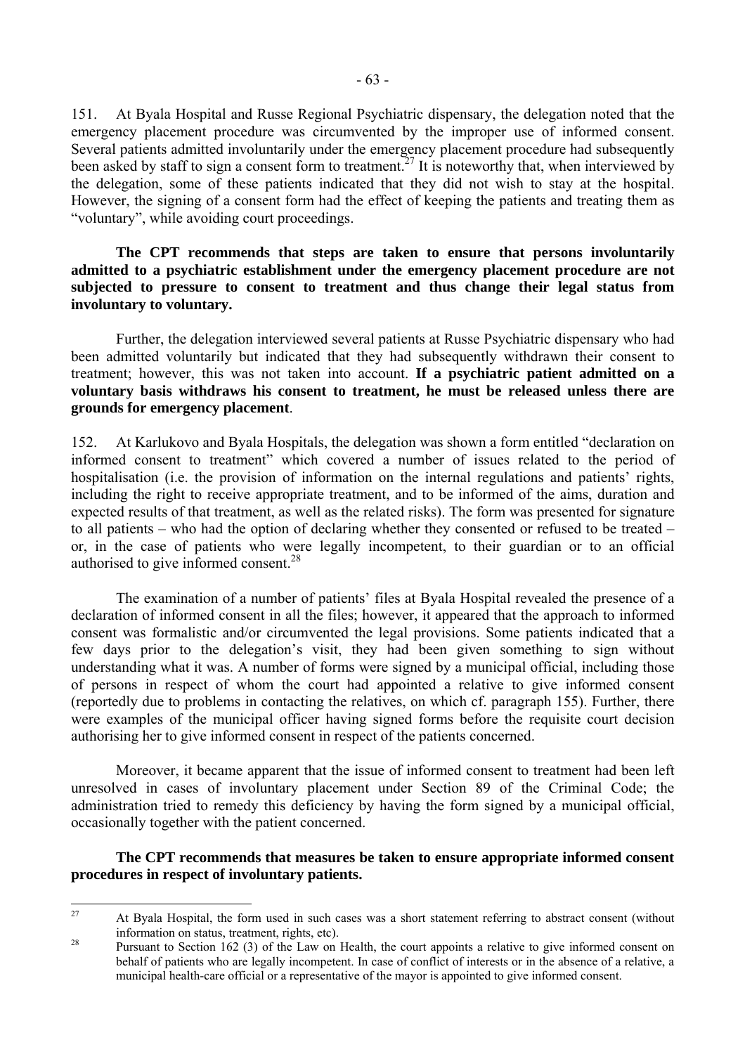151. At Byala Hospital and Russe Regional Psychiatric dispensary, the delegation noted that the emergency placement procedure was circumvented by the improper use of informed consent. Several patients admitted involuntarily under the emergency placement procedure had subsequently been asked by staff to sign a consent form to treatment.[27] It is noteworthy that, when interviewed by the delegation, some of these patients indicated that they did not wish to stay at the hospital. However, the signing of a consent form had the effect of keeping the patients and treating them as "voluntary", while avoiding court proceedings.

**The CPT recommends that steps are taken to ensure that persons involuntarily admitted to a psychiatric establishment under the emergency placement procedure are not subjected to pressure to consent to treatment and thus change their legal status from involuntary to voluntary.**

Further, the delegation interviewed several patients at Russe Psychiatric dispensary who had been admitted voluntarily but indicated that they had subsequently withdrawn their consent to treatment; however, this was not taken into account. **If a psychiatric patient admitted on a voluntary basis withdraws his consent to treatment, he must be released unless there are grounds for emergency placement**.

152. At Karlukovo and Byala Hospitals, the delegation was shown a form entitled "declaration on informed consent to treatment" which covered a number of issues related to the period of hospitalisation (i.e. the provision of information on the internal regulations and patients' rights, including the right to receive appropriate treatment, and to be informed of the aims, duration and expected results of that treatment, as well as the related risks). The form was presented for signature to all patients – who had the option of declaring whether they consented or refused to be treated – or, in the case of patients who were legally incompetent, to their guardian or to an official authorised to give informed consent.[28]

The examination of a number of patients' files at Byala Hospital revealed the presence of a declaration of informed consent in all the files; however, it appeared that the approach to informed consent was formalistic and/or circumvented the legal provisions. Some patients indicated that a few days prior to the delegation's visit, they had been given something to sign without understanding what it was. A number of forms were signed by a municipal official, including those of persons in respect of whom the court had appointed a relative to give informed consent (reportedly due to problems in contacting the relatives, on which cf. paragraph 155). Further, there were examples of the municipal officer having signed forms before the requisite court decision authorising her to give informed consent in respect of the patients concerned.

Moreover, it became apparent that the issue of informed consent to treatment had been left unresolved in cases of involuntary placement under Section 89 of the Criminal Code; the administration tried to remedy this deficiency by having the form signed by a municipal official, occasionally together with the patient concerned.

**The CPT recommends that measures be taken to ensure appropriate informed consent procedures in respect of involuntary patients.**

---

[27] At Byala Hospital, the form used in such cases was a short statement referring to abstract consent (without information on status, treatment, rights, etc).

[28] Pursuant to Section 162 (3) of the Law on Health, the court appoints a relative to give informed consent on behalf of patients who are legally incompetent. In case of conflict of interests or in the absence of a relative, a municipal health-care official or a representative of the mayor is appointed to give informed consent.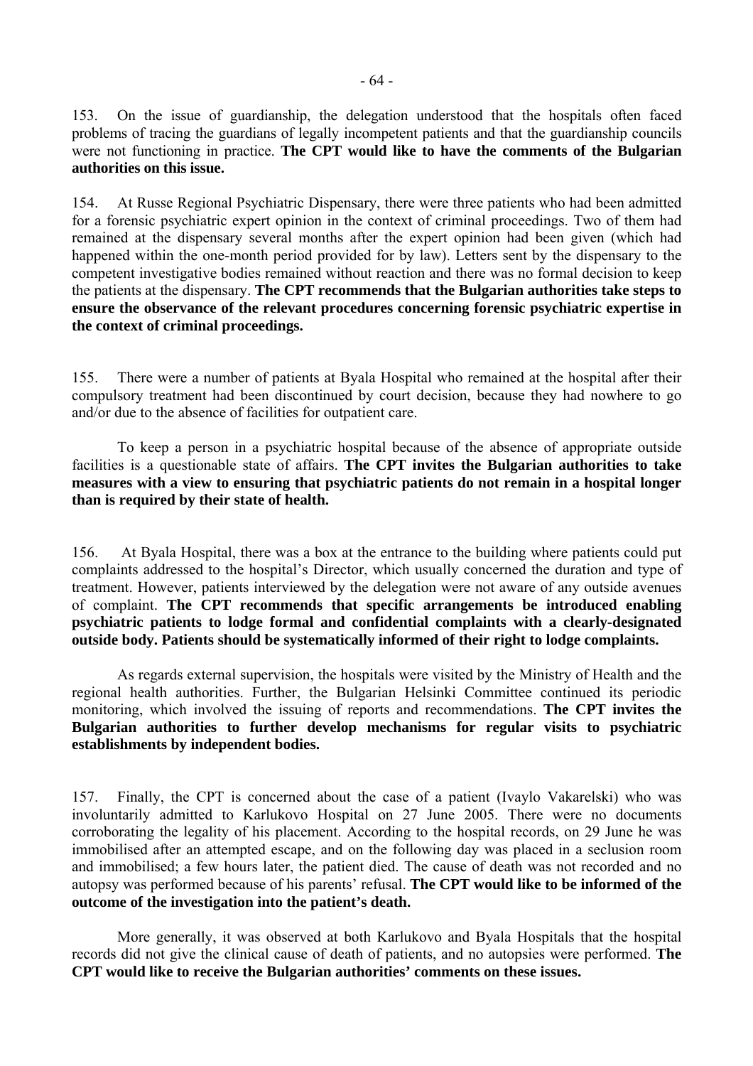153. On the issue of guardianship, the delegation understood that the hospitals often faced problems of tracing the guardians of legally incompetent patients and that the guardianship councils were not functioning in practice. **The CPT would like to have the comments of the Bulgarian authorities on this issue.**

154. At Russe Regional Psychiatric Dispensary, there were three patients who had been admitted for a forensic psychiatric expert opinion in the context of criminal proceedings. Two of them had remained at the dispensary several months after the expert opinion had been given (which had happened within the one-month period provided for by law). Letters sent by the dispensary to the competent investigative bodies remained without reaction and there was no formal decision to keep the patients at the dispensary. **The CPT recommends that the Bulgarian authorities take steps to ensure the observance of the relevant procedures concerning forensic psychiatric expertise in the context of criminal proceedings.**

155. There were a number of patients at Byala Hospital who remained at the hospital after their compulsory treatment had been discontinued by court decision, because they had nowhere to go and/or due to the absence of facilities for outpatient care.

To keep a person in a psychiatric hospital because of the absence of appropriate outside facilities is a questionable state of affairs. **The CPT invites the Bulgarian authorities to take measures with a view to ensuring that psychiatric patients do not remain in a hospital longer than is required by their state of health.**

156. At Byala Hospital, there was a box at the entrance to the building where patients could put complaints addressed to the hospital's Director, which usually concerned the duration and type of treatment. However, patients interviewed by the delegation were not aware of any outside avenues of complaint. **The CPT recommends that specific arrangements be introduced enabling psychiatric patients to lodge formal and confidential complaints with a clearly-designated outside body. Patients should be systematically informed of their right to lodge complaints.**

As regards external supervision, the hospitals were visited by the Ministry of Health and the regional health authorities. Further, the Bulgarian Helsinki Committee continued its periodic monitoring, which involved the issuing of reports and recommendations. **The CPT invites the Bulgarian authorities to further develop mechanisms for regular visits to psychiatric establishments by independent bodies.**

157. Finally, the CPT is concerned about the case of a patient (Ivaylo Vakarelski) who was involuntarily admitted to Karlukovo Hospital on 27 June 2005. There were no documents corroborating the legality of his placement. According to the hospital records, on 29 June he was immobilised after an attempted escape, and on the following day was placed in a seclusion room and immobilised; a few hours later, the patient died. The cause of death was not recorded and no autopsy was performed because of his parents' refusal. **The CPT would like to be informed of the outcome of the investigation into the patient's death.**

More generally, it was observed at both Karlukovo and Byala Hospitals that the hospital records did not give the clinical cause of death of patients, and no autopsies were performed. **The CPT would like to receive the Bulgarian authorities' comments on these issues.**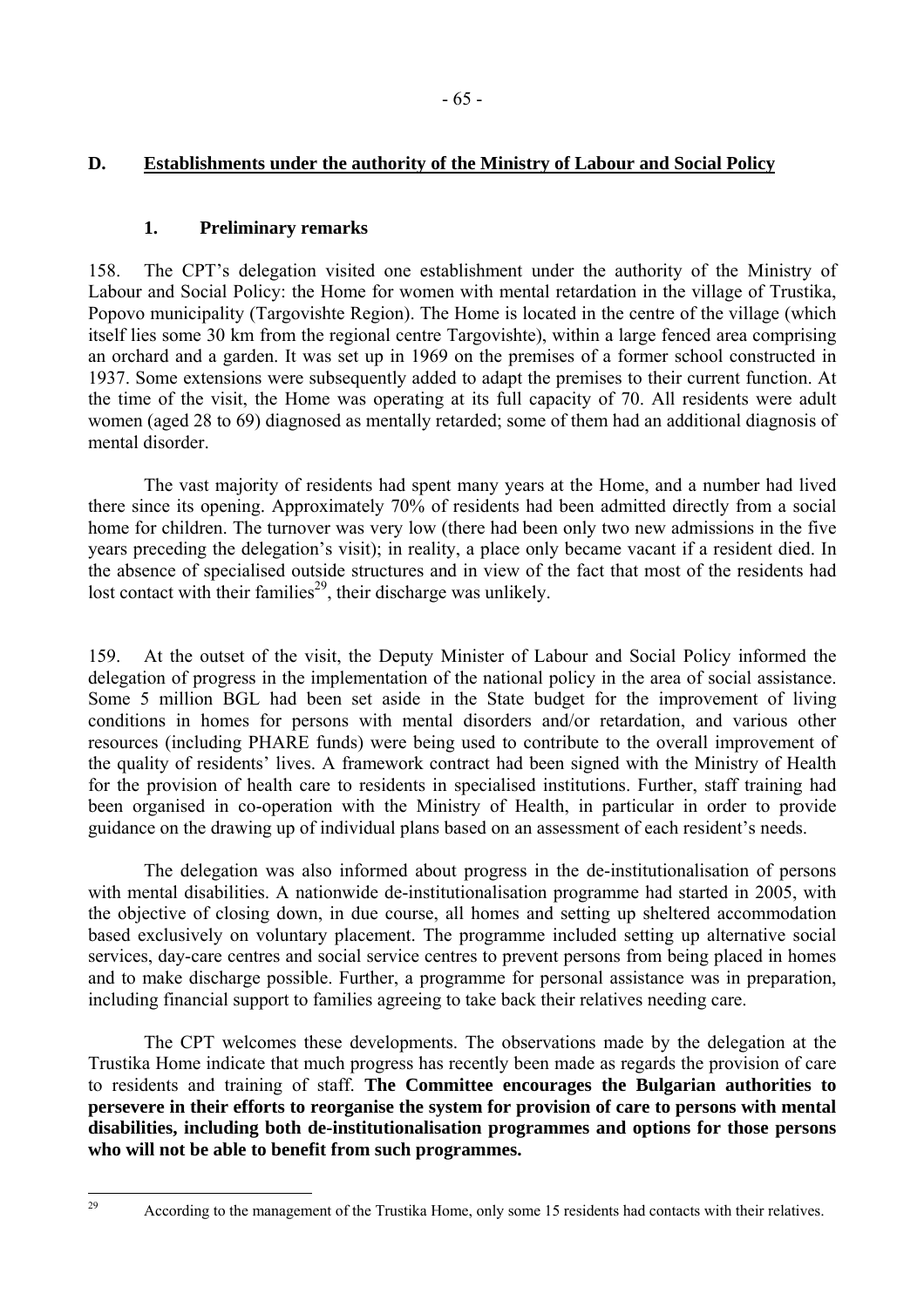## D. Establishments under the authority of the Ministry of Labour and Social Policy

### 1. Preliminary remarks

158. The CPT's delegation visited one establishment under the authority of the Ministry of Labour and Social Policy: the Home for women with mental retardation in the village of Trustika, Popovo municipality (Targovishte Region). The Home is located in the centre of the village (which itself lies some 30 km from the regional centre Targovishte), within a large fenced area comprising an orchard and a garden. It was set up in 1969 on the premises of a former school constructed in 1937. Some extensions were subsequently added to adapt the premises to their current function. At the time of the visit, the Home was operating at its full capacity of 70. All residents were adult women (aged 28 to 69) diagnosed as mentally retarded; some of them had an additional diagnosis of mental disorder.

The vast majority of residents had spent many years at the Home, and a number had lived there since its opening. Approximately 70% of residents had been admitted directly from a social home for children. The turnover was very low (there had been only two new admissions in the five years preceding the delegation's visit); in reality, a place only became vacant if a resident died. In the absence of specialised outside structures and in view of the fact that most of the residents had lost contact with their families[29], their discharge was unlikely.

159. At the outset of the visit, the Deputy Minister of Labour and Social Policy informed the delegation of progress in the implementation of the national policy in the area of social assistance. Some 5 million BGL had been set aside in the State budget for the improvement of living conditions in homes for persons with mental disorders and/or retardation, and various other resources (including PHARE funds) were being used to contribute to the overall improvement of the quality of residents' lives. A framework contract had been signed with the Ministry of Health for the provision of health care to residents in specialised institutions. Further, staff training had been organised in co-operation with the Ministry of Health, in particular in order to provide guidance on the drawing up of individual plans based on an assessment of each resident's needs.

The delegation was also informed about progress in the de-institutionalisation of persons with mental disabilities. A nationwide de-institutionalisation programme had started in 2005, with the objective of closing down, in due course, all homes and setting up sheltered accommodation based exclusively on voluntary placement. The programme included setting up alternative social services, day-care centres and social service centres to prevent persons from being placed in homes and to make discharge possible. Further, a programme for personal assistance was in preparation, including financial support to families agreeing to take back their relatives needing care.

The CPT welcomes these developments. The observations made by the delegation at the Trustika Home indicate that much progress has recently been made as regards the provision of care to residents and training of staff. **The Committee encourages the Bulgarian authorities to persevere in their efforts to reorganise the system for provision of care to persons with mental disabilities, including both de-institutionalisation programmes and options for those persons who will not be able to benefit from such programmes.**

---

[29] According to the management of the Trustika Home, only some 15 residents had contacts with their relatives.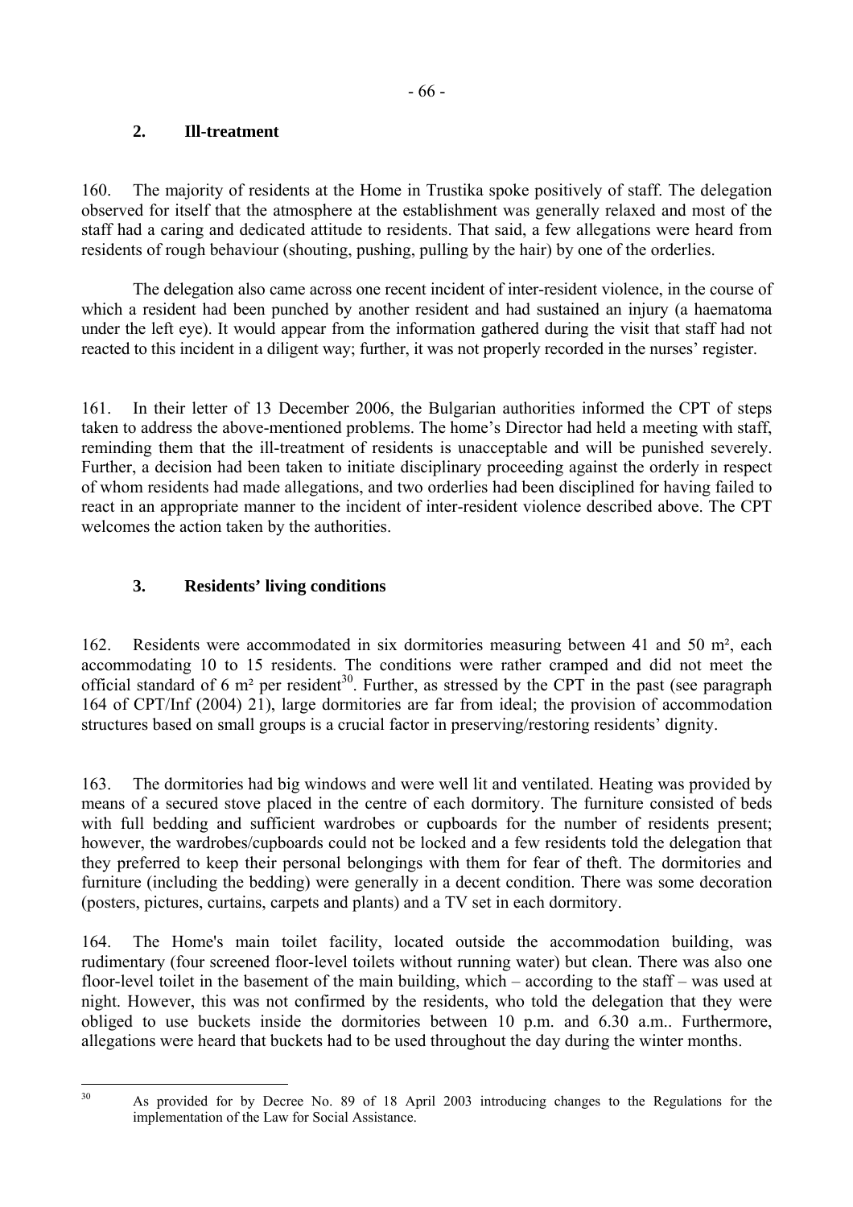## 2. Ill-treatment

160. The majority of residents at the Home in Trustika spoke positively of staff. The delegation observed for itself that the atmosphere at the establishment was generally relaxed and most of the staff had a caring and dedicated attitude to residents. That said, a few allegations were heard from residents of rough behaviour (shouting, pushing, pulling by the hair) by one of the orderlies.

The delegation also came across one recent incident of inter-resident violence, in the course of which a resident had been punched by another resident and had sustained an injury (a haematoma under the left eye). It would appear from the information gathered during the visit that staff had not reacted to this incident in a diligent way; further, it was not properly recorded in the nurses' register.

161. In their letter of 13 December 2006, the Bulgarian authorities informed the CPT of steps taken to address the above-mentioned problems. The home's Director had held a meeting with staff, reminding them that the ill-treatment of residents is unacceptable and will be punished severely. Further, a decision had been taken to initiate disciplinary proceeding against the orderly in respect of whom residents had made allegations, and two orderlies had been disciplined for having failed to react in an appropriate manner to the incident of inter-resident violence described above. The CPT welcomes the action taken by the authorities.

## 3. Residents' living conditions

162. Residents were accommodated in six dormitories measuring between 41 and 50 m², each accommodating 10 to 15 residents. The conditions were rather cramped and did not meet the official standard of 6 m² per resident[30]. Further, as stressed by the CPT in the past (see paragraph 164 of CPT/Inf (2004) 21), large dormitories are far from ideal; the provision of accommodation structures based on small groups is a crucial factor in preserving/restoring residents' dignity.

163. The dormitories had big windows and were well lit and ventilated. Heating was provided by means of a secured stove placed in the centre of each dormitory. The furniture consisted of beds with full bedding and sufficient wardrobes or cupboards for the number of residents present; however, the wardrobes/cupboards could not be locked and a few residents told the delegation that they preferred to keep their personal belongings with them for fear of theft. The dormitories and furniture (including the bedding) were generally in a decent condition. There was some decoration (posters, pictures, curtains, carpets and plants) and a TV set in each dormitory.

164. The Home's main toilet facility, located outside the accommodation building, was rudimentary (four screened floor-level toilets without running water) but clean. There was also one floor-level toilet in the basement of the main building, which – according to the staff – was used at night. However, this was not confirmed by the residents, who told the delegation that they were obliged to use buckets inside the dormitories between 10 p.m. and 6.30 a.m.. Furthermore, allegations were heard that buckets had to be used throughout the day during the winter months.

---

[30] As provided for by Decree No. 89 of 18 April 2003 introducing changes to the Regulations for the implementation of the Law for Social Assistance.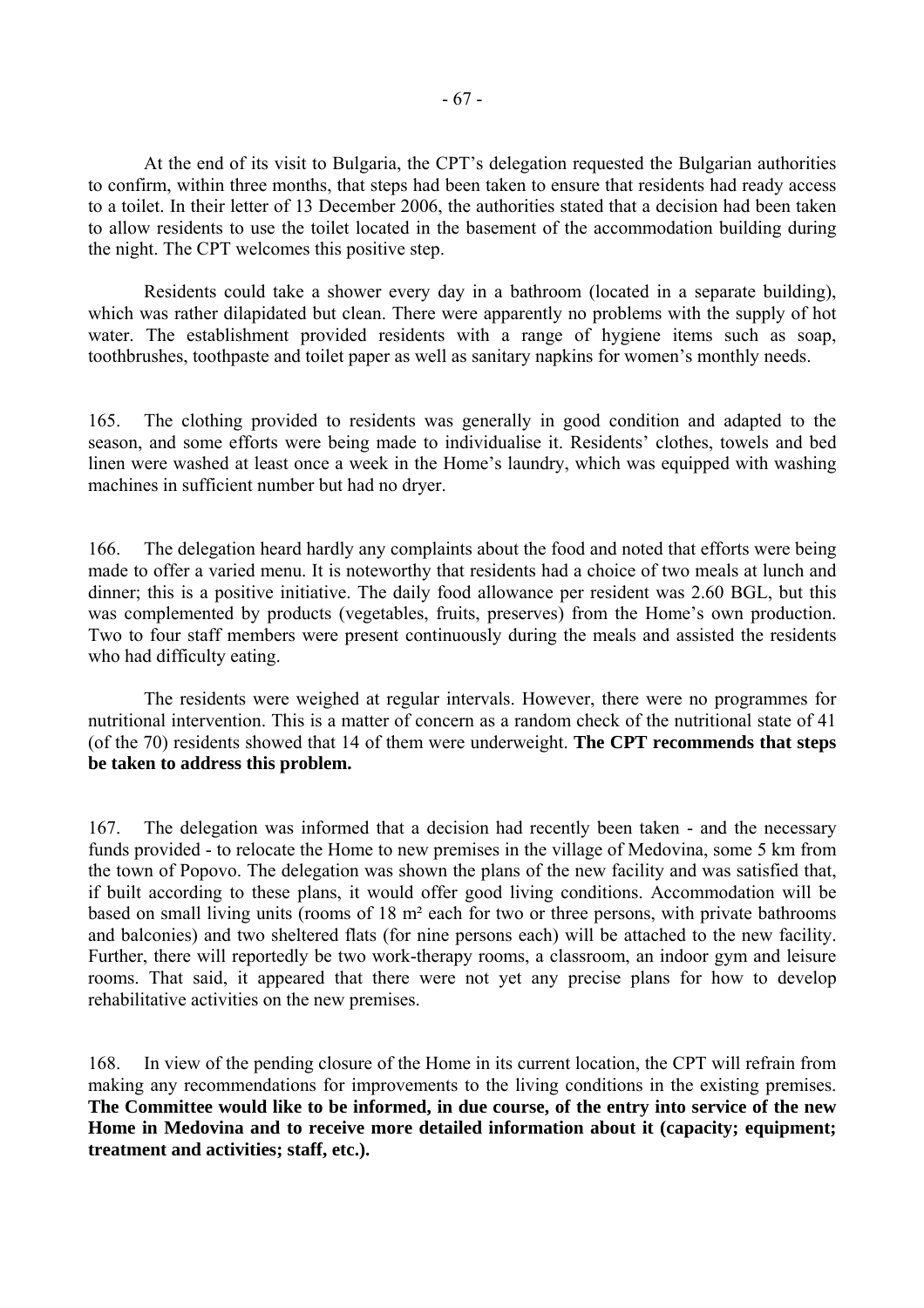At the end of its visit to Bulgaria, the CPT's delegation requested the Bulgarian authorities to confirm, within three months, that steps had been taken to ensure that residents had ready access to a toilet. In their letter of 13 December 2006, the authorities stated that a decision had been taken to allow residents to use the toilet located in the basement of the accommodation building during the night. The CPT welcomes this positive step.

Residents could take a shower every day in a bathroom (located in a separate building), which was rather dilapidated but clean. There were apparently no problems with the supply of hot water. The establishment provided residents with a range of hygiene items such as soap, toothbrushes, toothpaste and toilet paper as well as sanitary napkins for women's monthly needs.

165. The clothing provided to residents was generally in good condition and adapted to the season, and some efforts were being made to individualise it. Residents' clothes, towels and bed linen were washed at least once a week in the Home's laundry, which was equipped with washing machines in sufficient number but had no dryer.

166. The delegation heard hardly any complaints about the food and noted that efforts were being made to offer a varied menu. It is noteworthy that residents had a choice of two meals at lunch and dinner; this is a positive initiative. The daily food allowance per resident was 2.60 BGL, but this was complemented by products (vegetables, fruits, preserves) from the Home's own production. Two to four staff members were present continuously during the meals and assisted the residents who had difficulty eating.

The residents were weighed at regular intervals. However, there were no programmes for nutritional intervention. This is a matter of concern as a random check of the nutritional state of 41 (of the 70) residents showed that 14 of them were underweight. **The CPT recommends that steps be taken to address this problem.**

167. The delegation was informed that a decision had recently been taken - and the necessary funds provided - to relocate the Home to new premises in the village of Medovina, some 5 km from the town of Popovo. The delegation was shown the plans of the new facility and was satisfied that, if built according to these plans, it would offer good living conditions. Accommodation will be based on small living units (rooms of 18 m² each for two or three persons, with private bathrooms and balconies) and two sheltered flats (for nine persons each) will be attached to the new facility. Further, there will reportedly be two work-therapy rooms, a classroom, an indoor gym and leisure rooms. That said, it appeared that there were not yet any precise plans for how to develop rehabilitative activities on the new premises.

168. In view of the pending closure of the Home in its current location, the CPT will refrain from making any recommendations for improvements to the living conditions in the existing premises. **The Committee would like to be informed, in due course, of the entry into service of the new Home in Medovina and to receive more detailed information about it (capacity; equipment; treatment and activities; staff, etc.).**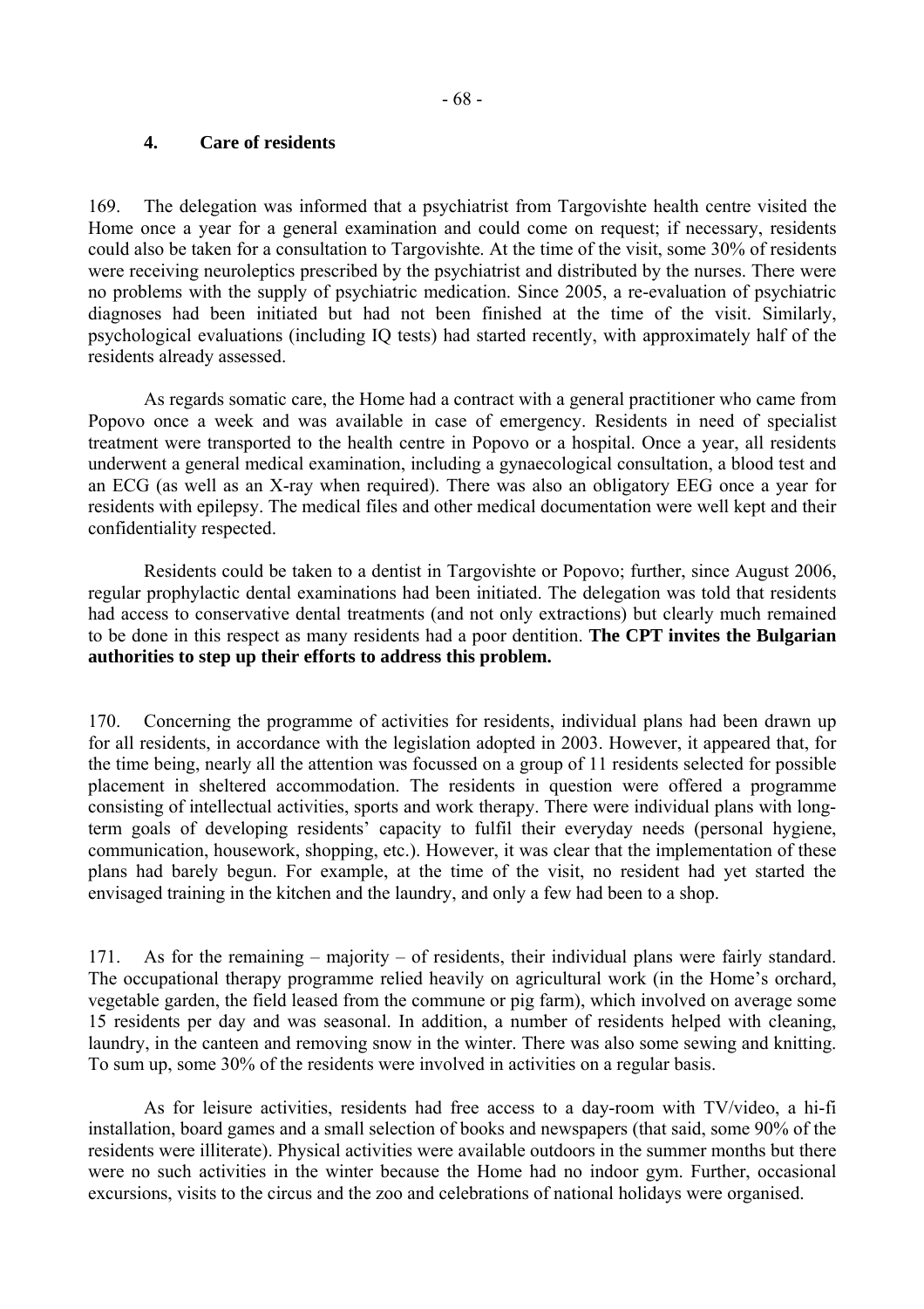## 4. Care of residents

169. The delegation was informed that a psychiatrist from Targovishte health centre visited the Home once a year for a general examination and could come on request; if necessary, residents could also be taken for a consultation to Targovishte. At the time of the visit, some 30% of residents were receiving neuroleptics prescribed by the psychiatrist and distributed by the nurses. There were no problems with the supply of psychiatric medication. Since 2005, a re-evaluation of psychiatric diagnoses had been initiated but had not been finished at the time of the visit. Similarly, psychological evaluations (including IQ tests) had started recently, with approximately half of the residents already assessed.

As regards somatic care, the Home had a contract with a general practitioner who came from Popovo once a week and was available in case of emergency. Residents in need of specialist treatment were transported to the health centre in Popovo or a hospital. Once a year, all residents underwent a general medical examination, including a gynaecological consultation, a blood test and an ECG (as well as an X-ray when required). There was also an obligatory EEG once a year for residents with epilepsy. The medical files and other medical documentation were well kept and their confidentiality respected.

Residents could be taken to a dentist in Targovishte or Popovo; further, since August 2006, regular prophylactic dental examinations had been initiated. The delegation was told that residents had access to conservative dental treatments (and not only extractions) but clearly much remained to be done in this respect as many residents had a poor dentition. **The CPT invites the Bulgarian authorities to step up their efforts to address this problem.**

170. Concerning the programme of activities for residents, individual plans had been drawn up for all residents, in accordance with the legislation adopted in 2003. However, it appeared that, for the time being, nearly all the attention was focussed on a group of 11 residents selected for possible placement in sheltered accommodation. The residents in question were offered a programme consisting of intellectual activities, sports and work therapy. There were individual plans with long-term goals of developing residents' capacity to fulfil their everyday needs (personal hygiene, communication, housework, shopping, etc.). However, it was clear that the implementation of these plans had barely begun. For example, at the time of the visit, no resident had yet started the envisaged training in the kitchen and the laundry, and only a few had been to a shop.

171. As for the remaining – majority – of residents, their individual plans were fairly standard. The occupational therapy programme relied heavily on agricultural work (in the Home's orchard, vegetable garden, the field leased from the commune or pig farm), which involved on average some 15 residents per day and was seasonal. In addition, a number of residents helped with cleaning, laundry, in the canteen and removing snow in the winter. There was also some sewing and knitting. To sum up, some 30% of the residents were involved in activities on a regular basis.

As for leisure activities, residents had free access to a day-room with TV/video, a hi-fi installation, board games and a small selection of books and newspapers (that said, some 90% of the residents were illiterate). Physical activities were available outdoors in the summer months but there were no such activities in the winter because the Home had no indoor gym. Further, occasional excursions, visits to the circus and the zoo and celebrations of national holidays were organised.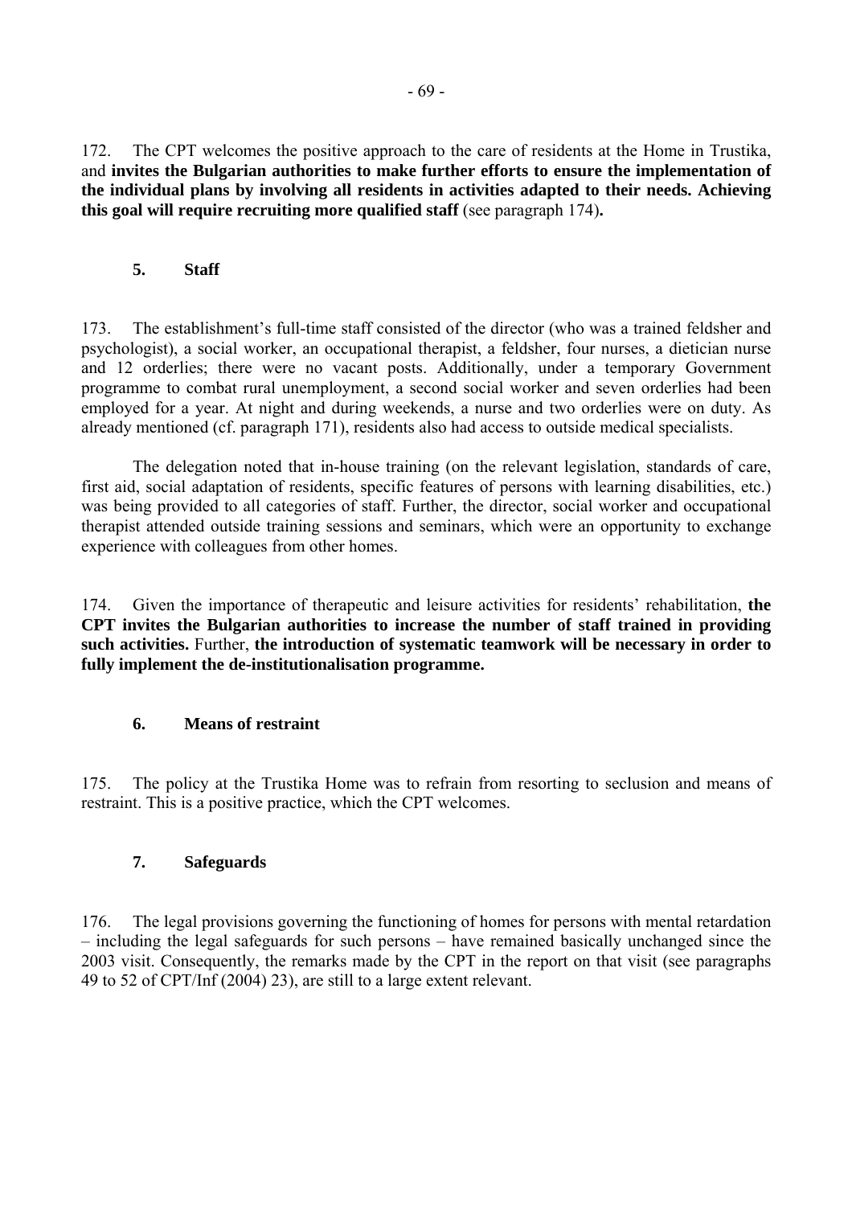172. The CPT welcomes the positive approach to the care of residents at the Home in Trustika, and **invites the Bulgarian authorities to make further efforts to ensure the implementation of the individual plans by involving all residents in activities adapted to their needs. Achieving this goal will require recruiting more qualified staff** (see paragraph 174)**.**

### 5. Staff

173. The establishment's full-time staff consisted of the director (who was a trained feldsher and psychologist), a social worker, an occupational therapist, a feldsher, four nurses, a dietician nurse and 12 orderlies; there were no vacant posts. Additionally, under a temporary Government programme to combat rural unemployment, a second social worker and seven orderlies had been employed for a year. At night and during weekends, a nurse and two orderlies were on duty. As already mentioned (cf. paragraph 171), residents also had access to outside medical specialists.

The delegation noted that in-house training (on the relevant legislation, standards of care, first aid, social adaptation of residents, specific features of persons with learning disabilities, etc.) was being provided to all categories of staff. Further, the director, social worker and occupational therapist attended outside training sessions and seminars, which were an opportunity to exchange experience with colleagues from other homes.

174. Given the importance of therapeutic and leisure activities for residents' rehabilitation, **the CPT invites the Bulgarian authorities to increase the number of staff trained in providing such activities.** Further, **the introduction of systematic teamwork will be necessary in order to fully implement the de-institutionalisation programme.**

### 6. Means of restraint

175. The policy at the Trustika Home was to refrain from resorting to seclusion and means of restraint. This is a positive practice, which the CPT welcomes.

### 7. Safeguards

176. The legal provisions governing the functioning of homes for persons with mental retardation – including the legal safeguards for such persons – have remained basically unchanged since the 2003 visit. Consequently, the remarks made by the CPT in the report on that visit (see paragraphs 49 to 52 of CPT/Inf (2004) 23), are still to a large extent relevant.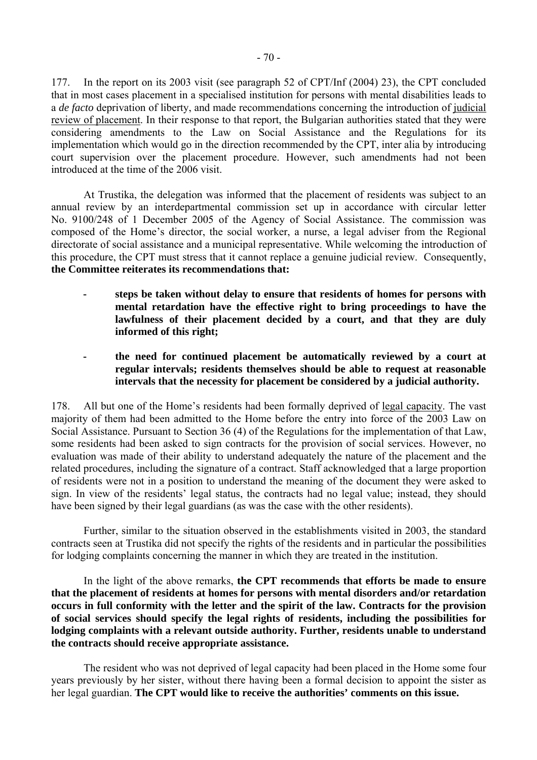177. In the report on its 2003 visit (see paragraph 52 of CPT/Inf (2004) 23), the CPT concluded that in most cases placement in a specialised institution for persons with mental disabilities leads to a *de facto* deprivation of liberty, and made recommendations concerning the introduction of judicial review of placement. In their response to that report, the Bulgarian authorities stated that they were considering amendments to the Law on Social Assistance and the Regulations for its implementation which would go in the direction recommended by the CPT, inter alia by introducing court supervision over the placement procedure. However, such amendments had not been introduced at the time of the 2006 visit.

At Trustika, the delegation was informed that the placement of residents was subject to an annual review by an interdepartmental commission set up in accordance with circular letter No. 9100/248 of 1 December 2005 of the Agency of Social Assistance. The commission was composed of the Home's director, the social worker, a nurse, a legal adviser from the Regional directorate of social assistance and a municipal representative. While welcoming the introduction of this procedure, the CPT must stress that it cannot replace a genuine judicial review. Consequently, **the Committee reiterates its recommendations that:**

- **steps be taken without delay to ensure that residents of homes for persons with mental retardation have the effective right to bring proceedings to have the lawfulness of their placement decided by a court, and that they are duly informed of this right;**

- **the need for continued placement be automatically reviewed by a court at regular intervals; residents themselves should be able to request at reasonable intervals that the necessity for placement be considered by a judicial authority.**

178. All but one of the Home's residents had been formally deprived of legal capacity. The vast majority of them had been admitted to the Home before the entry into force of the 2003 Law on Social Assistance. Pursuant to Section 36 (4) of the Regulations for the implementation of that Law, some residents had been asked to sign contracts for the provision of social services. However, no evaluation was made of their ability to understand adequately the nature of the placement and the related procedures, including the signature of a contract. Staff acknowledged that a large proportion of residents were not in a position to understand the meaning of the document they were asked to sign. In view of the residents' legal status, the contracts had no legal value; instead, they should have been signed by their legal guardians (as was the case with the other residents).

Further, similar to the situation observed in the establishments visited in 2003, the standard contracts seen at Trustika did not specify the rights of the residents and in particular the possibilities for lodging complaints concerning the manner in which they are treated in the institution.

In the light of the above remarks, **the CPT recommends that efforts be made to ensure that the placement of residents at homes for persons with mental disorders and/or retardation occurs in full conformity with the letter and the spirit of the law. Contracts for the provision of social services should specify the legal rights of residents, including the possibilities for lodging complaints with a relevant outside authority. Further, residents unable to understand the contracts should receive appropriate assistance.**

The resident who was not deprived of legal capacity had been placed in the Home some four years previously by her sister, without there having been a formal decision to appoint the sister as her legal guardian. **The CPT would like to receive the authorities' comments on this issue.**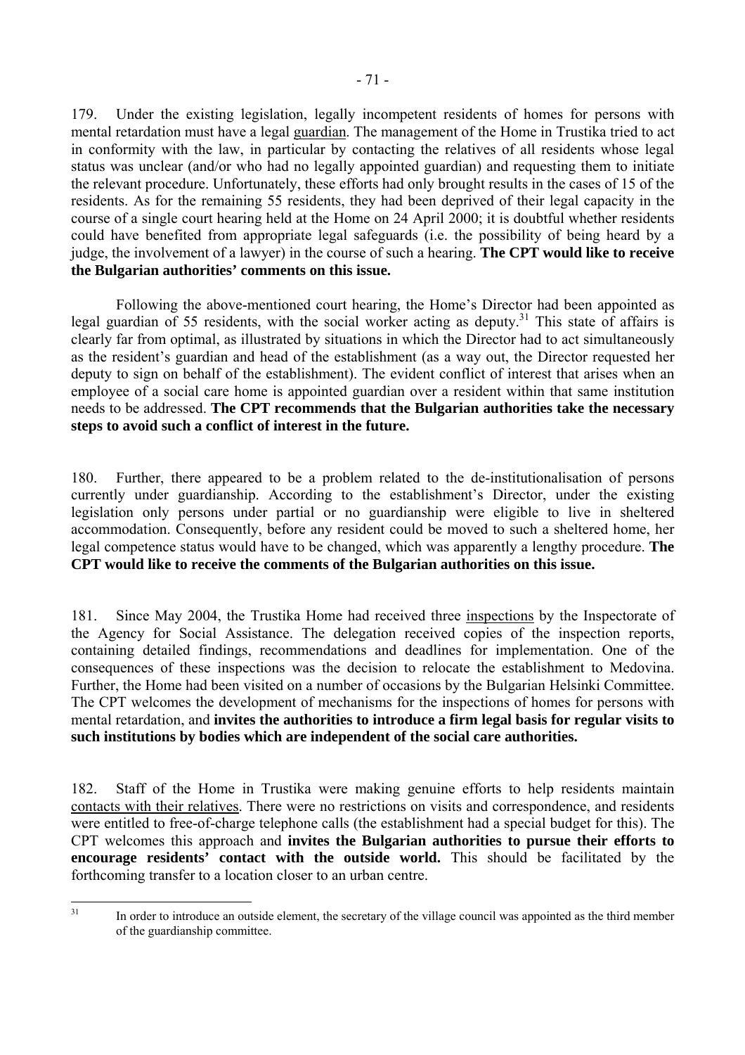179. Under the existing legislation, legally incompetent residents of homes for persons with mental retardation must have a legal guardian. The management of the Home in Trustika tried to act in conformity with the law, in particular by contacting the relatives of all residents whose legal status was unclear (and/or who had no legally appointed guardian) and requesting them to initiate the relevant procedure. Unfortunately, these efforts had only brought results in the cases of 15 of the residents. As for the remaining 55 residents, they had been deprived of their legal capacity in the course of a single court hearing held at the Home on 24 April 2000; it is doubtful whether residents could have benefited from appropriate legal safeguards (i.e. the possibility of being heard by a judge, the involvement of a lawyer) in the course of such a hearing. **The CPT would like to receive the Bulgarian authorities' comments on this issue.**

Following the above-mentioned court hearing, the Home's Director had been appointed as legal guardian of 55 residents, with the social worker acting as deputy.[31] This state of affairs is clearly far from optimal, as illustrated by situations in which the Director had to act simultaneously as the resident's guardian and head of the establishment (as a way out, the Director requested her deputy to sign on behalf of the establishment). The evident conflict of interest that arises when an employee of a social care home is appointed guardian over a resident within that same institution needs to be addressed. **The CPT recommends that the Bulgarian authorities take the necessary steps to avoid such a conflict of interest in the future.**

180. Further, there appeared to be a problem related to the de-institutionalisation of persons currently under guardianship. According to the establishment's Director, under the existing legislation only persons under partial or no guardianship were eligible to live in sheltered accommodation. Consequently, before any resident could be moved to such a sheltered home, her legal competence status would have to be changed, which was apparently a lengthy procedure. **The CPT would like to receive the comments of the Bulgarian authorities on this issue.**

181. Since May 2004, the Trustika Home had received three inspections by the Inspectorate of the Agency for Social Assistance. The delegation received copies of the inspection reports, containing detailed findings, recommendations and deadlines for implementation. One of the consequences of these inspections was the decision to relocate the establishment to Medovina. Further, the Home had been visited on a number of occasions by the Bulgarian Helsinki Committee. The CPT welcomes the development of mechanisms for the inspections of homes for persons with mental retardation, and **invites the authorities to introduce a firm legal basis for regular visits to such institutions by bodies which are independent of the social care authorities.**

182. Staff of the Home in Trustika were making genuine efforts to help residents maintain contacts with their relatives. There were no restrictions on visits and correspondence, and residents were entitled to free-of-charge telephone calls (the establishment had a special budget for this). The CPT welcomes this approach and **invites the Bulgarian authorities to pursue their efforts to encourage residents' contact with the outside world.** This should be facilitated by the forthcoming transfer to a location closer to an urban centre.

---

[31] In order to introduce an outside element, the secretary of the village council was appointed as the third member of the guardianship committee.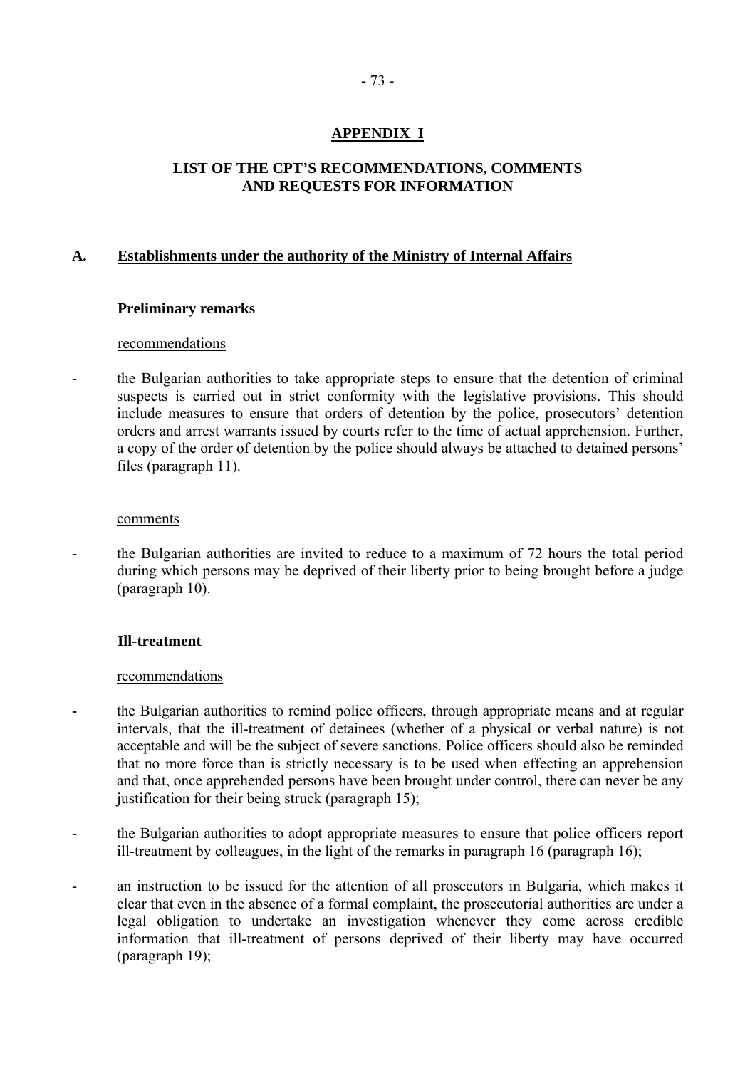## APPENDIX I

## LIST OF THE CPT'S RECOMMENDATIONS, COMMENTS AND REQUESTS FOR INFORMATION

### A. Establishments under the authority of the Ministry of Internal Affairs

#### Preliminary remarks

recommendations

- the Bulgarian authorities to take appropriate steps to ensure that the detention of criminal suspects is carried out in strict conformity with the legislative provisions. This should include measures to ensure that orders of detention by the police, prosecutors' detention orders and arrest warrants issued by courts refer to the time of actual apprehension. Further, a copy of the order of detention by the police should always be attached to detained persons' files (paragraph 11).

comments

- the Bulgarian authorities are invited to reduce to a maximum of 72 hours the total period during which persons may be deprived of their liberty prior to being brought before a judge (paragraph 10).

#### Ill-treatment

recommendations

- the Bulgarian authorities to remind police officers, through appropriate means and at regular intervals, that the ill-treatment of detainees (whether of a physical or verbal nature) is not acceptable and will be the subject of severe sanctions. Police officers should also be reminded that no more force than is strictly necessary is to be used when effecting an apprehension and that, once apprehended persons have been brought under control, there can never be any justification for their being struck (paragraph 15);
- the Bulgarian authorities to adopt appropriate measures to ensure that police officers report ill-treatment by colleagues, in the light of the remarks in paragraph 16 (paragraph 16);
- an instruction to be issued for the attention of all prosecutors in Bulgaria, which makes it clear that even in the absence of a formal complaint, the prosecutorial authorities are under a legal obligation to undertake an investigation whenever they come across credible information that ill-treatment of persons deprived of their liberty may have occurred (paragraph 19);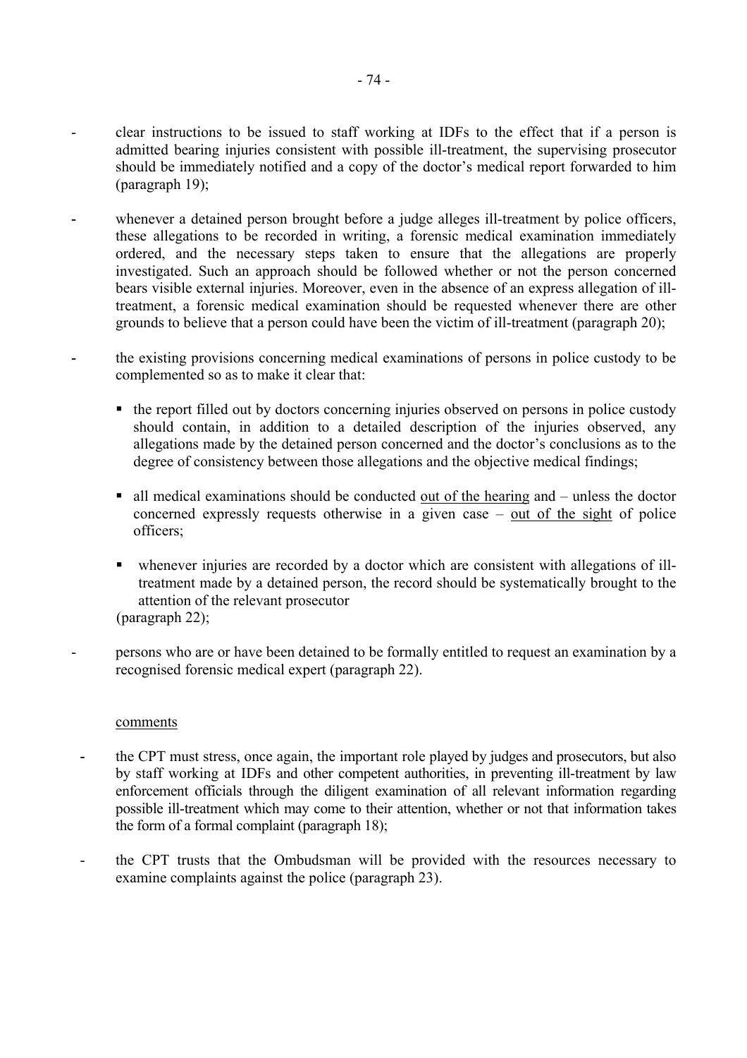- clear instructions to be issued to staff working at IDFs to the effect that if a person is admitted bearing injuries consistent with possible ill-treatment, the supervising prosecutor should be immediately notified and a copy of the doctor's medical report forwarded to him (paragraph 19);

- whenever a detained person brought before a judge alleges ill-treatment by police officers, these allegations to be recorded in writing, a forensic medical examination immediately ordered, and the necessary steps taken to ensure that the allegations are properly investigated. Such an approach should be followed whether or not the person concerned bears visible external injuries. Moreover, even in the absence of an express allegation of ill-treatment, a forensic medical examination should be requested whenever there are other grounds to believe that a person could have been the victim of ill-treatment (paragraph 20);

- the existing provisions concerning medical examinations of persons in police custody to be complemented so as to make it clear that:

  - the report filled out by doctors concerning injuries observed on persons in police custody should contain, in addition to a detailed description of the injuries observed, any allegations made by the detained person concerned and the doctor's conclusions as to the degree of consistency between those allegations and the objective medical findings;

  - all medical examinations should be conducted <u>out of the hearing</u> and – unless the doctor concerned expressly requests otherwise in a given case – <u>out of the sight</u> of police officers;

  - whenever injuries are recorded by a doctor which are consistent with allegations of ill-treatment made by a detained person, the record should be systematically brought to the attention of the relevant prosecutor

  (paragraph 22);

- persons who are or have been detained to be formally entitled to request an examination by a recognised forensic medical expert (paragraph 22).

<u>comments</u>

- the CPT must stress, once again, the important role played by judges and prosecutors, but also by staff working at IDFs and other competent authorities, in preventing ill-treatment by law enforcement officials through the diligent examination of all relevant information regarding possible ill-treatment which may come to their attention, whether or not that information takes the form of a formal complaint (paragraph 18);

- the CPT trusts that the Ombudsman will be provided with the resources necessary to examine complaints against the police (paragraph 23).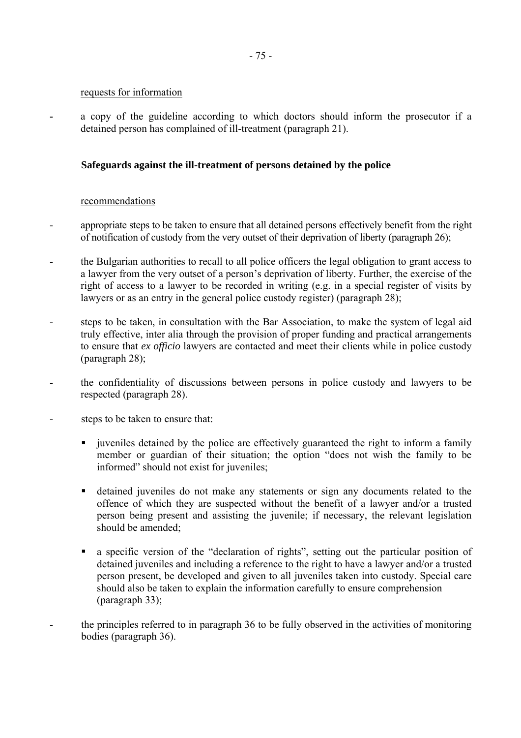<u>requests for information</u>

- a copy of the guideline according to which doctors should inform the prosecutor if a detained person has complained of ill-treatment (paragraph 21).

**Safeguards against the ill-treatment of persons detained by the police**

<u>recommendations</u>

- appropriate steps to be taken to ensure that all detained persons effectively benefit from the right of notification of custody from the very outset of their deprivation of liberty (paragraph 26);

- the Bulgarian authorities to recall to all police officers the legal obligation to grant access to a lawyer from the very outset of a person's deprivation of liberty. Further, the exercise of the right of access to a lawyer to be recorded in writing (e.g. in a special register of visits by lawyers or as an entry in the general police custody register) (paragraph 28);

- steps to be taken, in consultation with the Bar Association, to make the system of legal aid truly effective, inter alia through the provision of proper funding and practical arrangements to ensure that *ex officio* lawyers are contacted and meet their clients while in police custody (paragraph 28);

- the confidentiality of discussions between persons in police custody and lawyers to be respected (paragraph 28).

- steps to be taken to ensure that:

    - juveniles detained by the police are effectively guaranteed the right to inform a family member or guardian of their situation; the option "does not wish the family to be informed" should not exist for juveniles;

    - detained juveniles do not make any statements or sign any documents related to the offence of which they are suspected without the benefit of a lawyer and/or a trusted person being present and assisting the juvenile; if necessary, the relevant legislation should be amended;

    - a specific version of the "declaration of rights", setting out the particular position of detained juveniles and including a reference to the right to have a lawyer and/or a trusted person present, be developed and given to all juveniles taken into custody. Special care should also be taken to explain the information carefully to ensure comprehension (paragraph 33);

- the principles referred to in paragraph 36 to be fully observed in the activities of monitoring bodies (paragraph 36).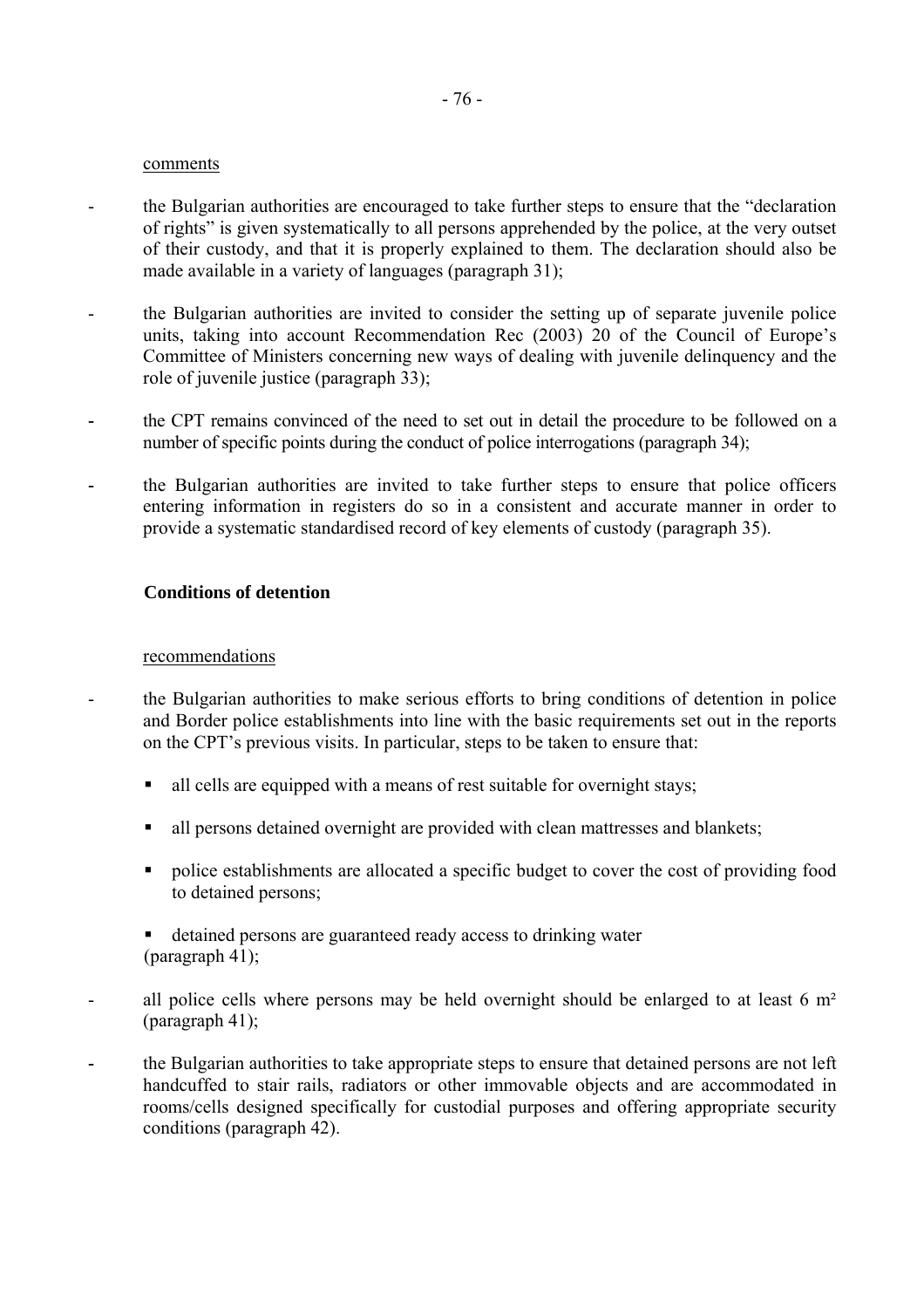comments

- the Bulgarian authorities are encouraged to take further steps to ensure that the "declaration of rights" is given systematically to all persons apprehended by the police, at the very outset of their custody, and that it is properly explained to them. The declaration should also be made available in a variety of languages (paragraph 31);

- the Bulgarian authorities are invited to consider the setting up of separate juvenile police units, taking into account Recommendation Rec (2003) 20 of the Council of Europe's Committee of Ministers concerning new ways of dealing with juvenile delinquency and the role of juvenile justice (paragraph 33);

- the CPT remains convinced of the need to set out in detail the procedure to be followed on a number of specific points during the conduct of police interrogations (paragraph 34);

- the Bulgarian authorities are invited to take further steps to ensure that police officers entering information in registers do so in a consistent and accurate manner in order to provide a systematic standardised record of key elements of custody (paragraph 35).

**Conditions of detention**

recommendations

- the Bulgarian authorities to make serious efforts to bring conditions of detention in police and Border police establishments into line with the basic requirements set out in the reports on the CPT's previous visits. In particular, steps to be taken to ensure that:

  - all cells are equipped with a means of rest suitable for overnight stays;
  - all persons detained overnight are provided with clean mattresses and blankets;
  - police establishments are allocated a specific budget to cover the cost of providing food to detained persons;
  - detained persons are guaranteed ready access to drinking water

  (paragraph 41);

- all police cells where persons may be held overnight should be enlarged to at least 6 m² (paragraph 41);

- the Bulgarian authorities to take appropriate steps to ensure that detained persons are not left handcuffed to stair rails, radiators or other immovable objects and are accommodated in rooms/cells designed specifically for custodial purposes and offering appropriate security conditions (paragraph 42).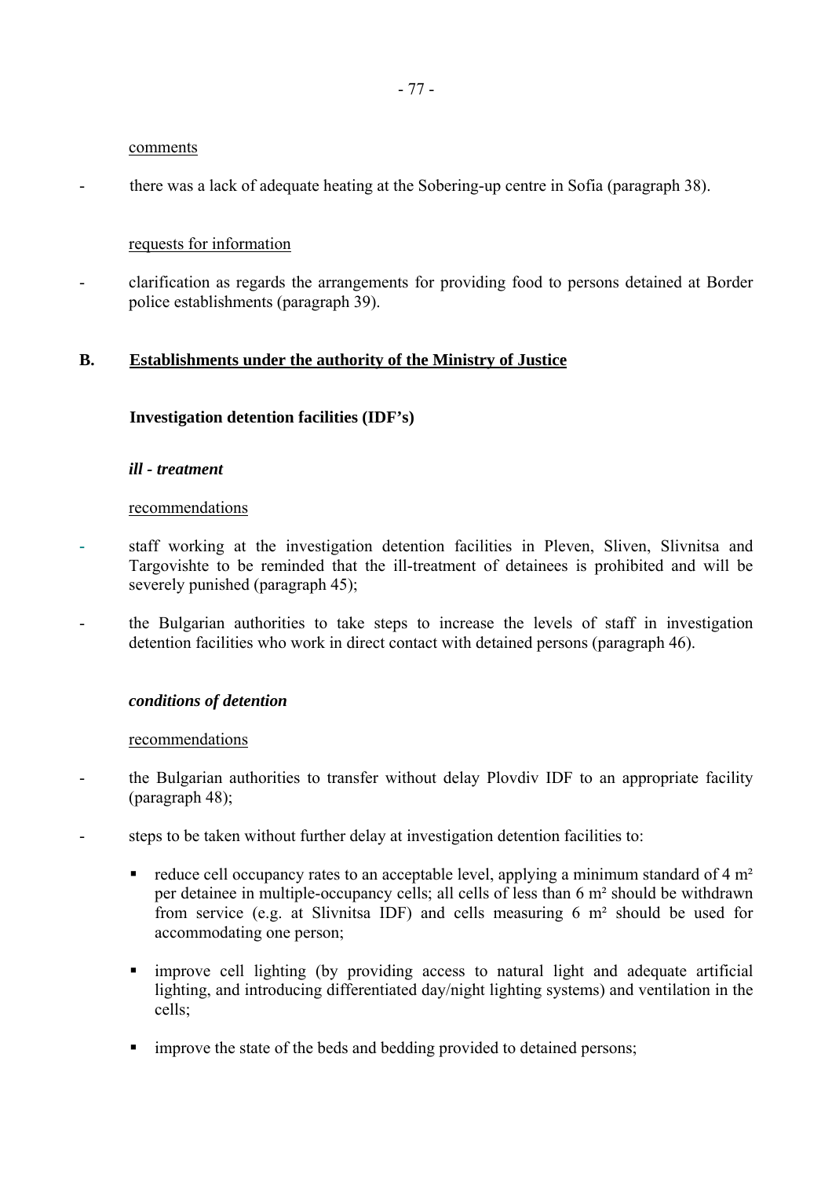comments

- there was a lack of adequate heating at the Sobering-up centre in Sofia (paragraph 38).

requests for information

- clarification as regards the arrangements for providing food to persons detained at Border police establishments (paragraph 39).

## B. Establishments under the authority of the Ministry of Justice

### Investigation detention facilities (IDF's)

***ill - treatment***

recommendations

- staff working at the investigation detention facilities in Pleven, Sliven, Slivnitsa and Targovishte to be reminded that the ill-treatment of detainees is prohibited and will be severely punished (paragraph 45);
- the Bulgarian authorities to take steps to increase the levels of staff in investigation detention facilities who work in direct contact with detained persons (paragraph 46).

***conditions of detention***

recommendations

- the Bulgarian authorities to transfer without delay Plovdiv IDF to an appropriate facility (paragraph 48);
- steps to be taken without further delay at investigation detention facilities to:
    - reduce cell occupancy rates to an acceptable level, applying a minimum standard of 4 m² per detainee in multiple-occupancy cells; all cells of less than 6 m² should be withdrawn from service (e.g. at Slivnitsa IDF) and cells measuring 6 m² should be used for accommodating one person;
    - improve cell lighting (by providing access to natural light and adequate artificial lighting, and introducing differentiated day/night lighting systems) and ventilation in the cells;
    - improve the state of the beds and bedding provided to detained persons;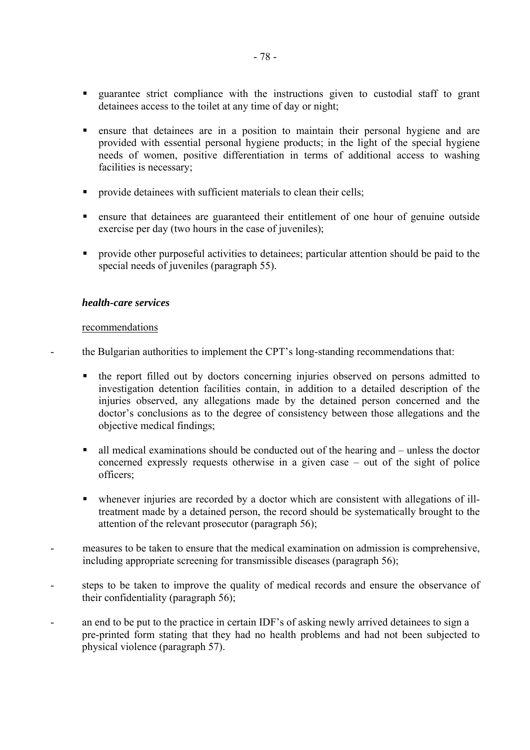- guarantee strict compliance with the instructions given to custodial staff to grant detainees access to the toilet at any time of day or night;

- ensure that detainees are in a position to maintain their personal hygiene and are provided with essential personal hygiene products; in the light of the special hygiene needs of women, positive differentiation in terms of additional access to washing facilities is necessary;

- provide detainees with sufficient materials to clean their cells;

- ensure that detainees are guaranteed their entitlement of one hour of genuine outside exercise per day (two hours in the case of juveniles);

- provide other purposeful activities to detainees; particular attention should be paid to the special needs of juveniles (paragraph 55).

***health-care services***

recommendations

- the Bulgarian authorities to implement the CPT's long-standing recommendations that:

  - the report filled out by doctors concerning injuries observed on persons admitted to investigation detention facilities contain, in addition to a detailed description of the injuries observed, any allegations made by the detained person concerned and the doctor's conclusions as to the degree of consistency between those allegations and the objective medical findings;

  - all medical examinations should be conducted out of the hearing and – unless the doctor concerned expressly requests otherwise in a given case – out of the sight of police officers;

  - whenever injuries are recorded by a doctor which are consistent with allegations of ill-treatment made by a detained person, the record should be systematically brought to the attention of the relevant prosecutor (paragraph 56);

- measures to be taken to ensure that the medical examination on admission is comprehensive, including appropriate screening for transmissible diseases (paragraph 56);

- steps to be taken to improve the quality of medical records and ensure the observance of their confidentiality (paragraph 56);

- an end to be put to the practice in certain IDF's of asking newly arrived detainees to sign a pre-printed form stating that they had no health problems and had not been subjected to physical violence (paragraph 57).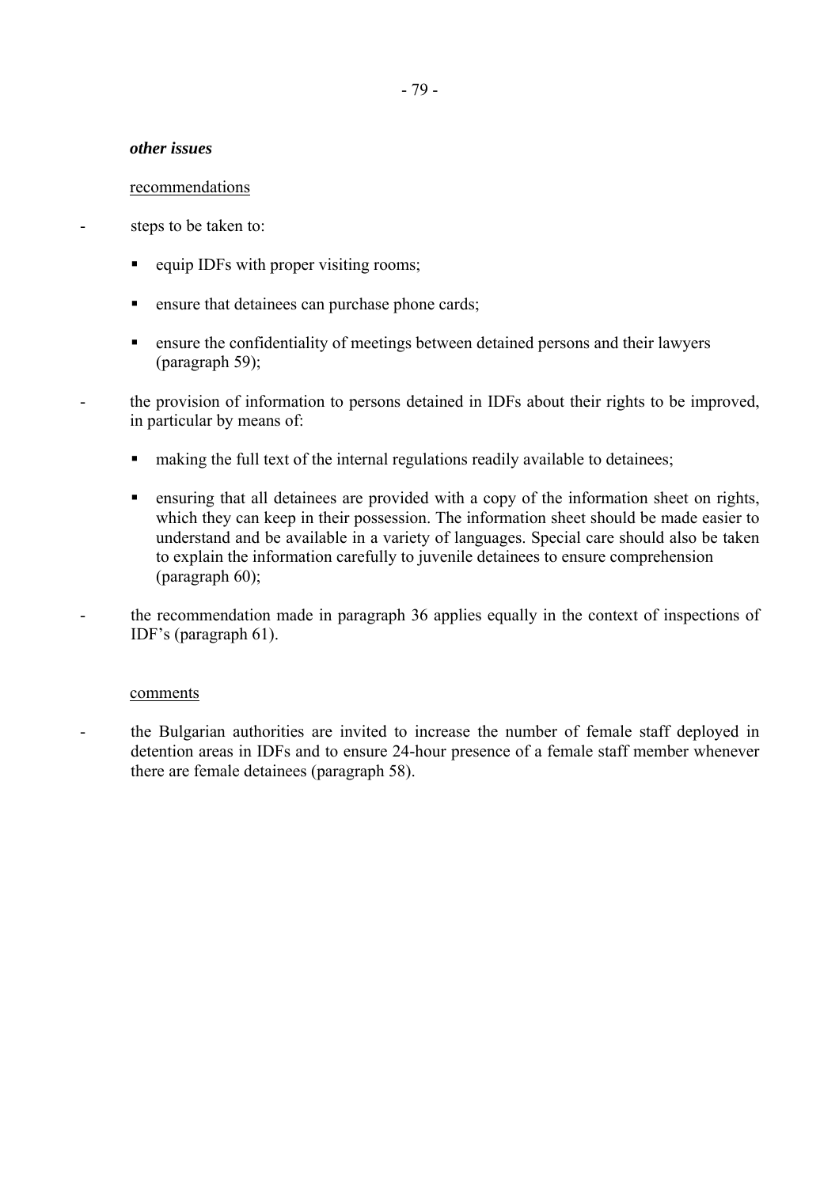***other issues***

recommendations

- steps to be taken to:
  - equip IDFs with proper visiting rooms;
  - ensure that detainees can purchase phone cards;
  - ensure the confidentiality of meetings between detained persons and their lawyers (paragraph 59);
- the provision of information to persons detained in IDFs about their rights to be improved, in particular by means of:
  - making the full text of the internal regulations readily available to detainees;
  - ensuring that all detainees are provided with a copy of the information sheet on rights, which they can keep in their possession. The information sheet should be made easier to understand and be available in a variety of languages. Special care should also be taken to explain the information carefully to juvenile detainees to ensure comprehension (paragraph 60);
- the recommendation made in paragraph 36 applies equally in the context of inspections of IDF's (paragraph 61).

comments

- the Bulgarian authorities are invited to increase the number of female staff deployed in detention areas in IDFs and to ensure 24-hour presence of a female staff member whenever there are female detainees (paragraph 58).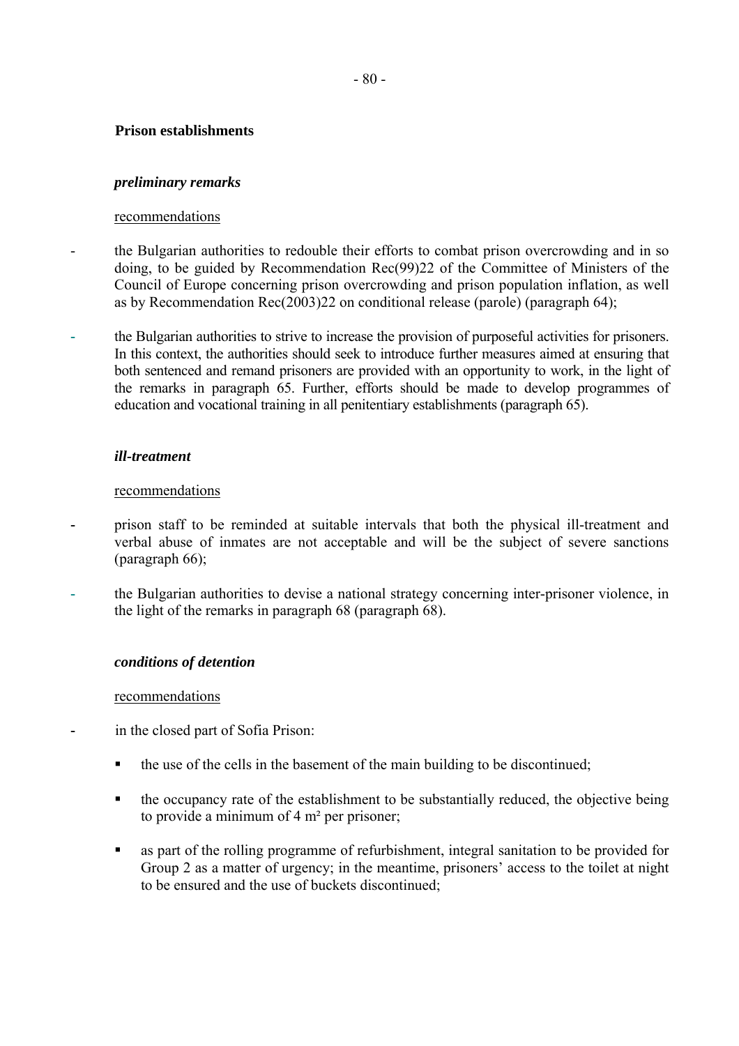**Prison establishments**

***preliminary remarks***

recommendations

- the Bulgarian authorities to redouble their efforts to combat prison overcrowding and in so doing, to be guided by Recommendation Rec(99)22 of the Committee of Ministers of the Council of Europe concerning prison overcrowding and prison population inflation, as well as by Recommendation Rec(2003)22 on conditional release (parole) (paragraph 64);

- the Bulgarian authorities to strive to increase the provision of purposeful activities for prisoners. In this context, the authorities should seek to introduce further measures aimed at ensuring that both sentenced and remand prisoners are provided with an opportunity to work, in the light of the remarks in paragraph 65. Further, efforts should be made to develop programmes of education and vocational training in all penitentiary establishments (paragraph 65).

***ill-treatment***

recommendations

- prison staff to be reminded at suitable intervals that both the physical ill-treatment and verbal abuse of inmates are not acceptable and will be the subject of severe sanctions (paragraph 66);

- the Bulgarian authorities to devise a national strategy concerning inter-prisoner violence, in the light of the remarks in paragraph 68 (paragraph 68).

***conditions of detention***

recommendations

- in the closed part of Sofia Prison:

    - the use of the cells in the basement of the main building to be discontinued;

    - the occupancy rate of the establishment to be substantially reduced, the objective being to provide a minimum of 4 m² per prisoner;

    - as part of the rolling programme of refurbishment, integral sanitation to be provided for Group 2 as a matter of urgency; in the meantime, prisoners' access to the toilet at night to be ensured and the use of buckets discontinued;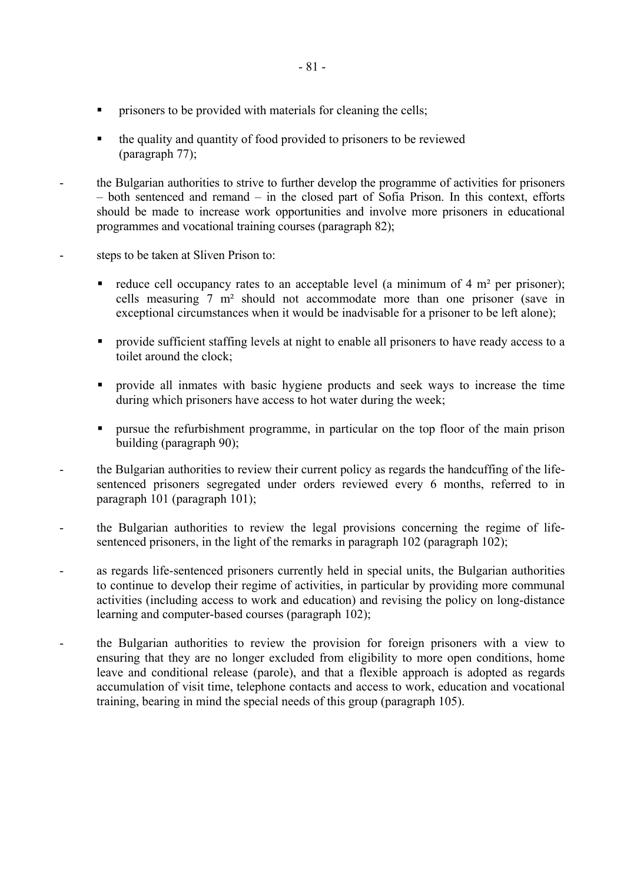- prisoners to be provided with materials for cleaning the cells;

  - the quality and quantity of food provided to prisoners to be reviewed (paragraph 77);

- the Bulgarian authorities to strive to further develop the programme of activities for prisoners – both sentenced and remand – in the closed part of Sofia Prison. In this context, efforts should be made to increase work opportunities and involve more prisoners in educational programmes and vocational training courses (paragraph 82);

- steps to be taken at Sliven Prison to:

  - reduce cell occupancy rates to an acceptable level (a minimum of 4 m² per prisoner); cells measuring 7 m² should not accommodate more than one prisoner (save in exceptional circumstances when it would be inadvisable for a prisoner to be left alone);

  - provide sufficient staffing levels at night to enable all prisoners to have ready access to a toilet around the clock;

  - provide all inmates with basic hygiene products and seek ways to increase the time during which prisoners have access to hot water during the week;

  - pursue the refurbishment programme, in particular on the top floor of the main prison building (paragraph 90);

- the Bulgarian authorities to review their current policy as regards the handcuffing of the life-sentenced prisoners segregated under orders reviewed every 6 months, referred to in paragraph 101 (paragraph 101);

- the Bulgarian authorities to review the legal provisions concerning the regime of life-sentenced prisoners, in the light of the remarks in paragraph 102 (paragraph 102);

- as regards life-sentenced prisoners currently held in special units, the Bulgarian authorities to continue to develop their regime of activities, in particular by providing more communal activities (including access to work and education) and revising the policy on long-distance learning and computer-based courses (paragraph 102);

- the Bulgarian authorities to review the provision for foreign prisoners with a view to ensuring that they are no longer excluded from eligibility to more open conditions, home leave and conditional release (parole), and that a flexible approach is adopted as regards accumulation of visit time, telephone contacts and access to work, education and vocational training, bearing in mind the special needs of this group (paragraph 105).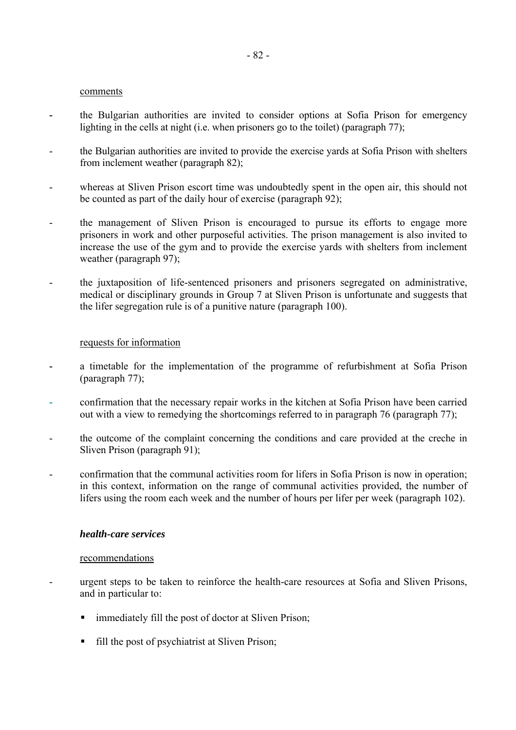comments

- the Bulgarian authorities are invited to consider options at Sofia Prison for emergency lighting in the cells at night (i.e. when prisoners go to the toilet) (paragraph 77);

- the Bulgarian authorities are invited to provide the exercise yards at Sofia Prison with shelters from inclement weather (paragraph 82);

- whereas at Sliven Prison escort time was undoubtedly spent in the open air, this should not be counted as part of the daily hour of exercise (paragraph 92);

- the management of Sliven Prison is encouraged to pursue its efforts to engage more prisoners in work and other purposeful activities. The prison management is also invited to increase the use of the gym and to provide the exercise yards with shelters from inclement weather (paragraph 97);

- the juxtaposition of life-sentenced prisoners and prisoners segregated on administrative, medical or disciplinary grounds in Group 7 at Sliven Prison is unfortunate and suggests that the lifer segregation rule is of a punitive nature (paragraph 100).

requests for information

- a timetable for the implementation of the programme of refurbishment at Sofia Prison (paragraph 77);

- confirmation that the necessary repair works in the kitchen at Sofia Prison have been carried out with a view to remedying the shortcomings referred to in paragraph 76 (paragraph 77);

- the outcome of the complaint concerning the conditions and care provided at the creche in Sliven Prison (paragraph 91);

- confirmation that the communal activities room for lifers in Sofia Prison is now in operation; in this context, information on the range of communal activities provided, the number of lifers using the room each week and the number of hours per lifer per week (paragraph 102).

***health-care services***

recommendations

- urgent steps to be taken to reinforce the health-care resources at Sofia and Sliven Prisons, and in particular to:

  - immediately fill the post of doctor at Sliven Prison;

  - fill the post of psychiatrist at Sliven Prison;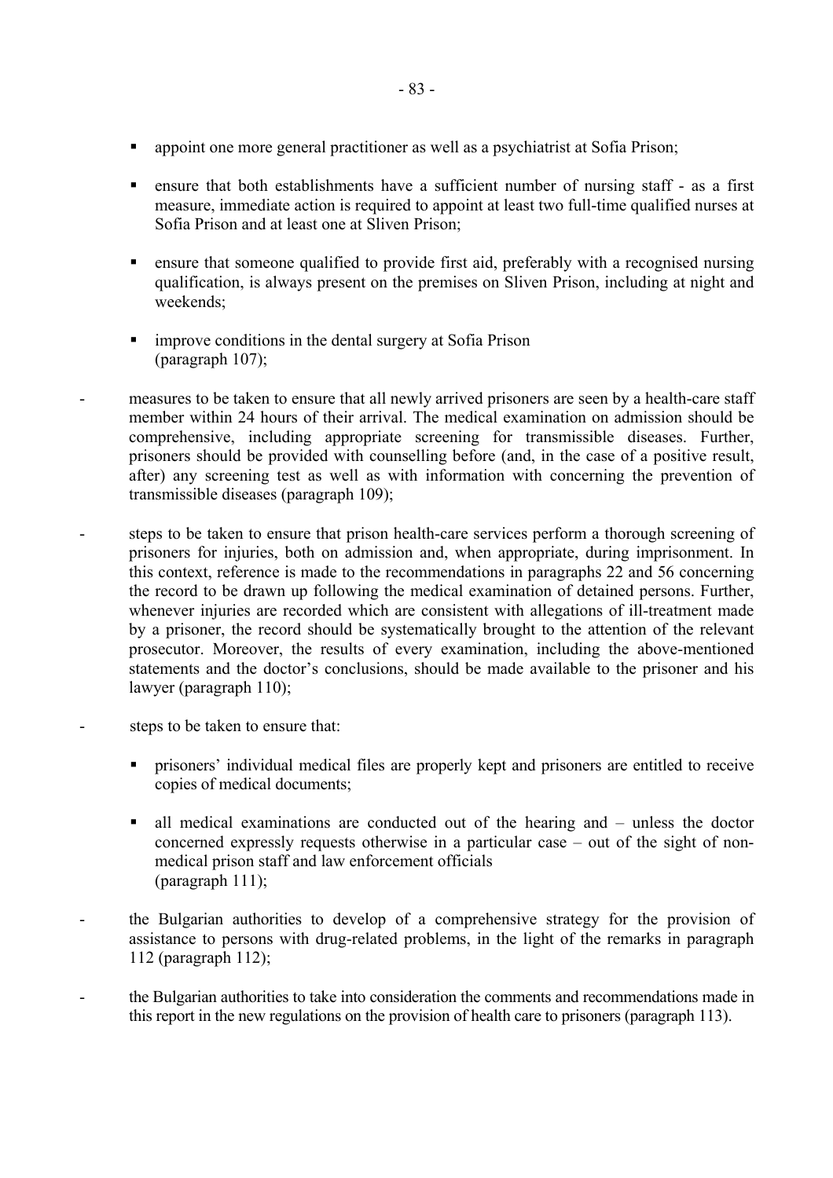- appoint one more general practitioner as well as a psychiatrist at Sofia Prison;

- ensure that both establishments have a sufficient number of nursing staff - as a first measure, immediate action is required to appoint at least two full-time qualified nurses at Sofia Prison and at least one at Sliven Prison;

- ensure that someone qualified to provide first aid, preferably with a recognised nursing qualification, is always present on the premises on Sliven Prison, including at night and weekends;

- improve conditions in the dental surgery at Sofia Prison (paragraph 107);

- measures to be taken to ensure that all newly arrived prisoners are seen by a health-care staff member within 24 hours of their arrival. The medical examination on admission should be comprehensive, including appropriate screening for transmissible diseases. Further, prisoners should be provided with counselling before (and, in the case of a positive result, after) any screening test as well as with information with concerning the prevention of transmissible diseases (paragraph 109);

- steps to be taken to ensure that prison health-care services perform a thorough screening of prisoners for injuries, both on admission and, when appropriate, during imprisonment. In this context, reference is made to the recommendations in paragraphs 22 and 56 concerning the record to be drawn up following the medical examination of detained persons. Further, whenever injuries are recorded which are consistent with allegations of ill-treatment made by a prisoner, the record should be systematically brought to the attention of the relevant prosecutor. Moreover, the results of every examination, including the above-mentioned statements and the doctor's conclusions, should be made available to the prisoner and his lawyer (paragraph 110);

- steps to be taken to ensure that:

  - prisoners' individual medical files are properly kept and prisoners are entitled to receive copies of medical documents;

  - all medical examinations are conducted out of the hearing and – unless the doctor concerned expressly requests otherwise in a particular case – out of the sight of non-medical prison staff and law enforcement officials (paragraph 111);

- the Bulgarian authorities to develop of a comprehensive strategy for the provision of assistance to persons with drug-related problems, in the light of the remarks in paragraph 112 (paragraph 112);

- the Bulgarian authorities to take into consideration the comments and recommendations made in this report in the new regulations on the provision of health care to prisoners (paragraph 113).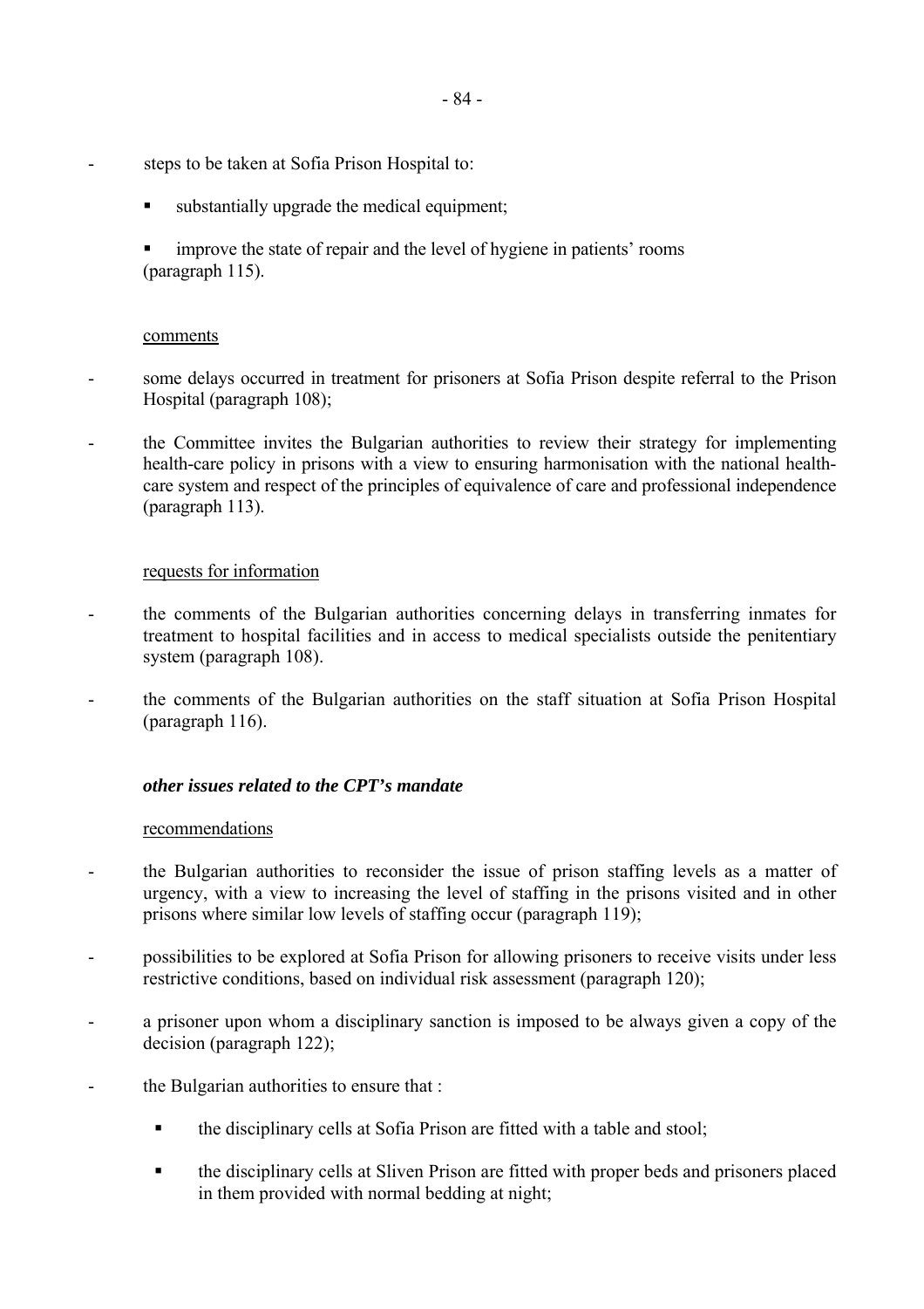- steps to be taken at Sofia Prison Hospital to:

    - substantially upgrade the medical equipment;
    - improve the state of repair and the level of hygiene in patients' rooms (paragraph 115).

comments

- some delays occurred in treatment for prisoners at Sofia Prison despite referral to the Prison Hospital (paragraph 108);
- the Committee invites the Bulgarian authorities to review their strategy for implementing health-care policy in prisons with a view to ensuring harmonisation with the national health-care system and respect of the principles of equivalence of care and professional independence (paragraph 113).

requests for information

- the comments of the Bulgarian authorities concerning delays in transferring inmates for treatment to hospital facilities and in access to medical specialists outside the penitentiary system (paragraph 108).
- the comments of the Bulgarian authorities on the staff situation at Sofia Prison Hospital (paragraph 116).

***other issues related to the CPT's mandate***

recommendations

- the Bulgarian authorities to reconsider the issue of prison staffing levels as a matter of urgency, with a view to increasing the level of staffing in the prisons visited and in other prisons where similar low levels of staffing occur (paragraph 119);
- possibilities to be explored at Sofia Prison for allowing prisoners to receive visits under less restrictive conditions, based on individual risk assessment (paragraph 120);
- a prisoner upon whom a disciplinary sanction is imposed to be always given a copy of the decision (paragraph 122);
- the Bulgarian authorities to ensure that :

    - the disciplinary cells at Sofia Prison are fitted with a table and stool;
    - the disciplinary cells at Sliven Prison are fitted with proper beds and prisoners placed in them provided with normal bedding at night;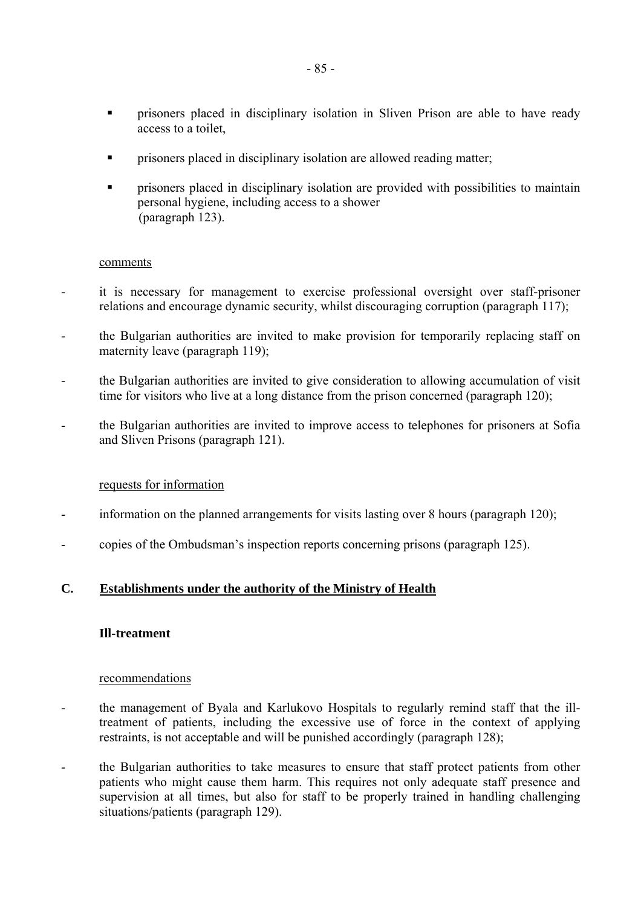- prisoners placed in disciplinary isolation in Sliven Prison are able to have ready access to a toilet,
- prisoners placed in disciplinary isolation are allowed reading matter;
- prisoners placed in disciplinary isolation are provided with possibilities to maintain personal hygiene, including access to a shower (paragraph 123).

comments

- it is necessary for management to exercise professional oversight over staff-prisoner relations and encourage dynamic security, whilst discouraging corruption (paragraph 117);
- the Bulgarian authorities are invited to make provision for temporarily replacing staff on maternity leave (paragraph 119);
- the Bulgarian authorities are invited to give consideration to allowing accumulation of visit time for visitors who live at a long distance from the prison concerned (paragraph 120);
- the Bulgarian authorities are invited to improve access to telephones for prisoners at Sofia and Sliven Prisons (paragraph 121).

requests for information

- information on the planned arrangements for visits lasting over 8 hours (paragraph 120);
- copies of the Ombudsman's inspection reports concerning prisons (paragraph 125).

## C. Establishments under the authority of the Ministry of Health

### Ill-treatment

recommendations

- the management of Byala and Karlukovo Hospitals to regularly remind staff that the ill-treatment of patients, including the excessive use of force in the context of applying restraints, is not acceptable and will be punished accordingly (paragraph 128);
- the Bulgarian authorities to take measures to ensure that staff protect patients from other patients who might cause them harm. This requires not only adequate staff presence and supervision at all times, but also for staff to be properly trained in handling challenging situations/patients (paragraph 129).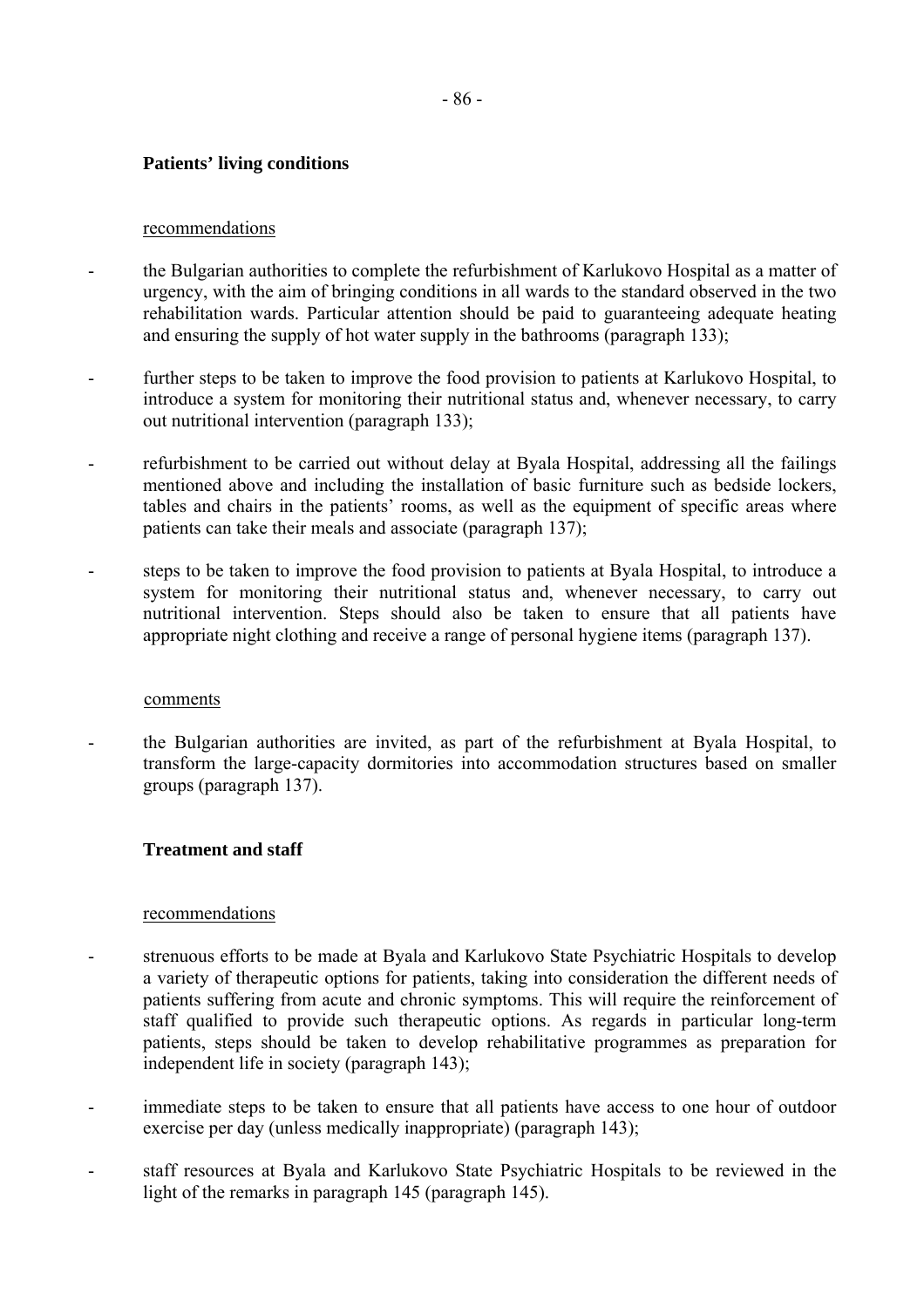**Patients' living conditions**

recommendations

- the Bulgarian authorities to complete the refurbishment of Karlukovo Hospital as a matter of urgency, with the aim of bringing conditions in all wards to the standard observed in the two rehabilitation wards. Particular attention should be paid to guaranteeing adequate heating and ensuring the supply of hot water supply in the bathrooms (paragraph 133);

- further steps to be taken to improve the food provision to patients at Karlukovo Hospital, to introduce a system for monitoring their nutritional status and, whenever necessary, to carry out nutritional intervention (paragraph 133);

- refurbishment to be carried out without delay at Byala Hospital, addressing all the failings mentioned above and including the installation of basic furniture such as bedside lockers, tables and chairs in the patients' rooms, as well as the equipment of specific areas where patients can take their meals and associate (paragraph 137);

- steps to be taken to improve the food provision to patients at Byala Hospital, to introduce a system for monitoring their nutritional status and, whenever necessary, to carry out nutritional intervention. Steps should also be taken to ensure that all patients have appropriate night clothing and receive a range of personal hygiene items (paragraph 137).

comments

- the Bulgarian authorities are invited, as part of the refurbishment at Byala Hospital, to transform the large-capacity dormitories into accommodation structures based on smaller groups (paragraph 137).

**Treatment and staff**

recommendations

- strenuous efforts to be made at Byala and Karlukovo State Psychiatric Hospitals to develop a variety of therapeutic options for patients, taking into consideration the different needs of patients suffering from acute and chronic symptoms. This will require the reinforcement of staff qualified to provide such therapeutic options. As regards in particular long-term patients, steps should be taken to develop rehabilitative programmes as preparation for independent life in society (paragraph 143);

- immediate steps to be taken to ensure that all patients have access to one hour of outdoor exercise per day (unless medically inappropriate) (paragraph 143);

- staff resources at Byala and Karlukovo State Psychiatric Hospitals to be reviewed in the light of the remarks in paragraph 145 (paragraph 145).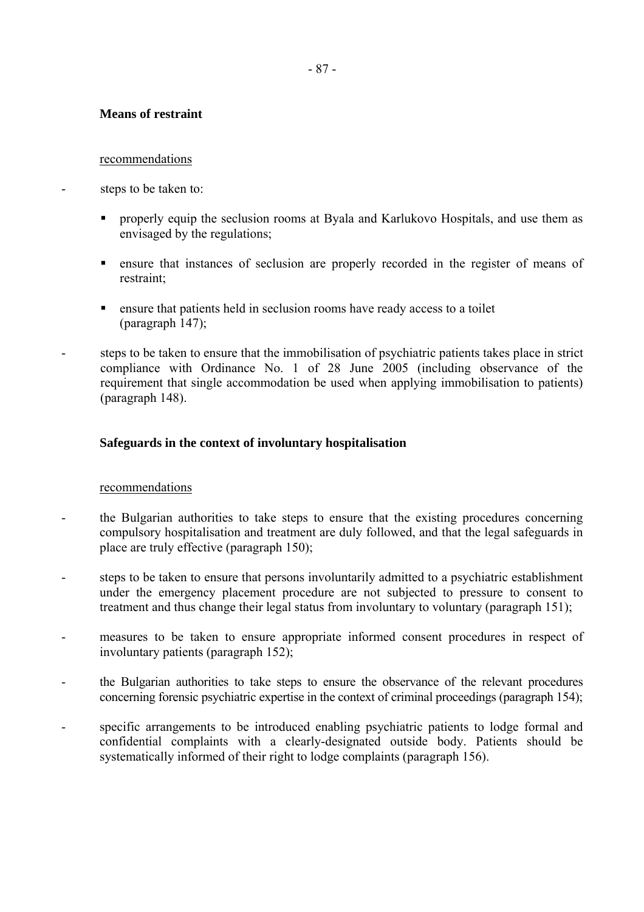**Means of restraint**

recommendations

- steps to be taken to:
    - properly equip the seclusion rooms at Byala and Karlukovo Hospitals, and use them as envisaged by the regulations;
    - ensure that instances of seclusion are properly recorded in the register of means of restraint;
    - ensure that patients held in seclusion rooms have ready access to a toilet (paragraph 147);
- steps to be taken to ensure that the immobilisation of psychiatric patients takes place in strict compliance with Ordinance No. 1 of 28 June 2005 (including observance of the requirement that single accommodation be used when applying immobilisation to patients) (paragraph 148).

**Safeguards in the context of involuntary hospitalisation**

recommendations

- the Bulgarian authorities to take steps to ensure that the existing procedures concerning compulsory hospitalisation and treatment are duly followed, and that the legal safeguards in place are truly effective (paragraph 150);
- steps to be taken to ensure that persons involuntarily admitted to a psychiatric establishment under the emergency placement procedure are not subjected to pressure to consent to treatment and thus change their legal status from involuntary to voluntary (paragraph 151);
- measures to be taken to ensure appropriate informed consent procedures in respect of involuntary patients (paragraph 152);
- the Bulgarian authorities to take steps to ensure the observance of the relevant procedures concerning forensic psychiatric expertise in the context of criminal proceedings (paragraph 154);
- specific arrangements to be introduced enabling psychiatric patients to lodge formal and confidential complaints with a clearly-designated outside body. Patients should be systematically informed of their right to lodge complaints (paragraph 156).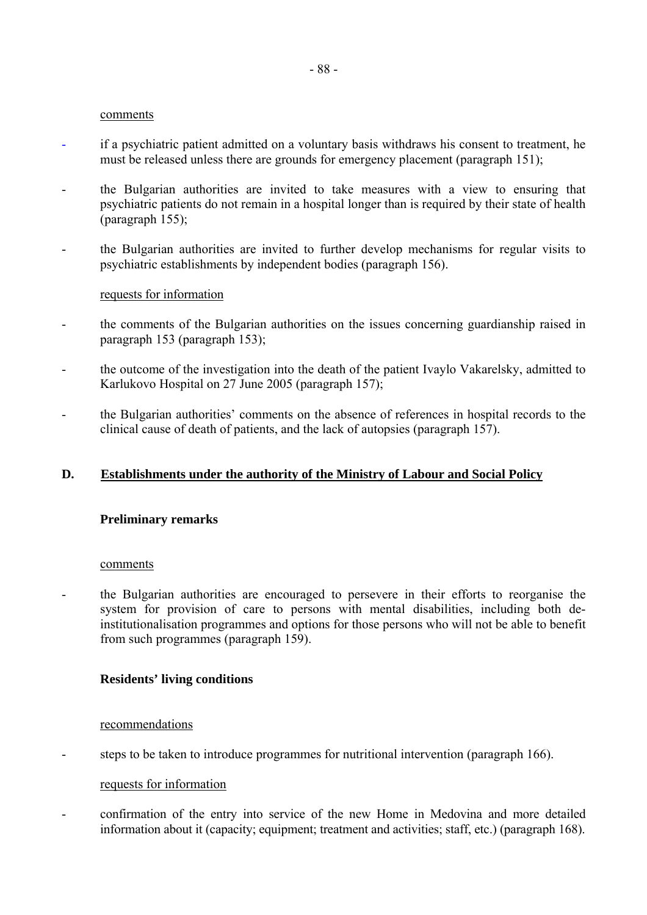comments

- if a psychiatric patient admitted on a voluntary basis withdraws his consent to treatment, he must be released unless there are grounds for emergency placement (paragraph 151);
- the Bulgarian authorities are invited to take measures with a view to ensuring that psychiatric patients do not remain in a hospital longer than is required by their state of health (paragraph 155);
- the Bulgarian authorities are invited to further develop mechanisms for regular visits to psychiatric establishments by independent bodies (paragraph 156).

requests for information

- the comments of the Bulgarian authorities on the issues concerning guardianship raised in paragraph 153 (paragraph 153);
- the outcome of the investigation into the death of the patient Ivaylo Vakarelsky, admitted to Karlukovo Hospital on 27 June 2005 (paragraph 157);
- the Bulgarian authorities' comments on the absence of references in hospital records to the clinical cause of death of patients, and the lack of autopsies (paragraph 157).

## D. Establishments under the authority of the Ministry of Labour and Social Policy

### Preliminary remarks

comments

- the Bulgarian authorities are encouraged to persevere in their efforts to reorganise the system for provision of care to persons with mental disabilities, including both de-institutionalisation programmes and options for those persons who will not be able to benefit from such programmes (paragraph 159).

### Residents' living conditions

recommendations

- steps to be taken to introduce programmes for nutritional intervention (paragraph 166).

requests for information

- confirmation of the entry into service of the new Home in Medovina and more detailed information about it (capacity; equipment; treatment and activities; staff, etc.) (paragraph 168).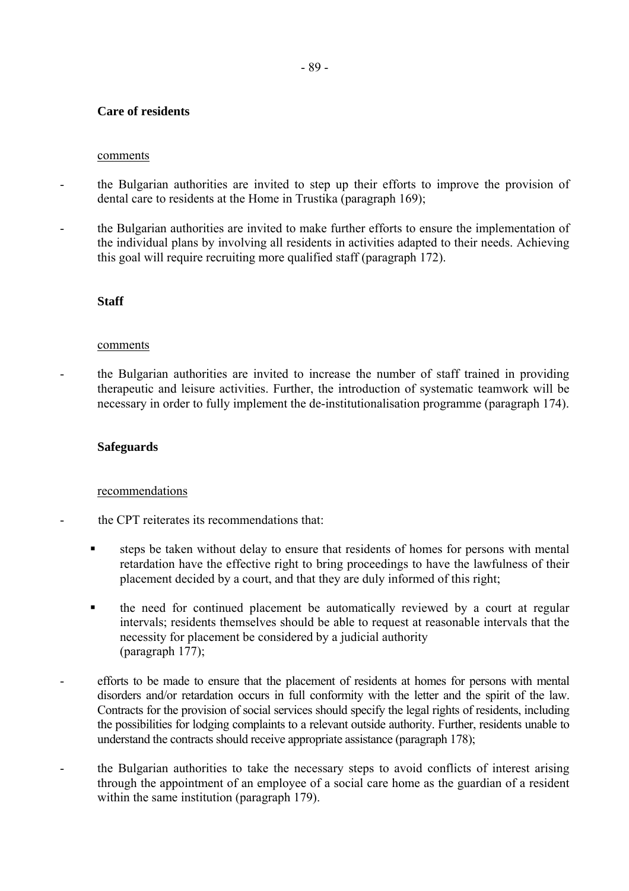**Care of residents**

comments

- the Bulgarian authorities are invited to step up their efforts to improve the provision of dental care to residents at the Home in Trustika (paragraph 169);
- the Bulgarian authorities are invited to make further efforts to ensure the implementation of the individual plans by involving all residents in activities adapted to their needs. Achieving this goal will require recruiting more qualified staff (paragraph 172).

**Staff**

comments

- the Bulgarian authorities are invited to increase the number of staff trained in providing therapeutic and leisure activities. Further, the introduction of systematic teamwork will be necessary in order to fully implement the de-institutionalisation programme (paragraph 174).

**Safeguards**

recommendations

- the CPT reiterates its recommendations that:
    - steps be taken without delay to ensure that residents of homes for persons with mental retardation have the effective right to bring proceedings to have the lawfulness of their placement decided by a court, and that they are duly informed of this right;
    - the need for continued placement be automatically reviewed by a court at regular intervals; residents themselves should be able to request at reasonable intervals that the necessity for placement be considered by a judicial authority (paragraph 177);
- efforts to be made to ensure that the placement of residents at homes for persons with mental disorders and/or retardation occurs in full conformity with the letter and the spirit of the law. Contracts for the provision of social services should specify the legal rights of residents, including the possibilities for lodging complaints to a relevant outside authority. Further, residents unable to understand the contracts should receive appropriate assistance (paragraph 178);
- the Bulgarian authorities to take the necessary steps to avoid conflicts of interest arising through the appointment of an employee of a social care home as the guardian of a resident within the same institution (paragraph 179).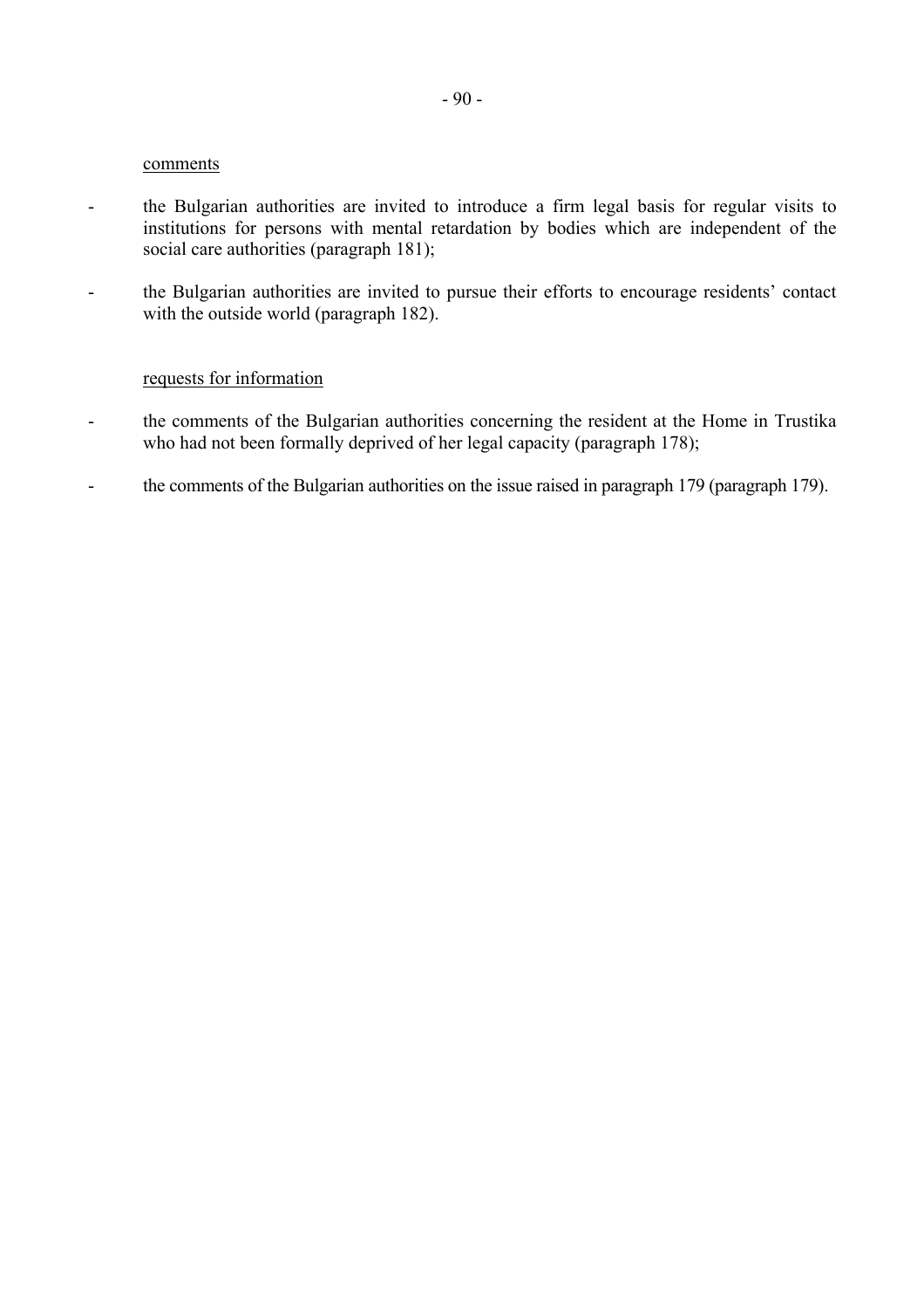comments

- the Bulgarian authorities are invited to introduce a firm legal basis for regular visits to institutions for persons with mental retardation by bodies which are independent of the social care authorities (paragraph 181);

- the Bulgarian authorities are invited to pursue their efforts to encourage residents' contact with the outside world (paragraph 182).

requests for information

- the comments of the Bulgarian authorities concerning the resident at the Home in Trustika who had not been formally deprived of her legal capacity (paragraph 178);

- the comments of the Bulgarian authorities on the issue raised in paragraph 179 (paragraph 179).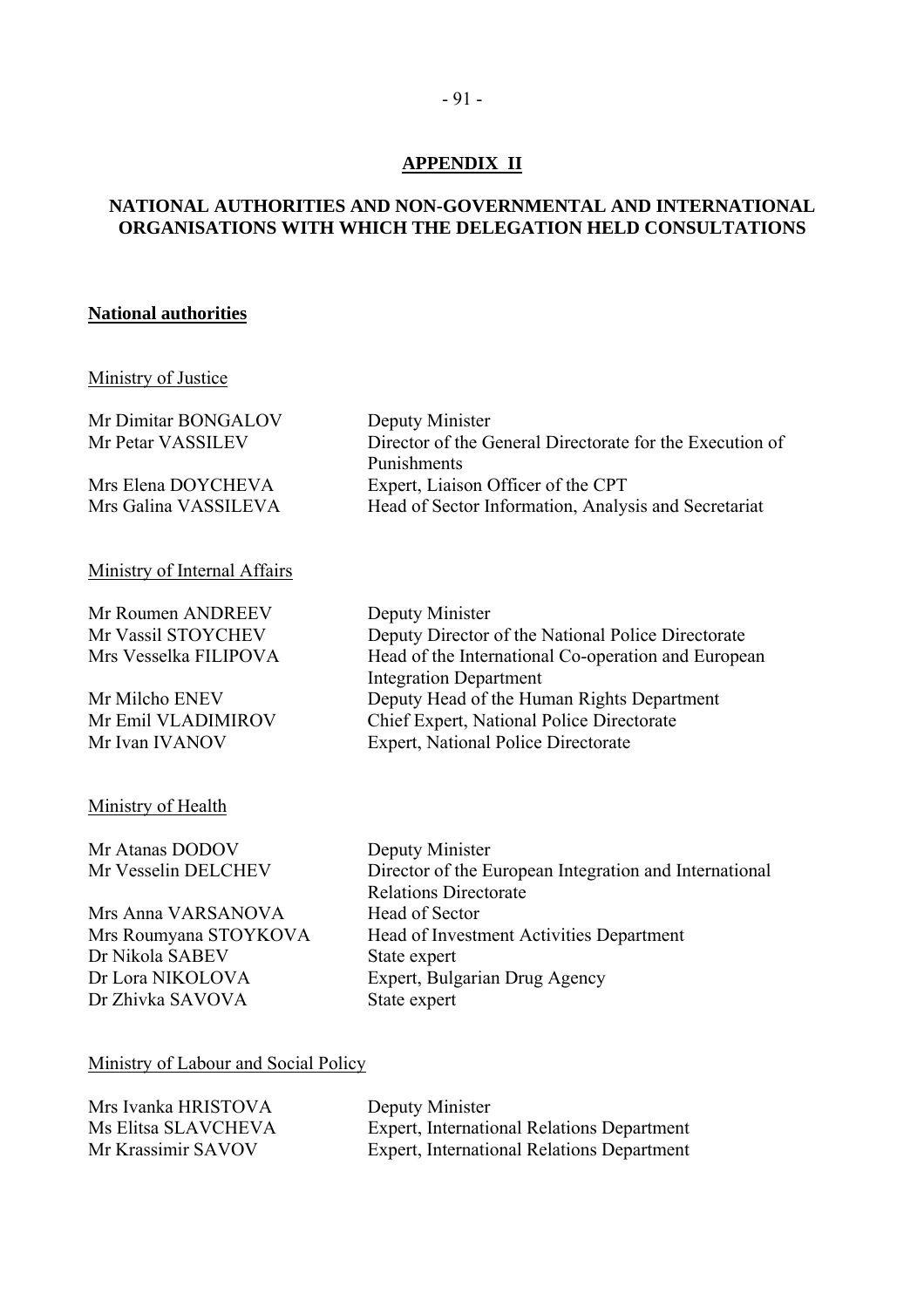**APPENDIX II**

**NATIONAL AUTHORITIES AND NON-GOVERNMENTAL AND INTERNATIONAL ORGANISATIONS WITH WHICH THE DELEGATION HELD CONSULTATIONS**

**National authorities**

Ministry of Justice

| | |
|---|---|
| Mr Dimitar BONGALOV | Deputy Minister |
| Mr Petar VASSILEV | Director of the General Directorate for the Execution of Punishments |
| Mrs Elena DOYCHEVA | Expert, Liaison Officer of the CPT |
| Mrs Galina VASSILEVA | Head of Sector Information, Analysis and Secretariat |

Ministry of Internal Affairs

| | |
|---|---|
| Mr Roumen ANDREEV | Deputy Minister |
| Mr Vassil STOYCHEV | Deputy Director of the National Police Directorate |
| Mrs Vesselka FILIPOVA | Head of the International Co-operation and European Integration Department |
| Mr Milcho ENEV | Deputy Head of the Human Rights Department |
| Mr Emil VLADIMIROV | Chief Expert, National Police Directorate |
| Mr Ivan IVANOV | Expert, National Police Directorate |

Ministry of Health

| | |
|---|---|
| Mr Atanas DODOV | Deputy Minister |
| Mr Vesselin DELCHEV | Director of the European Integration and International Relations Directorate |
| Mrs Anna VARSANOVA | Head of Sector |
| Mrs Roumyana STOYKOVA | Head of Investment Activities Department |
| Dr Nikola SABEV | State expert |
| Dr Lora NIKOLOVA | Expert, Bulgarian Drug Agency |
| Dr Zhivka SAVOVA | State expert |

Ministry of Labour and Social Policy

| | |
|---|---|
| Mrs Ivanka HRISTOVA | Deputy Minister |
| Ms Elitsa SLAVCHEVA | Expert, International Relations Department |
| Mr Krassimir SAVOV | Expert, International Relations Department |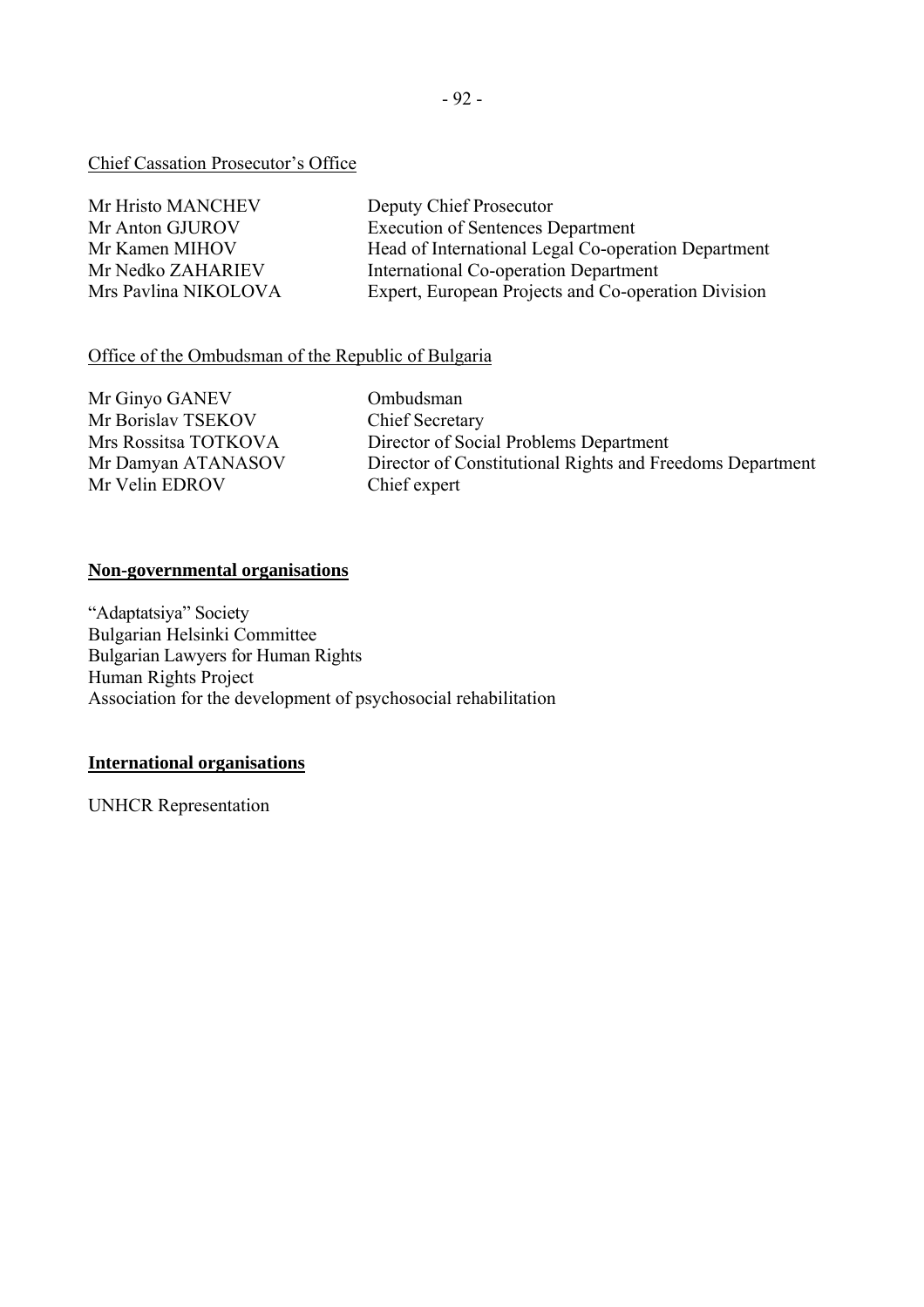Chief Cassation Prosecutor's Office

| | |
|---|---|
| Mr Hristo MANCHEV | Deputy Chief Prosecutor |
| Mr Anton GJUROV | Execution of Sentences Department |
| Mr Kamen MIHOV | Head of International Legal Co-operation Department |
| Mr Nedko ZAHARIEV | International Co-operation Department |
| Mrs Pavlina NIKOLOVA | Expert, European Projects and Co-operation Division |

Office of the Ombudsman of the Republic of Bulgaria

| | |
|---|---|
| Mr Ginyo GANEV | Ombudsman |
| Mr Borislav TSEKOV | Chief Secretary |
| Mrs Rossitsa TOTKOVA | Director of Social Problems Department |
| Mr Damyan ATANASOV | Director of Constitutional Rights and Freedoms Department |
| Mr Velin EDROV | Chief expert |

**Non-governmental organisations**

"Adaptatsiya" Society
Bulgarian Helsinki Committee
Bulgarian Lawyers for Human Rights
Human Rights Project
Association for the development of psychosocial rehabilitation

**International organisations**

UNHCR Representation